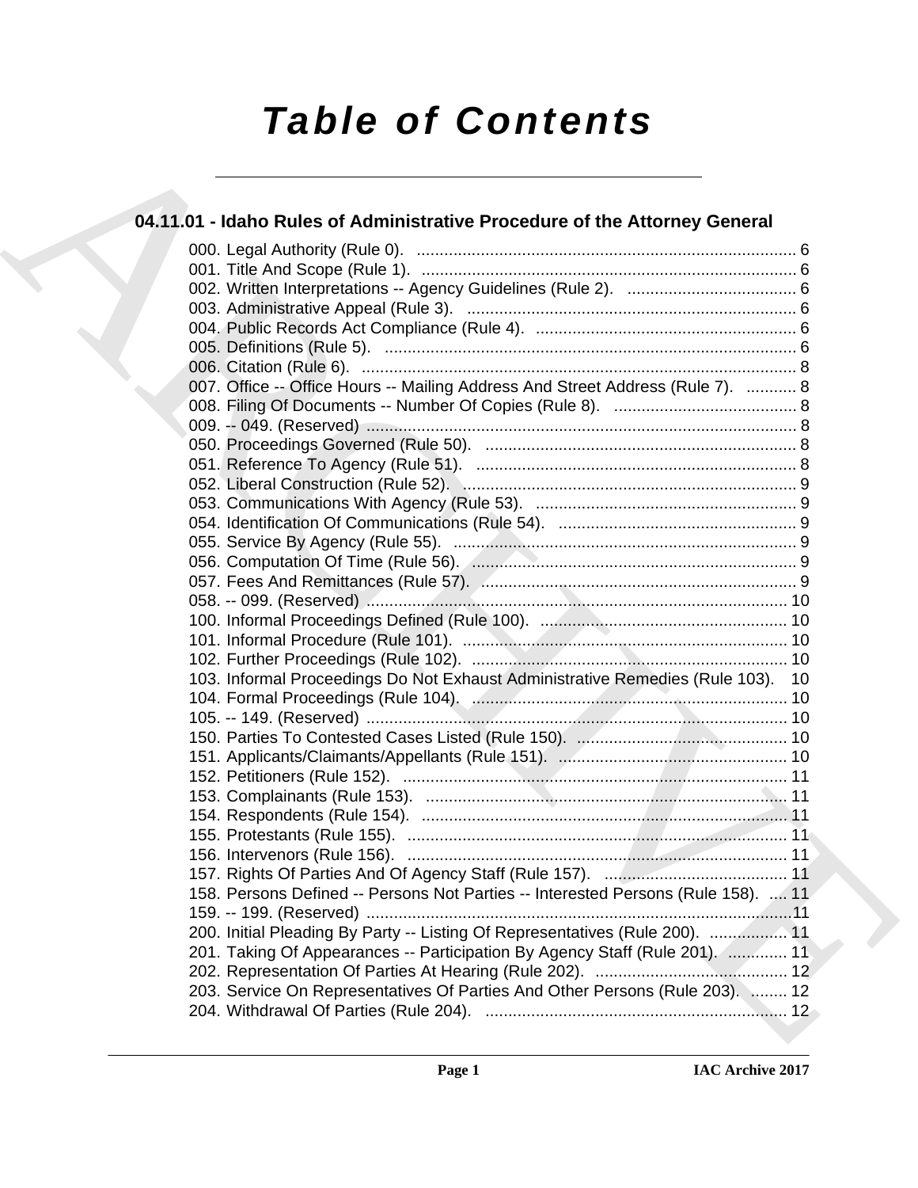# Table of Contents

## 04.11.01 - Idaho Rules of Administrative Procedure of the Attorney General

000. Legal Authority (Rule 0). ........ 6
001. Title And Scope (Rule 1). ........ 6
002. Written Interpretations -- Agency Guidelines (Rule 2). ........ 6
003. Administrative Appeal (Rule 3). ........ 6
004. Public Records Act Compliance (Rule 4). ........ 6
005. Definitions (Rule 5). ........ 6
006. Citation (Rule 6). ........ 8
007. Office -- Office Hours -- Mailing Address And Street Address (Rule 7). ........ 8
008. Filing Of Documents -- Number Of Copies (Rule 8). ........ 8
009. -- 049. (Reserved) ........ 8
050. Proceedings Governed (Rule 50). ........ 8
051. Reference To Agency (Rule 51). ........ 8
052. Liberal Construction (Rule 52). ........ 9
053. Communications With Agency (Rule 53). ........ 9
054. Identification Of Communications (Rule 54). ........ 9
055. Service By Agency (Rule 55). ........ 9
056. Computation Of Time (Rule 56). ........ 9
057. Fees And Remittances (Rule 57). ........ 9
058. -- 099. (Reserved) ........ 10
100. Informal Proceedings Defined (Rule 100). ........ 10
101. Informal Procedure (Rule 101). ........ 10
102. Further Proceedings (Rule 102). ........ 10
103. Informal Proceedings Do Not Exhaust Administrative Remedies (Rule 103). ........ 10
104. Formal Proceedings (Rule 104). ........ 10
105. -- 149. (Reserved) ........ 10
150. Parties To Contested Cases Listed (Rule 150). ........ 10
151. Applicants/Claimants/Appellants (Rule 151). ........ 10
152. Petitioners (Rule 152). ........ 11
153. Complainants (Rule 153). ........ 11
154. Respondents (Rule 154). ........ 11
155. Protestants (Rule 155). ........ 11
156. Intervenors (Rule 156). ........ 11
157. Rights Of Parties And Of Agency Staff (Rule 157). ........ 11
158. Persons Defined -- Persons Not Parties -- Interested Persons (Rule 158). ........ 11
159. -- 199. (Reserved) ........ 11
200. Initial Pleading By Party -- Listing Of Representatives (Rule 200). ........ 11
201. Taking Of Appearances -- Participation By Agency Staff (Rule 201). ........ 11
202. Representation Of Parties At Hearing (Rule 202). ........ 12
203. Service On Representatives Of Parties And Other Persons (Rule 203). ........ 12
204. Withdrawal Of Parties (Rule 204). ........ 12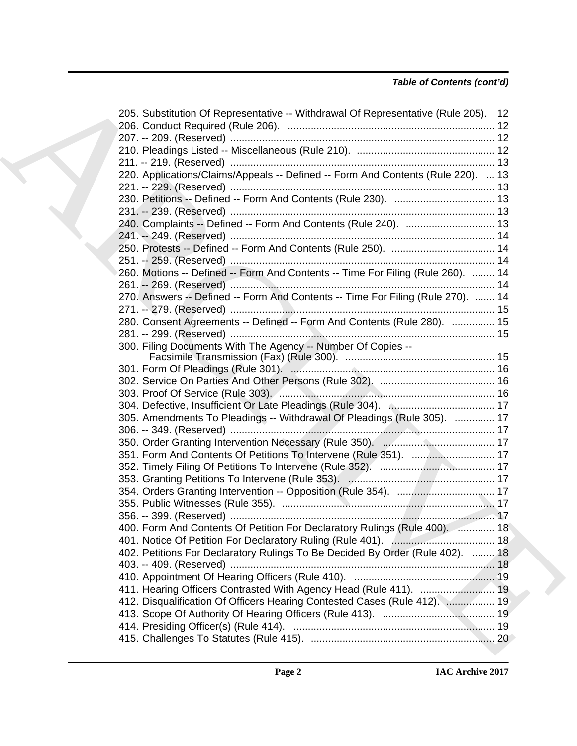*Table of Contents (cont'd)*

205. Substitution Of Representative -- Withdrawal Of Representative (Rule 205). 12
206. Conduct Required (Rule 206). 12
207. -- 209. (Reserved) 12
210. Pleadings Listed -- Miscellaneous (Rule 210). 12
211. -- 219. (Reserved) 13
220. Applications/Claims/Appeals -- Defined -- Form And Contents (Rule 220). 13
221. -- 229. (Reserved) 13
230. Petitions -- Defined -- Form And Contents (Rule 230). 13
231. -- 239. (Reserved) 13
240. Complaints -- Defined -- Form And Contents (Rule 240). 13
241. -- 249. (Reserved) 14
250. Protests -- Defined -- Form And Contents (Rule 250). 14
251. -- 259. (Reserved) 14
260. Motions -- Defined -- Form And Contents -- Time For Filing (Rule 260). 14
261. -- 269. (Reserved) 14
270. Answers -- Defined -- Form And Contents -- Time For Filing (Rule 270). 14
271. -- 279. (Reserved) 15
280. Consent Agreements -- Defined -- Form And Contents (Rule 280). 15
281. -- 299. (Reserved) 15
300. Filing Documents With The Agency -- Number Of Copies -- Facsimile Transmission (Fax) (Rule 300). 15
301. Form Of Pleadings (Rule 301). 16
302. Service On Parties And Other Persons (Rule 302). 16
303. Proof Of Service (Rule 303). 16
304. Defective, Insufficient Or Late Pleadings (Rule 304). 17
305. Amendments To Pleadings -- Withdrawal Of Pleadings (Rule 305). 17
306. -- 349. (Reserved) 17
350. Order Granting Intervention Necessary (Rule 350). 17
351. Form And Contents Of Petitions To Intervene (Rule 351). 17
352. Timely Filing Of Petitions To Intervene (Rule 352). 17
353. Granting Petitions To Intervene (Rule 353). 17
354. Orders Granting Intervention -- Opposition (Rule 354). 17
355. Public Witnesses (Rule 355). 17
356. -- 399. (Reserved) 17
400. Form And Contents Of Petition For Declaratory Rulings (Rule 400). 18
401. Notice Of Petition For Declaratory Ruling (Rule 401). 18
402. Petitions For Declaratory Rulings To Be Decided By Order (Rule 402). 18
403. -- 409. (Reserved) 18
410. Appointment Of Hearing Officers (Rule 410). 19
411. Hearing Officers Contrasted With Agency Head (Rule 411). 19
412. Disqualification Of Officers Hearing Contested Cases (Rule 412). 19
413. Scope Of Authority Of Hearing Officers (Rule 413). 19
414. Presiding Officer(s) (Rule 414). 19
415. Challenges To Statutes (Rule 415). 20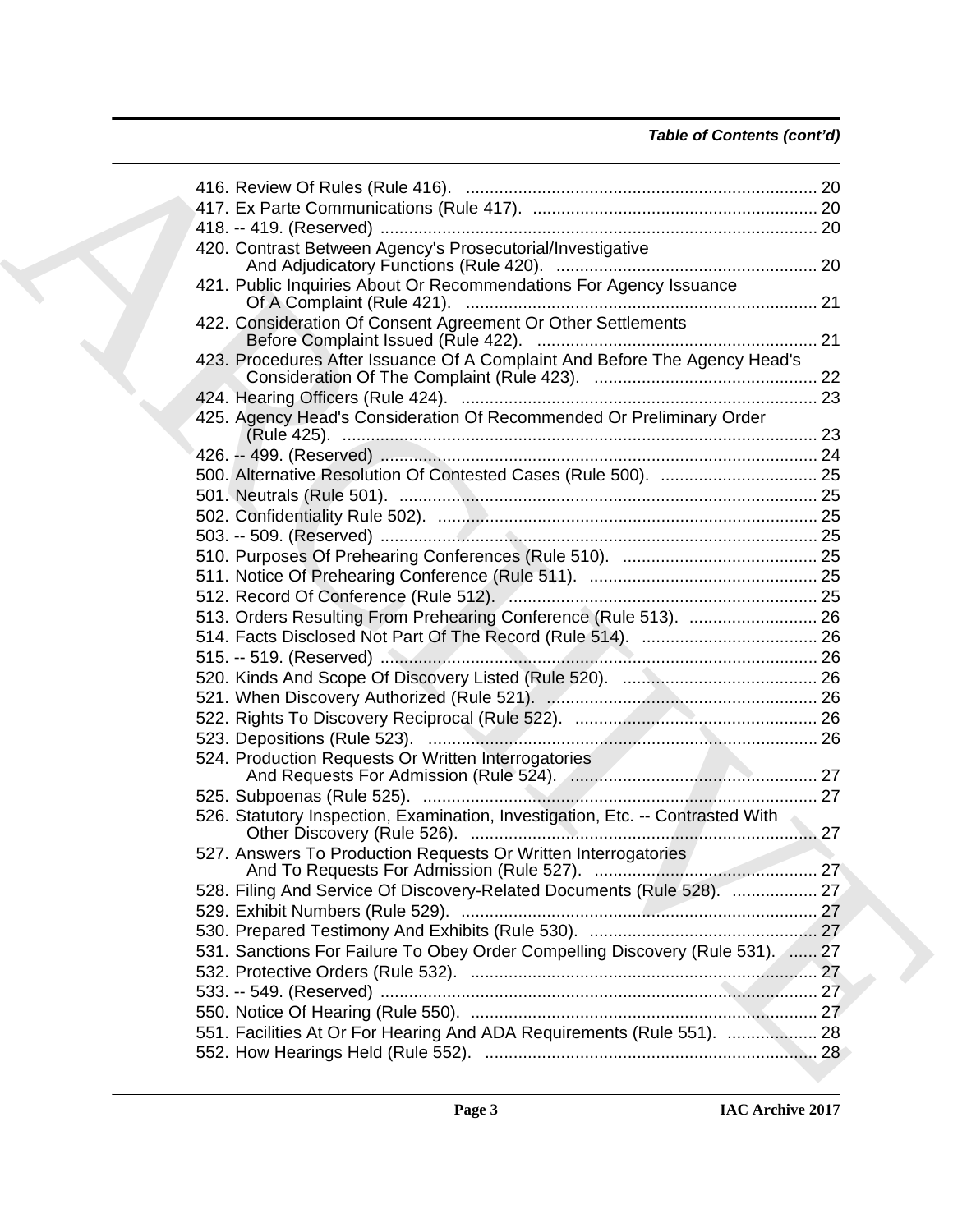*Table of Contents (cont'd)*

416. Review Of Rules (Rule 416). .......................................................................... 20
417. Ex Parte Communications (Rule 417). ............................................................ 20
418. -- 419. (Reserved) ........................................................................................... 20
420. Contrast Between Agency's Prosecutorial/Investigative And Adjudicatory Functions (Rule 420). ....................................................... 20
421. Public Inquiries About Or Recommendations For Agency Issuance Of A Complaint (Rule 421). .......................................................................... 21
422. Consideration Of Consent Agreement Or Other Settlements Before Complaint Issued (Rule 422). ........................................................... 21
423. Procedures After Issuance Of A Complaint And Before The Agency Head's Consideration Of The Complaint (Rule 423). ............................................... 22
424. Hearing Officers (Rule 424). ........................................................................... 23
425. Agency Head's Consideration Of Recommended Or Preliminary Order (Rule 425). .................................................................................................... 23
426. -- 499. (Reserved) ........................................................................................... 24
500. Alternative Resolution Of Contested Cases (Rule 500). ................................. 25
501. Neutrals (Rule 501). ........................................................................................ 25
502. Confidentiality Rule 502). ................................................................................ 25
503. -- 509. (Reserved) ........................................................................................... 25
510. Purposes Of Prehearing Conferences (Rule 510). ......................................... 25
511. Notice Of Prehearing Conference (Rule 511). ................................................ 25
512. Record Of Conference (Rule 512). ................................................................. 25
513. Orders Resulting From Prehearing Conference (Rule 513). ........................... 26
514. Facts Disclosed Not Part Of The Record (Rule 514). ..................................... 26
515. -- 519. (Reserved) ........................................................................................... 26
520. Kinds And Scope Of Discovery Listed (Rule 520). ......................................... 26
521. When Discovery Authorized (Rule 521). ......................................................... 26
522. Rights To Discovery Reciprocal (Rule 522). ................................................... 26
523. Depositions (Rule 523). .................................................................................. 26
524. Production Requests Or Written Interrogatories And Requests For Admission (Rule 524). .................................................... 27
525. Subpoenas (Rule 525). ................................................................................... 27
526. Statutory Inspection, Examination, Investigation, Etc. -- Contrasted With Other Discovery (Rule 526). ......................................................................... 27
527. Answers To Production Requests Or Written Interrogatories And To Requests For Admission (Rule 527). ............................................... 27
528. Filing And Service Of Discovery-Related Documents (Rule 528). .................. 27
529. Exhibit Numbers (Rule 529). ........................................................................... 27
530. Prepared Testimony And Exhibits (Rule 530). ................................................ 27
531. Sanctions For Failure To Obey Order Compelling Discovery (Rule 531). ...... 27
532. Protective Orders (Rule 532). ......................................................................... 27
533. -- 549. (Reserved) ........................................................................................... 27
550. Notice Of Hearing (Rule 550). ......................................................................... 27
551. Facilities At Or For Hearing And ADA Requirements (Rule 551). ................... 28
552. How Hearings Held (Rule 552). ...................................................................... 28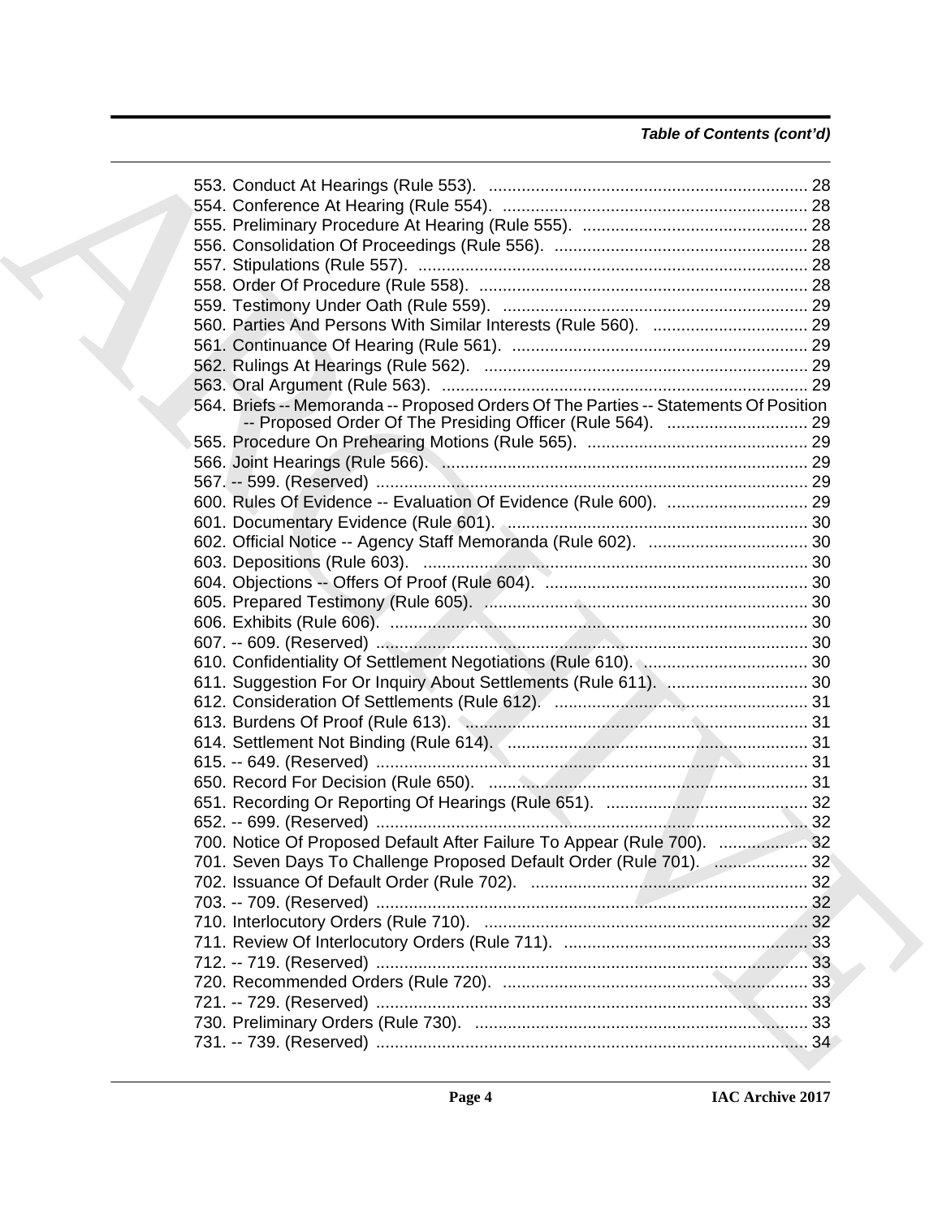*Table of Contents (cont'd)*

553. Conduct At Hearings (Rule 553). .................................................................. 28
554. Conference At Hearing (Rule 554). ................................................................ 28
555. Preliminary Procedure At Hearing (Rule 555). ............................................... 28
556. Consolidation Of Proceedings (Rule 556). ..................................................... 28
557. Stipulations (Rule 557). .................................................................................. 28
558. Order Of Procedure (Rule 558). ..................................................................... 28
559. Testimony Under Oath (Rule 559). ................................................................ 29
560. Parties And Persons With Similar Interests (Rule 560). ................................. 29
561. Continuance Of Hearing (Rule 561). .............................................................. 29
562. Rulings At Hearings (Rule 562). .................................................................... 29
563. Oral Argument (Rule 563). ............................................................................. 29
564. Briefs -- Memoranda -- Proposed Orders Of The Parties -- Statements Of Position -- Proposed Order Of The Presiding Officer (Rule 564). .............................. 29
565. Procedure On Prehearing Motions (Rule 565). .............................................. 29
566. Joint Hearings (Rule 566). ............................................................................. 29
567. -- 599. (Reserved) ........................................................................................... 29
600. Rules Of Evidence -- Evaluation Of Evidence (Rule 600). ............................. 29
601. Documentary Evidence (Rule 601). ............................................................... 30
602. Official Notice -- Agency Staff Memoranda (Rule 602). ................................. 30
603. Depositions (Rule 603). ................................................................................. 30
604. Objections -- Offers Of Proof (Rule 604). ....................................................... 30
605. Prepared Testimony (Rule 605). .................................................................... 30
606. Exhibits (Rule 606). ........................................................................................ 30
607. -- 609. (Reserved) ........................................................................................... 30
610. Confidentiality Of Settlement Negotiations (Rule 610). .................................. 30
611. Suggestion For Or Inquiry About Settlements (Rule 611). ............................. 30
612. Consideration Of Settlements (Rule 612). ..................................................... 31
613. Burdens Of Proof (Rule 613). ........................................................................ 31
614. Settlement Not Binding (Rule 614). ............................................................... 31
615. -- 649. (Reserved) ........................................................................................... 31
650. Record For Decision (Rule 650). ................................................................... 31
651. Recording Or Reporting Of Hearings (Rule 651). .......................................... 32
652. -- 699. (Reserved) ........................................................................................... 32
700. Notice Of Proposed Default After Failure To Appear (Rule 700). .................. 32
701. Seven Days To Challenge Proposed Default Order (Rule 701). .................... 32
702. Issuance Of Default Order (Rule 702). .......................................................... 32
703. -- 709. (Reserved) ........................................................................................... 32
710. Interlocutory Orders (Rule 710). .................................................................... 32
711. Review Of Interlocutory Orders (Rule 711). ................................................... 33
712. -- 719. (Reserved) ........................................................................................... 33
720. Recommended Orders (Rule 720). ................................................................ 33
721. -- 729. (Reserved) ........................................................................................... 33
730. Preliminary Orders (Rule 730). ...................................................................... 33
731. -- 739. (Reserved) ........................................................................................... 34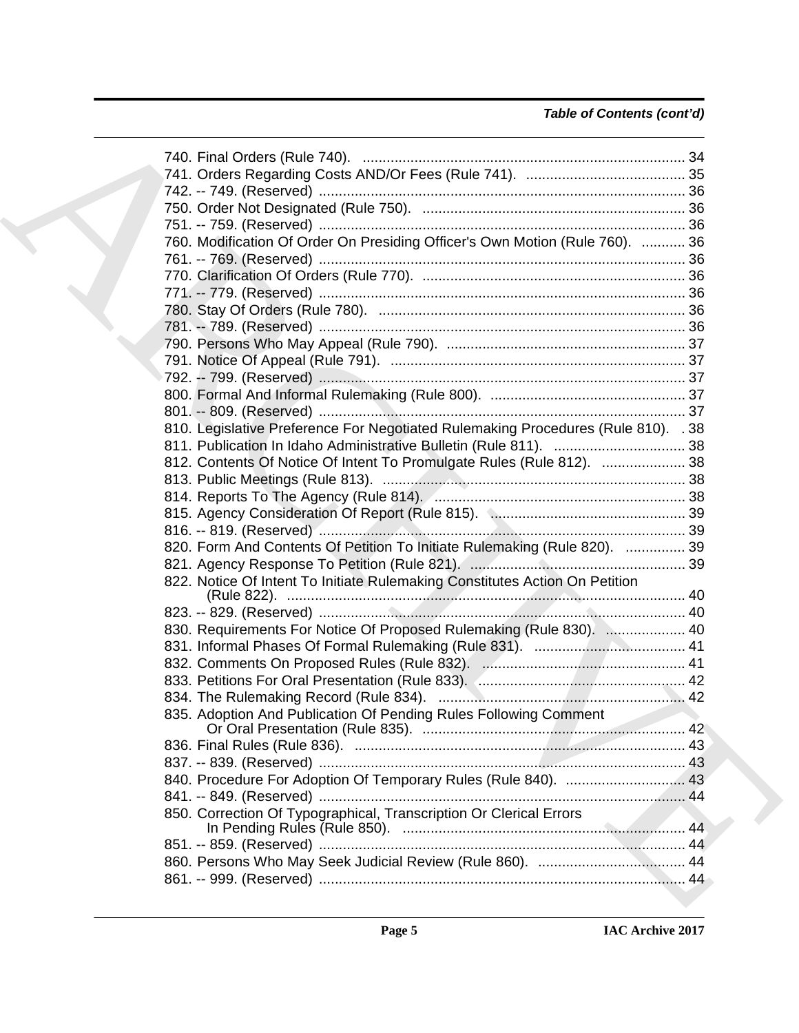*Table of Contents (cont'd)*

740. Final Orders (Rule 740). ... 34
741. Orders Regarding Costs AND/Or Fees (Rule 741). ... 35
742. -- 749. (Reserved) ... 36
750. Order Not Designated (Rule 750). ... 36
751. -- 759. (Reserved) ... 36
760. Modification Of Order On Presiding Officer's Own Motion (Rule 760). ... 36
761. -- 769. (Reserved) ... 36
770. Clarification Of Orders (Rule 770). ... 36
771. -- 779. (Reserved) ... 36
780. Stay Of Orders (Rule 780). ... 36
781. -- 789. (Reserved) ... 36
790. Persons Who May Appeal (Rule 790). ... 37
791. Notice Of Appeal (Rule 791). ... 37
792. -- 799. (Reserved) ... 37
800. Formal And Informal Rulemaking (Rule 800). ... 37
801. -- 809. (Reserved) ... 37
810. Legislative Preference For Negotiated Rulemaking Procedures (Rule 810). ... 38
811. Publication In Idaho Administrative Bulletin (Rule 811). ... 38
812. Contents Of Notice Of Intent To Promulgate Rules (Rule 812). ... 38
813. Public Meetings (Rule 813). ... 38
814. Reports To The Agency (Rule 814). ... 38
815. Agency Consideration Of Report (Rule 815). ... 39
816. -- 819. (Reserved) ... 39
820. Form And Contents Of Petition To Initiate Rulemaking (Rule 820). ... 39
821. Agency Response To Petition (Rule 821). ... 39
822. Notice Of Intent To Initiate Rulemaking Constitutes Action On Petition (Rule 822). ... 40
823. -- 829. (Reserved) ... 40
830. Requirements For Notice Of Proposed Rulemaking (Rule 830). ... 40
831. Informal Phases Of Formal Rulemaking (Rule 831). ... 41
832. Comments On Proposed Rules (Rule 832). ... 41
833. Petitions For Oral Presentation (Rule 833). ... 42
834. The Rulemaking Record (Rule 834). ... 42
835. Adoption And Publication Of Pending Rules Following Comment Or Oral Presentation (Rule 835). ... 42
836. Final Rules (Rule 836). ... 43
837. -- 839. (Reserved) ... 43
840. Procedure For Adoption Of Temporary Rules (Rule 840). ... 43
841. -- 849. (Reserved) ... 44
850. Correction Of Typographical, Transcription Or Clerical Errors In Pending Rules (Rule 850). ... 44
851. -- 859. (Reserved) ... 44
860. Persons Who May Seek Judicial Review (Rule 860). ... 44
861. -- 999. (Reserved) ... 44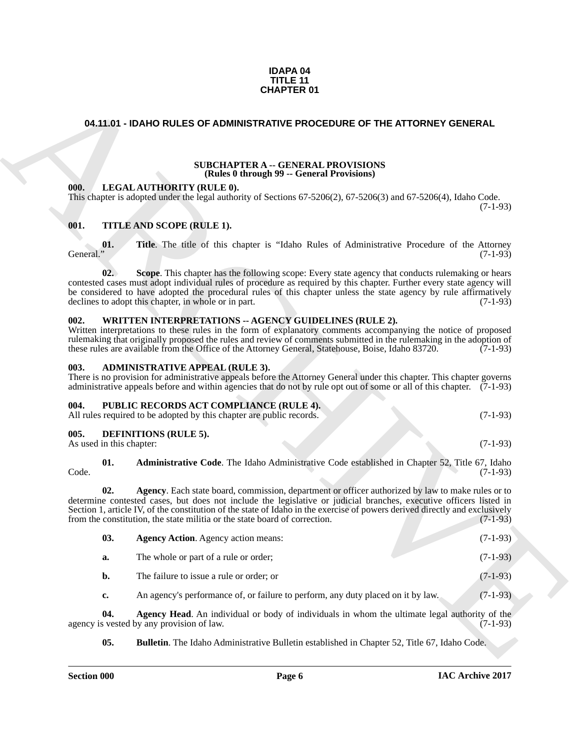**IDAPA 04**
**TITLE 11**
**CHAPTER 01**

## 04.11.01 - IDAHO RULES OF ADMINISTRATIVE PROCEDURE OF THE ATTORNEY GENERAL

### SUBCHAPTER A -- GENERAL PROVISIONS
**(Rules 0 through 99 -- General Provisions)**

**000. LEGAL AUTHORITY (RULE 0).**
This chapter is adopted under the legal authority of Sections 67-5206(2), 67-5206(3) and 67-5206(4), Idaho Code. (7-1-93)

**001. TITLE AND SCOPE (RULE 1).**

**01. Title**. The title of this chapter is "Idaho Rules of Administrative Procedure of the Attorney General." (7-1-93)

**02. Scope**. This chapter has the following scope: Every state agency that conducts rulemaking or hears contested cases must adopt individual rules of procedure as required by this chapter. Further every state agency will be considered to have adopted the procedural rules of this chapter unless the state agency by rule affirmatively declines to adopt this chapter, in whole or in part. (7-1-93)

**002. WRITTEN INTERPRETATIONS -- AGENCY GUIDELINES (RULE 2).**
Written interpretations to these rules in the form of explanatory comments accompanying the notice of proposed rulemaking that originally proposed the rules and review of comments submitted in the rulemaking in the adoption of these rules are available from the Office of the Attorney General, Statehouse, Boise, Idaho 83720. (7-1-93)

**003. ADMINISTRATIVE APPEAL (RULE 3).**
There is no provision for administrative appeals before the Attorney General under this chapter. This chapter governs administrative appeals before and within agencies that do not by rule opt out of some or all of this chapter. (7-1-93)

**004. PUBLIC RECORDS ACT COMPLIANCE (RULE 4).**
All rules required to be adopted by this chapter are public records. (7-1-93)

**005. DEFINITIONS (RULE 5).**
As used in this chapter: (7-1-93)

**01. Administrative Code**. The Idaho Administrative Code established in Chapter 52, Title 67, Idaho Code. (7-1-93)

**02. Agency**. Each state board, commission, department or officer authorized by law to make rules or to determine contested cases, but does not include the legislative or judicial branches, executive officers listed in Section 1, article IV, of the constitution of the state of Idaho in the exercise of powers derived directly and exclusively from the constitution, the state militia or the state board of correction. (7-1-93)

**03. Agency Action**. Agency action means: (7-1-93)

**a.** The whole or part of a rule or order; (7-1-93)

**b.** The failure to issue a rule or order; or (7-1-93)

**c.** An agency's performance of, or failure to perform, any duty placed on it by law. (7-1-93)

**04. Agency Head**. An individual or body of individuals in whom the ultimate legal authority of the agency is vested by any provision of law. (7-1-93)

**05. Bulletin**. The Idaho Administrative Bulletin established in Chapter 52, Title 67, Idaho Code.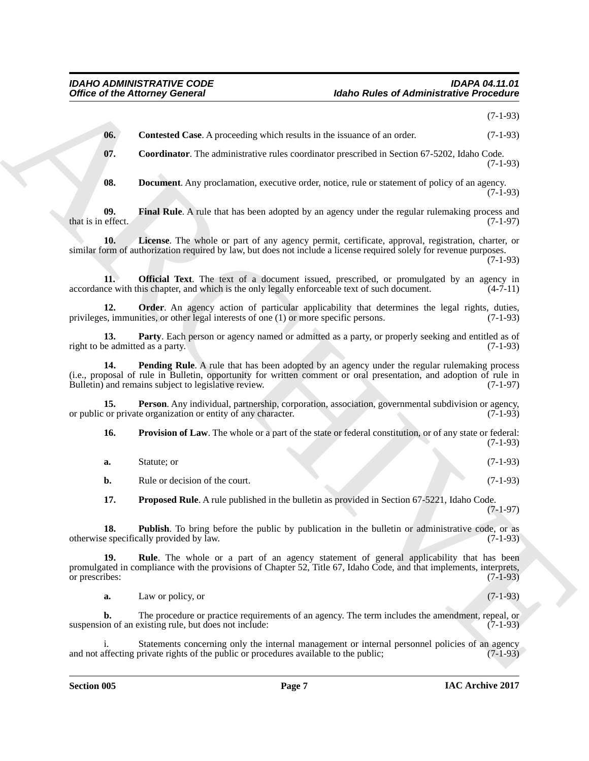(7-1-93)

**06. Contested Case**. A proceeding which results in the issuance of an order. (7-1-93)

**07. Coordinator**. The administrative rules coordinator prescribed in Section 67-5202, Idaho Code. (7-1-93)

**08. Document**. Any proclamation, executive order, notice, rule or statement of policy of an agency. (7-1-93)

**09. Final Rule**. A rule that has been adopted by an agency under the regular rulemaking process and that is in effect. (7-1-97)

**10. License**. The whole or part of any agency permit, certificate, approval, registration, charter, or similar form of authorization required by law, but does not include a license required solely for revenue purposes. (7-1-93)

**11. Official Text**. The text of a document issued, prescribed, or promulgated by an agency in accordance with this chapter, and which is the only legally enforceable text of such document. (4-7-11)

**12. Order**. An agency action of particular applicability that determines the legal rights, duties, privileges, immunities, or other legal interests of one (1) or more specific persons. (7-1-93)

**13. Party**. Each person or agency named or admitted as a party, or properly seeking and entitled as of right to be admitted as a party. (7-1-93)

**14. Pending Rule**. A rule that has been adopted by an agency under the regular rulemaking process (i.e., proposal of rule in Bulletin, opportunity for written comment or oral presentation, and adoption of rule in Bulletin) and remains subject to legislative review. (7-1-97)

**15. Person**. Any individual, partnership, corporation, association, governmental subdivision or agency, or public or private organization or entity of any character. (7-1-93)

**16. Provision of Law**. The whole or a part of the state or federal constitution, or of any state or federal: (7-1-93)

**a.** Statute; or (7-1-93)

**b.** Rule or decision of the court. (7-1-93)

**17. Proposed Rule**. A rule published in the bulletin as provided in Section 67-5221, Idaho Code. (7-1-97)

**18. Publish**. To bring before the public by publication in the bulletin or administrative code, or as otherwise specifically provided by law. (7-1-93)

**19. Rule**. The whole or a part of an agency statement of general applicability that has been promulgated in compliance with the provisions of Chapter 52, Title 67, Idaho Code, and that implements, interprets, or prescribes: (7-1-93)

**a.** Law or policy, or (7-1-93)

**b.** The procedure or practice requirements of an agency. The term includes the amendment, repeal, or suspension of an existing rule, but does not include: (7-1-93)

i. Statements concerning only the internal management or internal personnel policies of an agency and not affecting private rights of the public or procedures available to the public; (7-1-93)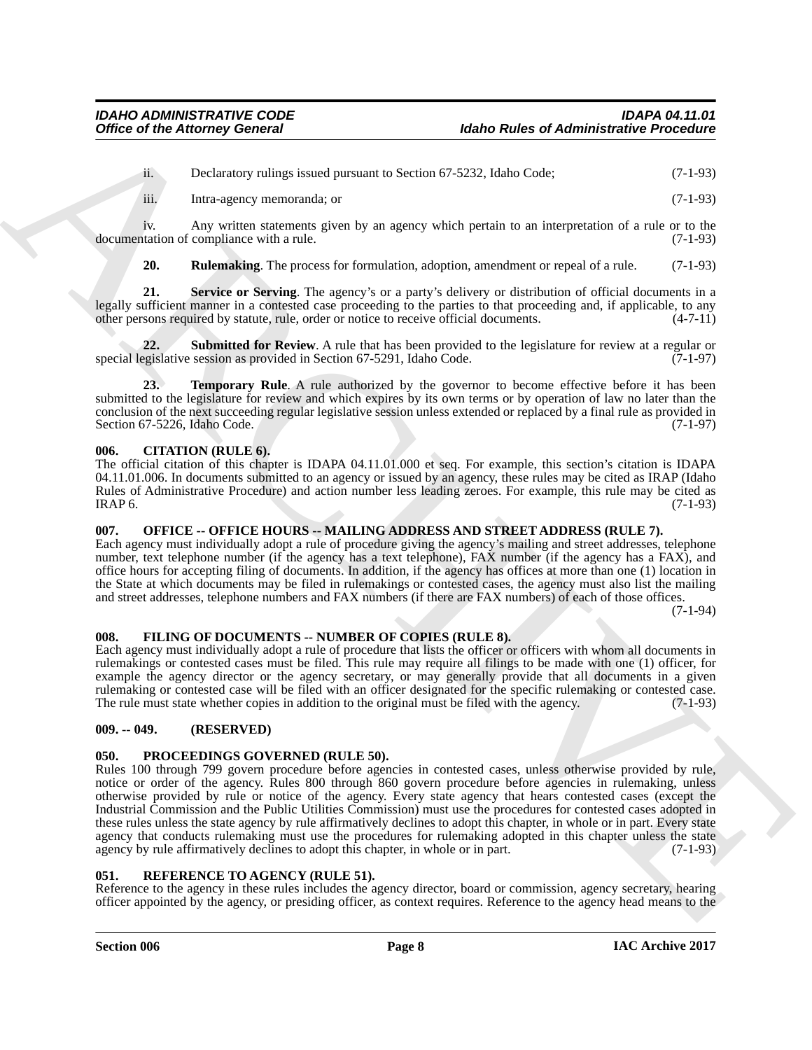ii. Declaratory rulings issued pursuant to Section 67-5232, Idaho Code; (7-1-93)

iii. Intra-agency memoranda; or (7-1-93)

iv. Any written statements given by an agency which pertain to an interpretation of a rule or to the documentation of compliance with a rule. (7-1-93)

**20. Rulemaking**. The process for formulation, adoption, amendment or repeal of a rule. (7-1-93)

**21. Service or Serving**. The agency's or a party's delivery or distribution of official documents in a legally sufficient manner in a contested case proceeding to the parties to that proceeding and, if applicable, to any other persons required by statute, rule, order or notice to receive official documents. (4-7-11)

**22. Submitted for Review**. A rule that has been provided to the legislature for review at a regular or special legislative session as provided in Section 67-5291, Idaho Code. (7-1-97)

**23. Temporary Rule**. A rule authorized by the governor to become effective before it has been submitted to the legislature for review and which expires by its own terms or by operation of law no later than the conclusion of the next succeeding regular legislative session unless extended or replaced by a final rule as provided in Section 67-5226, Idaho Code. (7-1-97)

### 006. CITATION (RULE 6).

The official citation of this chapter is IDAPA 04.11.01.000 et seq. For example, this section's citation is IDAPA 04.11.01.006. In documents submitted to an agency or issued by an agency, these rules may be cited as IRAP (Idaho Rules of Administrative Procedure) and action number less leading zeroes. For example, this rule may be cited as IRAP 6. (7-1-93)

### 007. OFFICE -- OFFICE HOURS -- MAILING ADDRESS AND STREET ADDRESS (RULE 7).

Each agency must individually adopt a rule of procedure giving the agency's mailing and street addresses, telephone number, text telephone number (if the agency has a text telephone), FAX number (if the agency has a FAX), and office hours for accepting filing of documents. In addition, if the agency has offices at more than one (1) location in the State at which documents may be filed in rulemakings or contested cases, the agency must also list the mailing and street addresses, telephone numbers and FAX numbers (if there are FAX numbers) of each of those offices. (7-1-94)

### 008. FILING OF DOCUMENTS -- NUMBER OF COPIES (RULE 8).

Each agency must individually adopt a rule of procedure that lists the officer or officers with whom all documents in rulemakings or contested cases must be filed. This rule may require all filings to be made with one (1) officer, for example the agency director or the agency secretary, or may generally provide that all documents in a given rulemaking or contested case will be filed with an officer designated for the specific rulemaking or contested case. The rule must state whether copies in addition to the original must be filed with the agency. (7-1-93)

### 009. -- 049. (RESERVED)

### 050. PROCEEDINGS GOVERNED (RULE 50).

Rules 100 through 799 govern procedure before agencies in contested cases, unless otherwise provided by rule, notice or order of the agency. Rules 800 through 860 govern procedure before agencies in rulemaking, unless otherwise provided by rule or notice of the agency. Every state agency that hears contested cases (except the Industrial Commission and the Public Utilities Commission) must use the procedures for contested cases adopted in these rules unless the state agency by rule affirmatively declines to adopt this chapter, in whole or in part. Every state agency that conducts rulemaking must use the procedures for rulemaking adopted in this chapter unless the state agency by rule affirmatively declines to adopt this chapter, in whole or in part. (7-1-93)

### 051. REFERENCE TO AGENCY (RULE 51).

Reference to the agency in these rules includes the agency director, board or commission, agency secretary, hearing officer appointed by the agency, or presiding officer, as context requires. Reference to the agency head means to the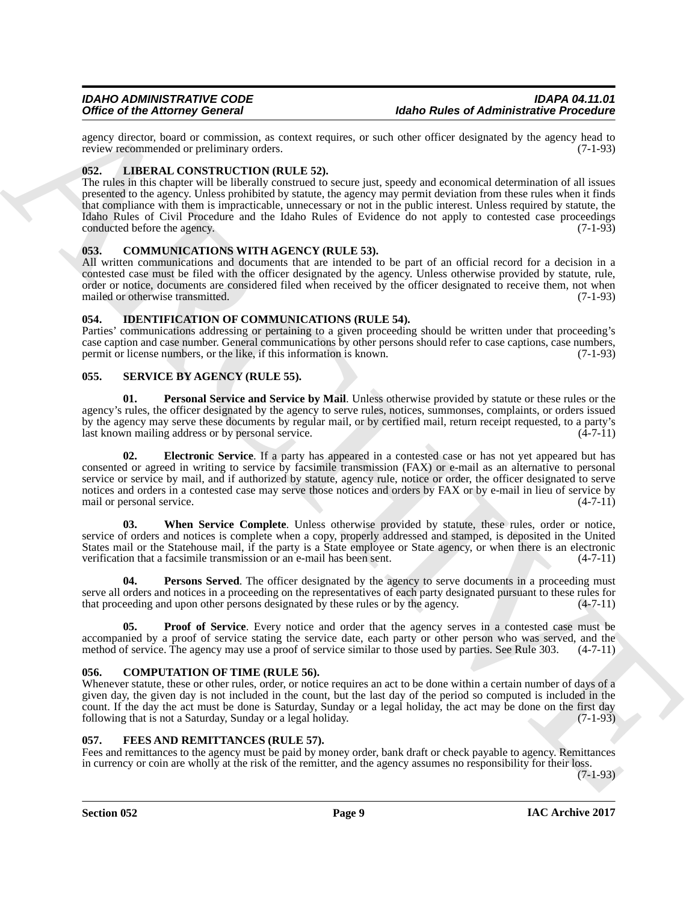agency director, board or commission, as context requires, or such other officer designated by the agency head to review recommended or preliminary orders. (7-1-93)

### 052. LIBERAL CONSTRUCTION (RULE 52).

The rules in this chapter will be liberally construed to secure just, speedy and economical determination of all issues presented to the agency. Unless prohibited by statute, the agency may permit deviation from these rules when it finds that compliance with them is impracticable, unnecessary or not in the public interest. Unless required by statute, the Idaho Rules of Civil Procedure and the Idaho Rules of Evidence do not apply to contested case proceedings conducted before the agency. (7-1-93)

### 053. COMMUNICATIONS WITH AGENCY (RULE 53).

All written communications and documents that are intended to be part of an official record for a decision in a contested case must be filed with the officer designated by the agency. Unless otherwise provided by statute, rule, order or notice, documents are considered filed when received by the officer designated to receive them, not when mailed or otherwise transmitted. (7-1-93)

### 054. IDENTIFICATION OF COMMUNICATIONS (RULE 54).

Parties' communications addressing or pertaining to a given proceeding should be written under that proceeding's case caption and case number. General communications by other persons should refer to case captions, case numbers, permit or license numbers, or the like, if this information is known. (7-1-93)

### 055. SERVICE BY AGENCY (RULE 55).

**01. Personal Service and Service by Mail**. Unless otherwise provided by statute or these rules or the agency's rules, the officer designated by the agency to serve rules, notices, summonses, complaints, or orders issued by the agency may serve these documents by regular mail, or by certified mail, return receipt requested, to a party's last known mailing address or by personal service. (4-7-11)

**02. Electronic Service**. If a party has appeared in a contested case or has not yet appeared but has consented or agreed in writing to service by facsimile transmission (FAX) or e-mail as an alternative to personal service or service by mail, and if authorized by statute, agency rule, notice or order, the officer designated to serve notices and orders in a contested case may serve those notices and orders by FAX or by e-mail in lieu of service by mail or personal service. (4-7-11)

**03. When Service Complete**. Unless otherwise provided by statute, these rules, order or notice, service of orders and notices is complete when a copy, properly addressed and stamped, is deposited in the United States mail or the Statehouse mail, if the party is a State employee or State agency, or when there is an electronic verification that a facsimile transmission or an e-mail has been sent. (4-7-11)

**04. Persons Served**. The officer designated by the agency to serve documents in a proceeding must serve all orders and notices in a proceeding on the representatives of each party designated pursuant to these rules for that proceeding and upon other persons designated by these rules or by the agency. (4-7-11)

**05. Proof of Service**. Every notice and order that the agency serves in a contested case must be accompanied by a proof of service stating the service date, each party or other person who was served, and the method of service. The agency may use a proof of service similar to those used by parties. See Rule 303. (4-7-11)

### 056. COMPUTATION OF TIME (RULE 56).

Whenever statute, these or other rules, order, or notice requires an act to be done within a certain number of days of a given day, the given day is not included in the count, but the last day of the period so computed is included in the count. If the day the act must be done is Saturday, Sunday or a legal holiday, the act may be done on the first day following that is not a Saturday, Sunday or a legal holiday. (7-1-93)

### 057. FEES AND REMITTANCES (RULE 57).

Fees and remittances to the agency must be paid by money order, bank draft or check payable to agency. Remittances in currency or coin are wholly at the risk of the remitter, and the agency assumes no responsibility for their loss. (7-1-93)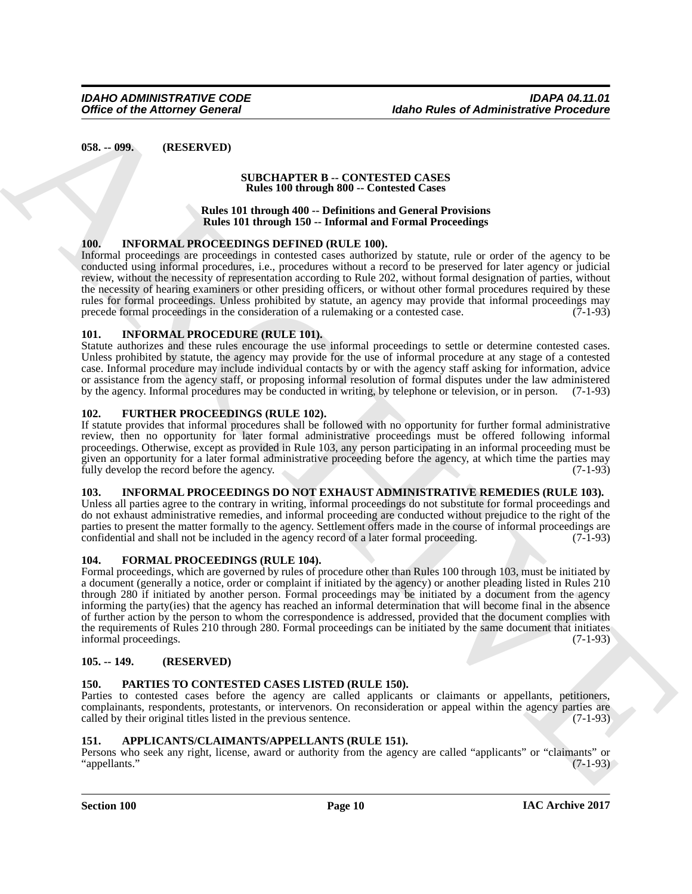**058. -- 099. (RESERVED)**

**SUBCHAPTER B -- CONTESTED CASES**
**Rules 100 through 800 -- Contested Cases**

**Rules 101 through 400 -- Definitions and General Provisions**
**Rules 101 through 150 -- Informal and Formal Proceedings**

**100. INFORMAL PROCEEDINGS DEFINED (RULE 100).**

Informal proceedings are proceedings in contested cases authorized by statute, rule or order of the agency to be conducted using informal procedures, i.e., procedures without a record to be preserved for later agency or judicial review, without the necessity of representation according to Rule 202, without formal designation of parties, without the necessity of hearing examiners or other presiding officers, or without other formal procedures required by these rules for formal proceedings. Unless prohibited by statute, an agency may provide that informal proceedings may precede formal proceedings in the consideration of a rulemaking or a contested case. (7-1-93)

**101. INFORMAL PROCEDURE (RULE 101).**

Statute authorizes and these rules encourage the use informal proceedings to settle or determine contested cases. Unless prohibited by statute, the agency may provide for the use of informal procedure at any stage of a contested case. Informal procedure may include individual contacts by or with the agency staff asking for information, advice or assistance from the agency staff, or proposing informal resolution of formal disputes under the law administered by the agency. Informal procedures may be conducted in writing, by telephone or television, or in person. (7-1-93)

**102. FURTHER PROCEEDINGS (RULE 102).**

If statute provides that informal procedures shall be followed with no opportunity for further formal administrative review, then no opportunity for later formal administrative proceedings must be offered following informal proceedings. Otherwise, except as provided in Rule 103, any person participating in an informal proceeding must be given an opportunity for a later formal administrative proceeding before the agency, at which time the parties may fully develop the record before the agency. (7-1-93)

**103. INFORMAL PROCEEDINGS DO NOT EXHAUST ADMINISTRATIVE REMEDIES (RULE 103).**

Unless all parties agree to the contrary in writing, informal proceedings do not substitute for formal proceedings and do not exhaust administrative remedies, and informal proceeding are conducted without prejudice to the right of the parties to present the matter formally to the agency. Settlement offers made in the course of informal proceedings are confidential and shall not be included in the agency record of a later formal proceeding. (7-1-93)

**104. FORMAL PROCEEDINGS (RULE 104).**

Formal proceedings, which are governed by rules of procedure other than Rules 100 through 103, must be initiated by a document (generally a notice, order or complaint if initiated by the agency) or another pleading listed in Rules 210 through 280 if initiated by another person. Formal proceedings may be initiated by a document from the agency informing the party(ies) that the agency has reached an informal determination that will become final in the absence of further action by the person to whom the correspondence is addressed, provided that the document complies with the requirements of Rules 210 through 280. Formal proceedings can be initiated by the same document that initiates informal proceedings. (7-1-93)

**105. -- 149. (RESERVED)**

**150. PARTIES TO CONTESTED CASES LISTED (RULE 150).**

Parties to contested cases before the agency are called applicants or claimants or appellants, petitioners, complainants, respondents, protestants, or intervenors. On reconsideration or appeal within the agency parties are called by their original titles listed in the previous sentence. (7-1-93)

**151. APPLICANTS/CLAIMANTS/APPELLANTS (RULE 151).**

Persons who seek any right, license, award or authority from the agency are called "applicants" or "claimants" or "appellants." (7-1-93)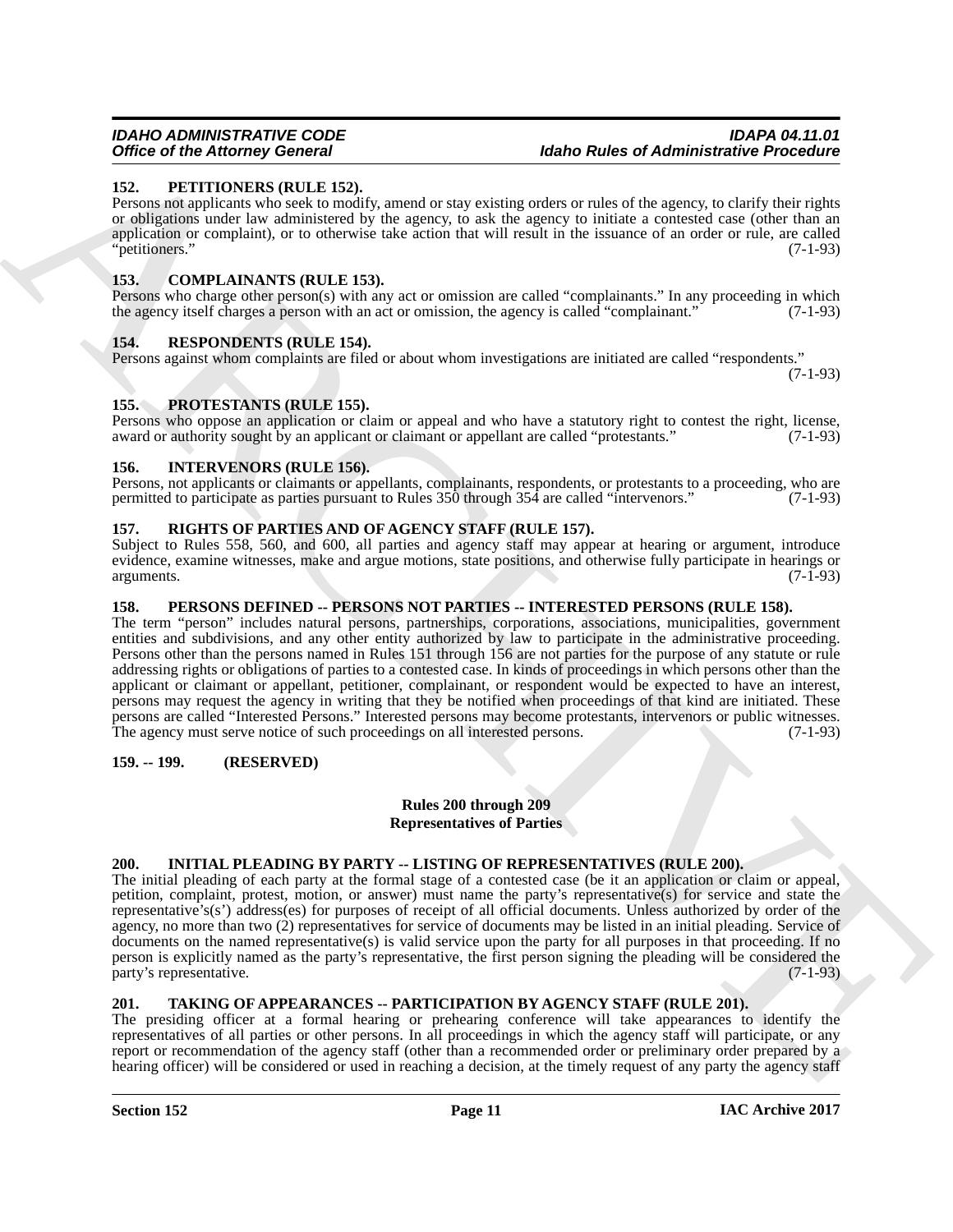### 152. PETITIONERS (RULE 152).

Persons not applicants who seek to modify, amend or stay existing orders or rules of the agency, to clarify their rights or obligations under law administered by the agency, to ask the agency to initiate a contested case (other than an application or complaint), or to otherwise take action that will result in the issuance of an order or rule, are called "petitioners." (7-1-93)

### 153. COMPLAINANTS (RULE 153).

Persons who charge other person(s) with any act or omission are called "complainants." In any proceeding in which the agency itself charges a person with an act or omission, the agency is called "complainant." (7-1-93)

### 154. RESPONDENTS (RULE 154).

Persons against whom complaints are filed or about whom investigations are initiated are called "respondents." (7-1-93)

### 155. PROTESTANTS (RULE 155).

Persons who oppose an application or claim or appeal and who have a statutory right to contest the right, license, award or authority sought by an applicant or claimant or appellant are called "protestants." (7-1-93)

### 156. INTERVENORS (RULE 156).

Persons, not applicants or claimants or appellants, complainants, respondents, or protestants to a proceeding, who are permitted to participate as parties pursuant to Rules 350 through 354 are called "intervenors." (7-1-93)

### 157. RIGHTS OF PARTIES AND OF AGENCY STAFF (RULE 157).

Subject to Rules 558, 560, and 600, all parties and agency staff may appear at hearing or argument, introduce evidence, examine witnesses, make and argue motions, state positions, and otherwise fully participate in hearings or arguments. (7-1-93)

### 158. PERSONS DEFINED -- PERSONS NOT PARTIES -- INTERESTED PERSONS (RULE 158).

The term "person" includes natural persons, partnerships, corporations, associations, municipalities, government entities and subdivisions, and any other entity authorized by law to participate in the administrative proceeding. Persons other than the persons named in Rules 151 through 156 are not parties for the purpose of any statute or rule addressing rights or obligations of parties to a contested case. In kinds of proceedings in which persons other than the applicant or claimant or appellant, petitioner, complainant, or respondent would be expected to have an interest, persons may request the agency in writing that they be notified when proceedings of that kind are initiated. These persons are called "Interested Persons." Interested persons may become protestants, intervenors or public witnesses. The agency must serve notice of such proceedings on all interested persons. (7-1-93)

### 159. -- 199. (RESERVED)

## Rules 200 through 209
## Representatives of Parties

### 200. INITIAL PLEADING BY PARTY -- LISTING OF REPRESENTATIVES (RULE 200).

The initial pleading of each party at the formal stage of a contested case (be it an application or claim or appeal, petition, complaint, protest, motion, or answer) must name the party's representative(s) for service and state the representative's(s') address(es) for purposes of receipt of all official documents. Unless authorized by order of the agency, no more than two (2) representatives for service of documents may be listed in an initial pleading. Service of documents on the named representative(s) is valid service upon the party for all purposes in that proceeding. If no person is explicitly named as the party's representative, the first person signing the pleading will be considered the party's representative. (7-1-93)

### 201. TAKING OF APPEARANCES -- PARTICIPATION BY AGENCY STAFF (RULE 201).

The presiding officer at a formal hearing or prehearing conference will take appearances to identify the representatives of all parties or other persons. In all proceedings in which the agency staff will participate, or any report or recommendation of the agency staff (other than a recommended order or preliminary order prepared by a hearing officer) will be considered or used in reaching a decision, at the timely request of any party the agency staff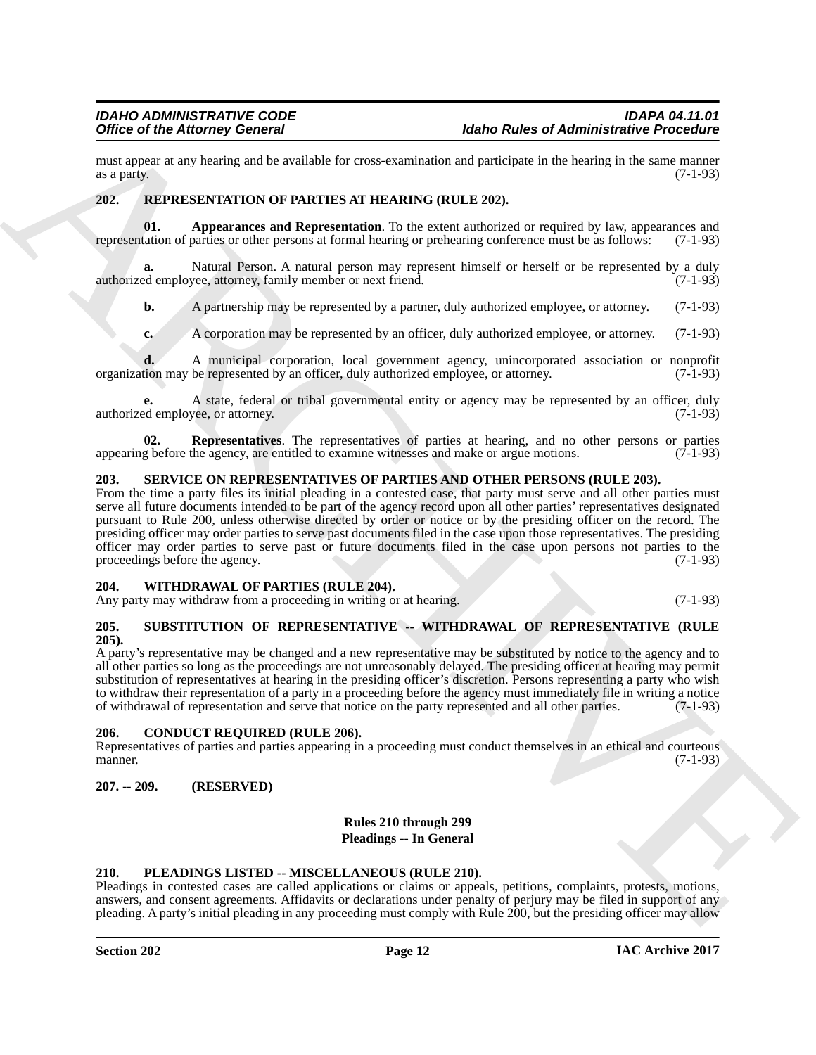must appear at any hearing and be available for cross-examination and participate in the hearing in the same manner as a party. (7-1-93)

### 202. REPRESENTATION OF PARTIES AT HEARING (RULE 202).

**01. Appearances and Representation**. To the extent authorized or required by law, appearances and representation of parties or other persons at formal hearing or prehearing conference must be as follows: (7-1-93)

**a.** Natural Person. A natural person may represent himself or herself or be represented by a duly authorized employee, attorney, family member or next friend. (7-1-93)

**b.** A partnership may be represented by a partner, duly authorized employee, or attorney. (7-1-93)

**c.** A corporation may be represented by an officer, duly authorized employee, or attorney. (7-1-93)

**d.** A municipal corporation, local government agency, unincorporated association or nonprofit organization may be represented by an officer, duly authorized employee, or attorney. (7-1-93)

**e.** A state, federal or tribal governmental entity or agency may be represented by an officer, duly authorized employee, or attorney. (7-1-93)

**02. Representatives**. The representatives of parties at hearing, and no other persons or parties appearing before the agency, are entitled to examine witnesses and make or argue motions. (7-1-93)

### 203. SERVICE ON REPRESENTATIVES OF PARTIES AND OTHER PERSONS (RULE 203).

From the time a party files its initial pleading in a contested case, that party must serve and all other parties must serve all future documents intended to be part of the agency record upon all other parties' representatives designated pursuant to Rule 200, unless otherwise directed by order or notice or by the presiding officer on the record. The presiding officer may order parties to serve past documents filed in the case upon those representatives. The presiding officer may order parties to serve past or future documents filed in the case upon persons not parties to the proceedings before the agency. (7-1-93)

### 204. WITHDRAWAL OF PARTIES (RULE 204).

Any party may withdraw from a proceeding in writing or at hearing. (7-1-93)

### 205. SUBSTITUTION OF REPRESENTATIVE -- WITHDRAWAL OF REPRESENTATIVE (RULE 205).

A party's representative may be changed and a new representative may be substituted by notice to the agency and to all other parties so long as the proceedings are not unreasonably delayed. The presiding officer at hearing may permit substitution of representatives at hearing in the presiding officer's discretion. Persons representing a party who wish to withdraw their representation of a party in a proceeding before the agency must immediately file in writing a notice of withdrawal of representation and serve that notice on the party represented and all other parties. (7-1-93)

### 206. CONDUCT REQUIRED (RULE 206).

Representatives of parties and parties appearing in a proceeding must conduct themselves in an ethical and courteous manner. (7-1-93)

### 207. -- 209. (RESERVED)

## Rules 210 through 299
## Pleadings -- In General

### 210. PLEADINGS LISTED -- MISCELLANEOUS (RULE 210).

Pleadings in contested cases are called applications or claims or appeals, petitions, complaints, protests, motions, answers, and consent agreements. Affidavits or declarations under penalty of perjury may be filed in support of any pleading. A party's initial pleading in any proceeding must comply with Rule 200, but the presiding officer may allow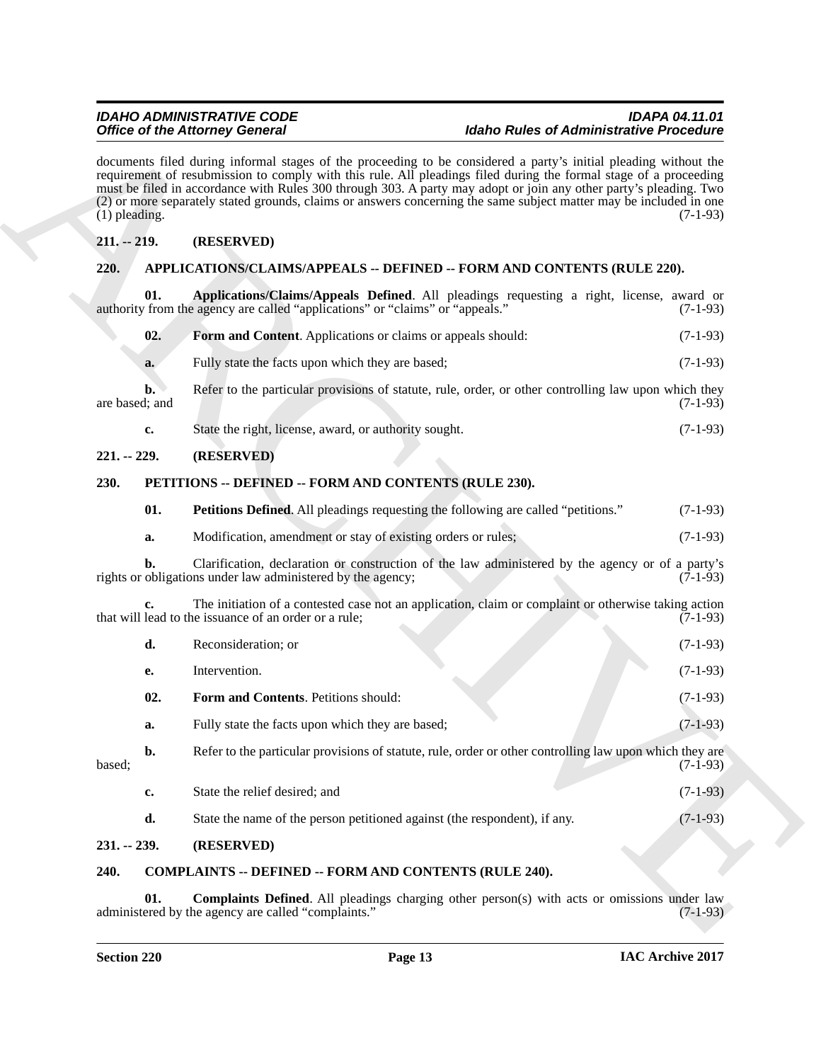documents filed during informal stages of the proceeding to be considered a party's initial pleading without the requirement of resubmission to comply with this rule. All pleadings filed during the formal stage of a proceeding must be filed in accordance with Rules 300 through 303. A party may adopt or join any other party's pleading. Two (2) or more separately stated grounds, claims or answers concerning the same subject matter may be included in one (1) pleading. (7-1-93)

### 211. -- 219. (RESERVED)

### 220. APPLICATIONS/CLAIMS/APPEALS -- DEFINED -- FORM AND CONTENTS (RULE 220).

**01. Applications/Claims/Appeals Defined**. All pleadings requesting a right, license, award or authority from the agency are called "applications" or "claims" or "appeals." (7-1-93)

**02. Form and Content**. Applications or claims or appeals should: (7-1-93)

**a.** Fully state the facts upon which they are based; (7-1-93)

**b.** Refer to the particular provisions of statute, rule, order, or other controlling law upon which they are based; and (7-1-93)

**c.** State the right, license, award, or authority sought. (7-1-93)

### 221. -- 229. (RESERVED)

### 230. PETITIONS -- DEFINED -- FORM AND CONTENTS (RULE 230).

**01. Petitions Defined**. All pleadings requesting the following are called "petitions." (7-1-93)

**a.** Modification, amendment or stay of existing orders or rules; (7-1-93)

**b.** Clarification, declaration or construction of the law administered by the agency or of a party's rights or obligations under law administered by the agency; (7-1-93)

**c.** The initiation of a contested case not an application, claim or complaint or otherwise taking action that will lead to the issuance of an order or a rule; (7-1-93)

**d.** Reconsideration; or (7-1-93)

**e.** Intervention. (7-1-93)

**02. Form and Contents**. Petitions should: (7-1-93)

**a.** Fully state the facts upon which they are based; (7-1-93)

**b.** Refer to the particular provisions of statute, rule, order or other controlling law upon which they are based; (7-1-93)

**c.** State the relief desired; and (7-1-93)

**d.** State the name of the person petitioned against (the respondent), if any. (7-1-93)

### 231. -- 239. (RESERVED)

### 240. COMPLAINTS -- DEFINED -- FORM AND CONTENTS (RULE 240).

**01. Complaints Defined**. All pleadings charging other person(s) with acts or omissions under law administered by the agency are called "complaints." (7-1-93)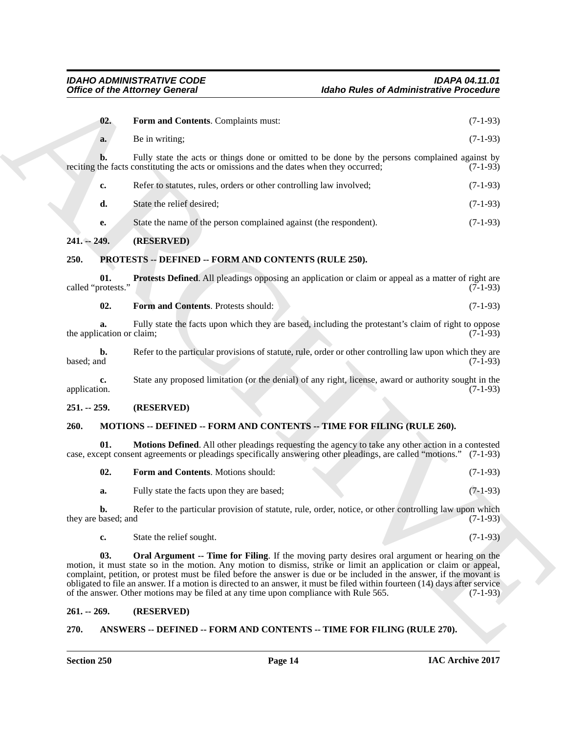**02. Form and Contents**. Complaints must: (7-1-93)

**a.** Be in writing; (7-1-93)

**b.** Fully state the acts or things done or omitted to be done by the persons complained against by reciting the facts constituting the acts or omissions and the dates when they occurred; (7-1-93)

**c.** Refer to statutes, rules, orders or other controlling law involved; (7-1-93)

**d.** State the relief desired; (7-1-93)

**e.** State the name of the person complained against (the respondent). (7-1-93)

## 241. -- 249. (RESERVED)

## 250. PROTESTS -- DEFINED -- FORM AND CONTENTS (RULE 250).

**01. Protests Defined**. All pleadings opposing an application or claim or appeal as a matter of right are called "protests." (7-1-93)

**02. Form and Contents**. Protests should: (7-1-93)

**a.** Fully state the facts upon which they are based, including the protestant's claim of right to oppose the application or claim; (7-1-93)

**b.** Refer to the particular provisions of statute, rule, order or other controlling law upon which they are based; and (7-1-93)

**c.** State any proposed limitation (or the denial) of any right, license, award or authority sought in the application. (7-1-93)

## 251. -- 259. (RESERVED)

## 260. MOTIONS -- DEFINED -- FORM AND CONTENTS -- TIME FOR FILING (RULE 260).

**01. Motions Defined**. All other pleadings requesting the agency to take any other action in a contested case, except consent agreements or pleadings specifically answering other pleadings, are called "motions." (7-1-93)

**02. Form and Contents**. Motions should: (7-1-93)

**a.** Fully state the facts upon they are based; (7-1-93)

**b.** Refer to the particular provision of statute, rule, order, notice, or other controlling law upon which they are based; and (7-1-93)

**c.** State the relief sought. (7-1-93)

**03. Oral Argument -- Time for Filing**. If the moving party desires oral argument or hearing on the motion, it must state so in the motion. Any motion to dismiss, strike or limit an application or claim or appeal, complaint, petition, or protest must be filed before the answer is due or be included in the answer, if the movant is obligated to file an answer. If a motion is directed to an answer, it must be filed within fourteen (14) days after service of the answer. Other motions may be filed at any time upon compliance with Rule 565. (7-1-93)

## 261. -- 269. (RESERVED)

## 270. ANSWERS -- DEFINED -- FORM AND CONTENTS -- TIME FOR FILING (RULE 270).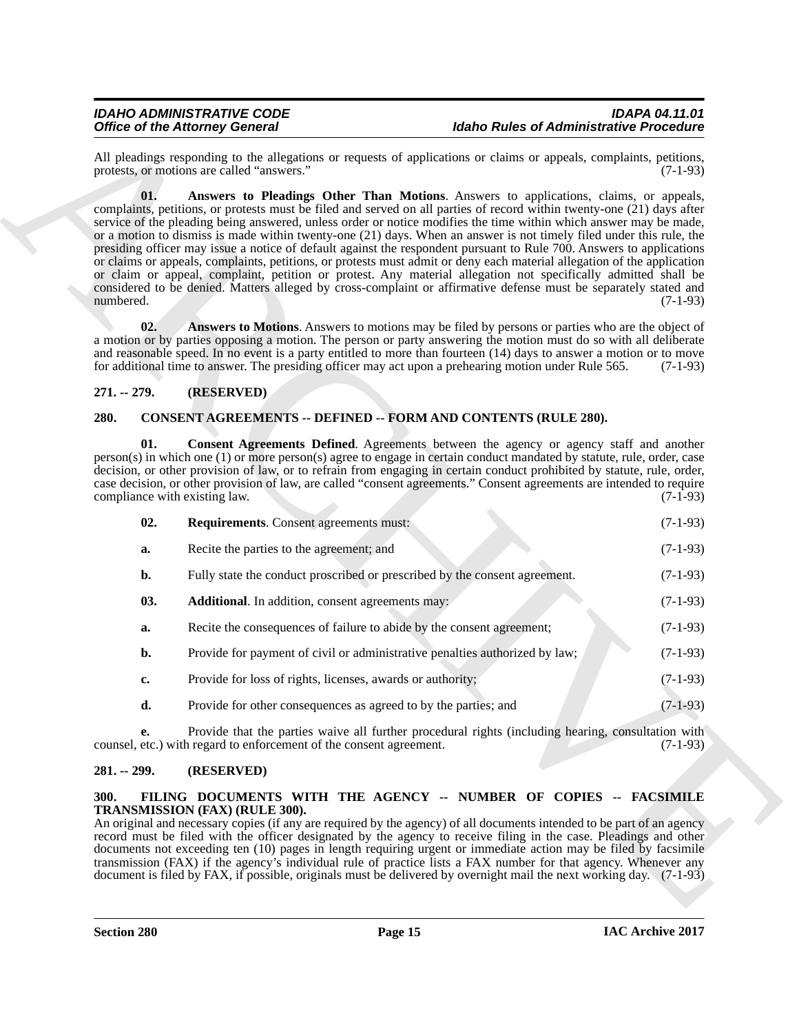All pleadings responding to the allegations or requests of applications or claims or appeals, complaints, petitions, protests, or motions are called "answers." (7-1-93)

**01. Answers to Pleadings Other Than Motions**. Answers to applications, claims, or appeals, complaints, petitions, or protests must be filed and served on all parties of record within twenty-one (21) days after service of the pleading being answered, unless order or notice modifies the time within which answer may be made, or a motion to dismiss is made within twenty-one (21) days. When an answer is not timely filed under this rule, the presiding officer may issue a notice of default against the respondent pursuant to Rule 700. Answers to applications or claims or appeals, complaints, petitions, or protests must admit or deny each material allegation of the application or claim or appeal, complaint, petition or protest. Any material allegation not specifically admitted shall be considered to be denied. Matters alleged by cross-complaint or affirmative defense must be separately stated and numbered. (7-1-93)

**02. Answers to Motions**. Answers to motions may be filed by persons or parties who are the object of a motion or by parties opposing a motion. The person or party answering the motion must do so with all deliberate and reasonable speed. In no event is a party entitled to more than fourteen (14) days to answer a motion or to move for additional time to answer. The presiding officer may act upon a prehearing motion under Rule 565. (7-1-93)

## 271. -- 279. (RESERVED)

## 280. CONSENT AGREEMENTS -- DEFINED -- FORM AND CONTENTS (RULE 280).

**01. Consent Agreements Defined**. Agreements between the agency or agency staff and another person(s) in which one (1) or more person(s) agree to engage in certain conduct mandated by statute, rule, order, case decision, or other provision of law, or to refrain from engaging in certain conduct prohibited by statute, rule, order, case decision, or other provision of law, are called "consent agreements." Consent agreements are intended to require compliance with existing law. (7-1-93)

**02. Requirements**. Consent agreements must: (7-1-93)

**a.** Recite the parties to the agreement; and (7-1-93)

**b.** Fully state the conduct proscribed or prescribed by the consent agreement. (7-1-93)

**03. Additional**. In addition, consent agreements may: (7-1-93)

**a.** Recite the consequences of failure to abide by the consent agreement; (7-1-93)

**b.** Provide for payment of civil or administrative penalties authorized by law; (7-1-93)

**c.** Provide for loss of rights, licenses, awards or authority; (7-1-93)

**d.** Provide for other consequences as agreed to by the parties; and (7-1-93)

**e.** Provide that the parties waive all further procedural rights (including hearing, consultation with counsel, etc.) with regard to enforcement of the consent agreement. (7-1-93)

## 281. -- 299. (RESERVED)

## 300. FILING DOCUMENTS WITH THE AGENCY -- NUMBER OF COPIES -- FACSIMILE TRANSMISSION (FAX) (RULE 300).

An original and necessary copies (if any are required by the agency) of all documents intended to be part of an agency record must be filed with the officer designated by the agency to receive filing in the case. Pleadings and other documents not exceeding ten (10) pages in length requiring urgent or immediate action may be filed by facsimile transmission (FAX) if the agency's individual rule of practice lists a FAX number for that agency. Whenever any document is filed by FAX, if possible, originals must be delivered by overnight mail the next working day. (7-1-93)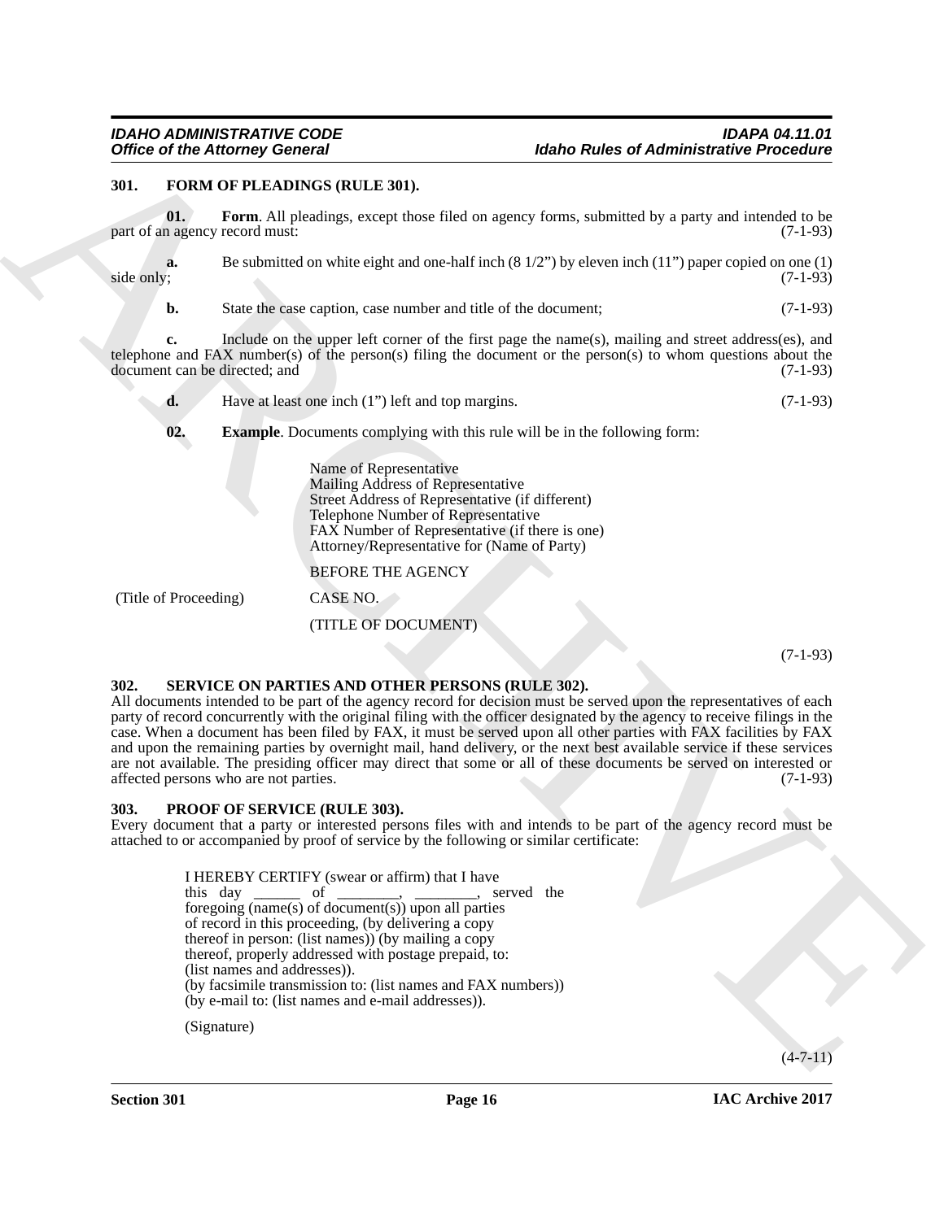### 301. FORM OF PLEADINGS (RULE 301).

**01. Form**. All pleadings, except those filed on agency forms, submitted by a party and intended to be part of an agency record must: (7-1-93)

**a.** Be submitted on white eight and one-half inch (8 1/2") by eleven inch (11") paper copied on one (1) side only; (7-1-93)

**b.** State the case caption, case number and title of the document; (7-1-93)

**c.** Include on the upper left corner of the first page the name(s), mailing and street address(es), and telephone and FAX number(s) of the person(s) filing the document or the person(s) to whom questions about the document can be directed; and (7-1-93)

**d.** Have at least one inch (1") left and top margins. (7-1-93)

**02. Example**. Documents complying with this rule will be in the following form:

Name of Representative
Mailing Address of Representative
Street Address of Representative (if different)
Telephone Number of Representative
FAX Number of Representative (if there is one)
Attorney/Representative for (Name of Party)

BEFORE THE AGENCY

(Title of Proceeding) CASE NO.

(TITLE OF DOCUMENT)

(7-1-93)

### 302. SERVICE ON PARTIES AND OTHER PERSONS (RULE 302).

All documents intended to be part of the agency record for decision must be served upon the representatives of each party of record concurrently with the original filing with the officer designated by the agency to receive filings in the case. When a document has been filed by FAX, it must be served upon all other parties with FAX facilities by FAX and upon the remaining parties by overnight mail, hand delivery, or the next best available service if these services are not available. The presiding officer may direct that some or all of these documents be served on interested or affected persons who are not parties. (7-1-93)

### 303. PROOF OF SERVICE (RULE 303).

Every document that a party or interested persons files with and intends to be part of the agency record must be attached to or accompanied by proof of service by the following or similar certificate:

I HEREBY CERTIFY (swear or affirm) that I have this day ______ of ________, ________, served the foregoing (name(s) of document(s)) upon all parties of record in this proceeding, (by delivering a copy thereof in person: (list names)) (by mailing a copy thereof, properly addressed with postage prepaid, to: (list names and addresses)).
(by facsimile transmission to: (list names and FAX numbers))
(by e-mail to: (list names and e-mail addresses)).

(Signature)

(4-7-11)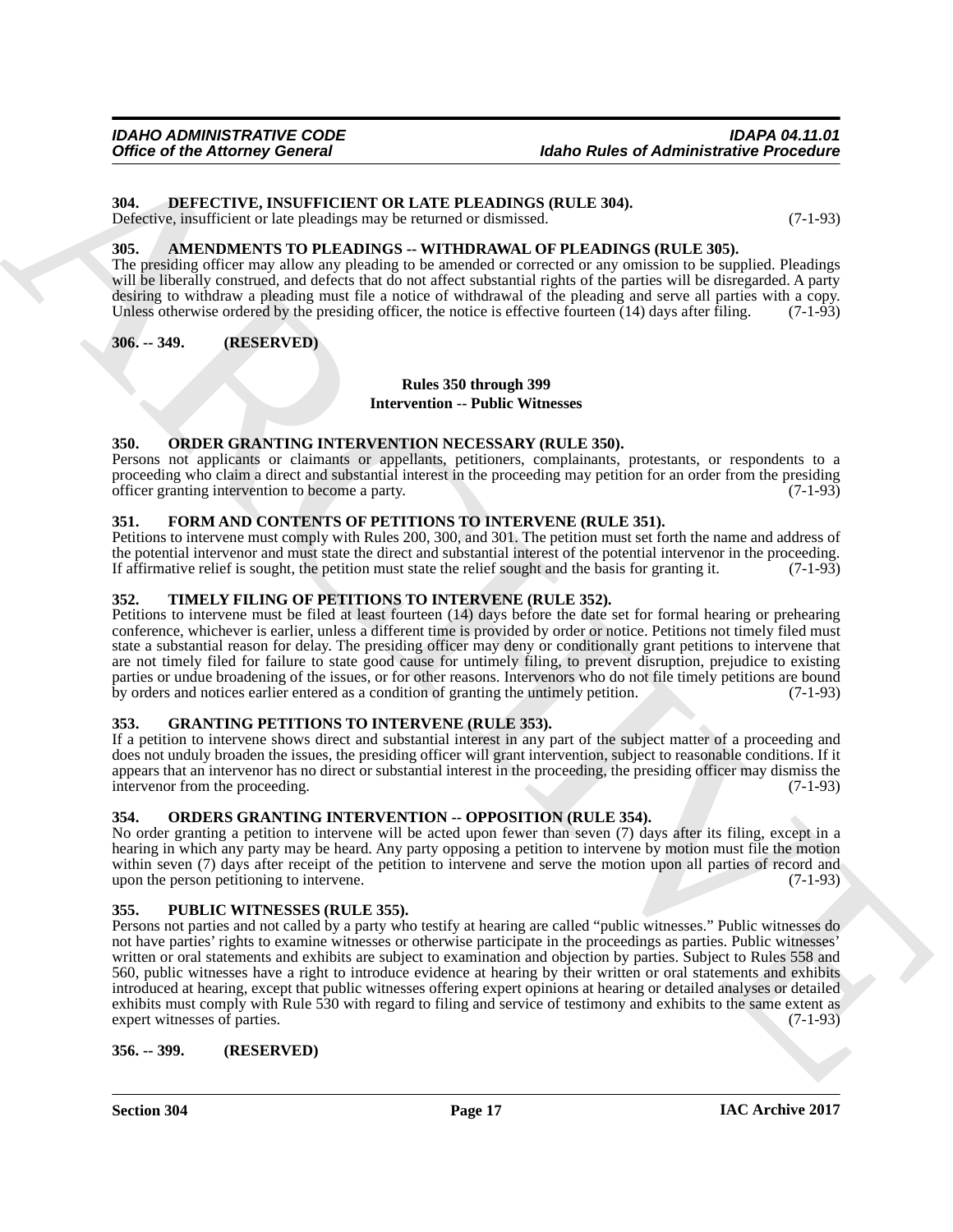### 304. DEFECTIVE, INSUFFICIENT OR LATE PLEADINGS (RULE 304).

Defective, insufficient or late pleadings may be returned or dismissed. (7-1-93)

### 305. AMENDMENTS TO PLEADINGS -- WITHDRAWAL OF PLEADINGS (RULE 305).

The presiding officer may allow any pleading to be amended or corrected or any omission to be supplied. Pleadings will be liberally construed, and defects that do not affect substantial rights of the parties will be disregarded. A party desiring to withdraw a pleading must file a notice of withdrawal of the pleading and serve all parties with a copy. Unless otherwise ordered by the presiding officer, the notice is effective fourteen (14) days after filing. (7-1-93)

### 306. -- 349. (RESERVED)

## Rules 350 through 399
## Intervention -- Public Witnesses

### 350. ORDER GRANTING INTERVENTION NECESSARY (RULE 350).

Persons not applicants or claimants or appellants, petitioners, complainants, protestants, or respondents to a proceeding who claim a direct and substantial interest in the proceeding may petition for an order from the presiding officer granting intervention to become a party. (7-1-93)

### 351. FORM AND CONTENTS OF PETITIONS TO INTERVENE (RULE 351).

Petitions to intervene must comply with Rules 200, 300, and 301. The petition must set forth the name and address of the potential intervenor and must state the direct and substantial interest of the potential intervenor in the proceeding. If affirmative relief is sought, the petition must state the relief sought and the basis for granting it. (7-1-93)

### 352. TIMELY FILING OF PETITIONS TO INTERVENE (RULE 352).

Petitions to intervene must be filed at least fourteen (14) days before the date set for formal hearing or prehearing conference, whichever is earlier, unless a different time is provided by order or notice. Petitions not timely filed must state a substantial reason for delay. The presiding officer may deny or conditionally grant petitions to intervene that are not timely filed for failure to state good cause for untimely filing, to prevent disruption, prejudice to existing parties or undue broadening of the issues, or for other reasons. Intervenors who do not file timely petitions are bound by orders and notices earlier entered as a condition of granting the untimely petition. (7-1-93)

### 353. GRANTING PETITIONS TO INTERVENE (RULE 353).

If a petition to intervene shows direct and substantial interest in any part of the subject matter of a proceeding and does not unduly broaden the issues, the presiding officer will grant intervention, subject to reasonable conditions. If it appears that an intervenor has no direct or substantial interest in the proceeding, the presiding officer may dismiss the intervenor from the proceeding. (7-1-93)

### 354. ORDERS GRANTING INTERVENTION -- OPPOSITION (RULE 354).

No order granting a petition to intervene will be acted upon fewer than seven (7) days after its filing, except in a hearing in which any party may be heard. Any party opposing a petition to intervene by motion must file the motion within seven (7) days after receipt of the petition to intervene and serve the motion upon all parties of record and upon the person petitioning to intervene. (7-1-93)

### 355. PUBLIC WITNESSES (RULE 355).

Persons not parties and not called by a party who testify at hearing are called "public witnesses." Public witnesses do not have parties' rights to examine witnesses or otherwise participate in the proceedings as parties. Public witnesses' written or oral statements and exhibits are subject to examination and objection by parties. Subject to Rules 558 and 560, public witnesses have a right to introduce evidence at hearing by their written or oral statements and exhibits introduced at hearing, except that public witnesses offering expert opinions at hearing or detailed analyses or detailed exhibits must comply with Rule 530 with regard to filing and service of testimony and exhibits to the same extent as expert witnesses of parties. (7-1-93)

### 356. -- 399. (RESERVED)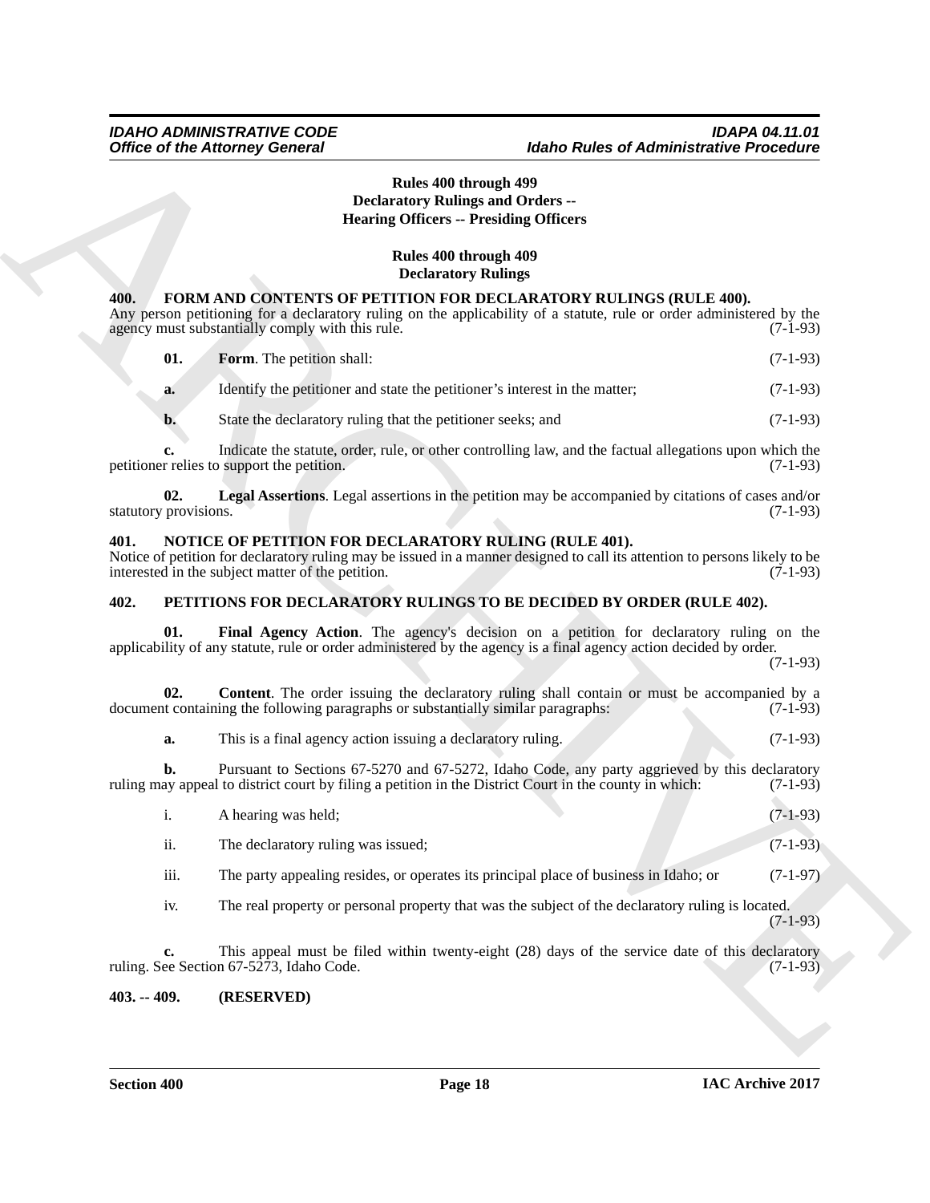## Rules 400 through 499
## Declaratory Rulings and Orders -- Hearing Officers -- Presiding Officers

### Rules 400 through 409
### Declaratory Rulings

**400. FORM AND CONTENTS OF PETITION FOR DECLARATORY RULINGS (RULE 400).**

Any person petitioning for a declaratory ruling on the applicability of a statute, rule or order administered by the agency must substantially comply with this rule. (7-1-93)

**01. Form**. The petition shall: (7-1-93)

**a.** Identify the petitioner and state the petitioner's interest in the matter; (7-1-93)

**b.** State the declaratory ruling that the petitioner seeks; and (7-1-93)

**c.** Indicate the statute, order, rule, or other controlling law, and the factual allegations upon which the petitioner relies to support the petition. (7-1-93)

**02. Legal Assertions**. Legal assertions in the petition may be accompanied by citations of cases and/or statutory provisions. (7-1-93)

**401. NOTICE OF PETITION FOR DECLARATORY RULING (RULE 401).**

Notice of petition for declaratory ruling may be issued in a manner designed to call its attention to persons likely to be interested in the subject matter of the petition. (7-1-93)

**402. PETITIONS FOR DECLARATORY RULINGS TO BE DECIDED BY ORDER (RULE 402).**

**01. Final Agency Action**. The agency's decision on a petition for declaratory ruling on the applicability of any statute, rule or order administered by the agency is a final agency action decided by order. (7-1-93)

**02. Content**. The order issuing the declaratory ruling shall contain or must be accompanied by a document containing the following paragraphs or substantially similar paragraphs: (7-1-93)

**a.** This is a final agency action issuing a declaratory ruling. (7-1-93)

**b.** Pursuant to Sections 67-5270 and 67-5272, Idaho Code, any party aggrieved by this declaratory ruling may appeal to district court by filing a petition in the District Court in the county in which: (7-1-93)

i. A hearing was held; (7-1-93)

ii. The declaratory ruling was issued; (7-1-93)

iii. The party appealing resides, or operates its principal place of business in Idaho; or (7-1-97)

iv. The real property or personal property that was the subject of the declaratory ruling is located. (7-1-93)

**c.** This appeal must be filed within twenty-eight (28) days of the service date of this declaratory ruling. See Section 67-5273, Idaho Code. (7-1-93)

**403. -- 409. (RESERVED)**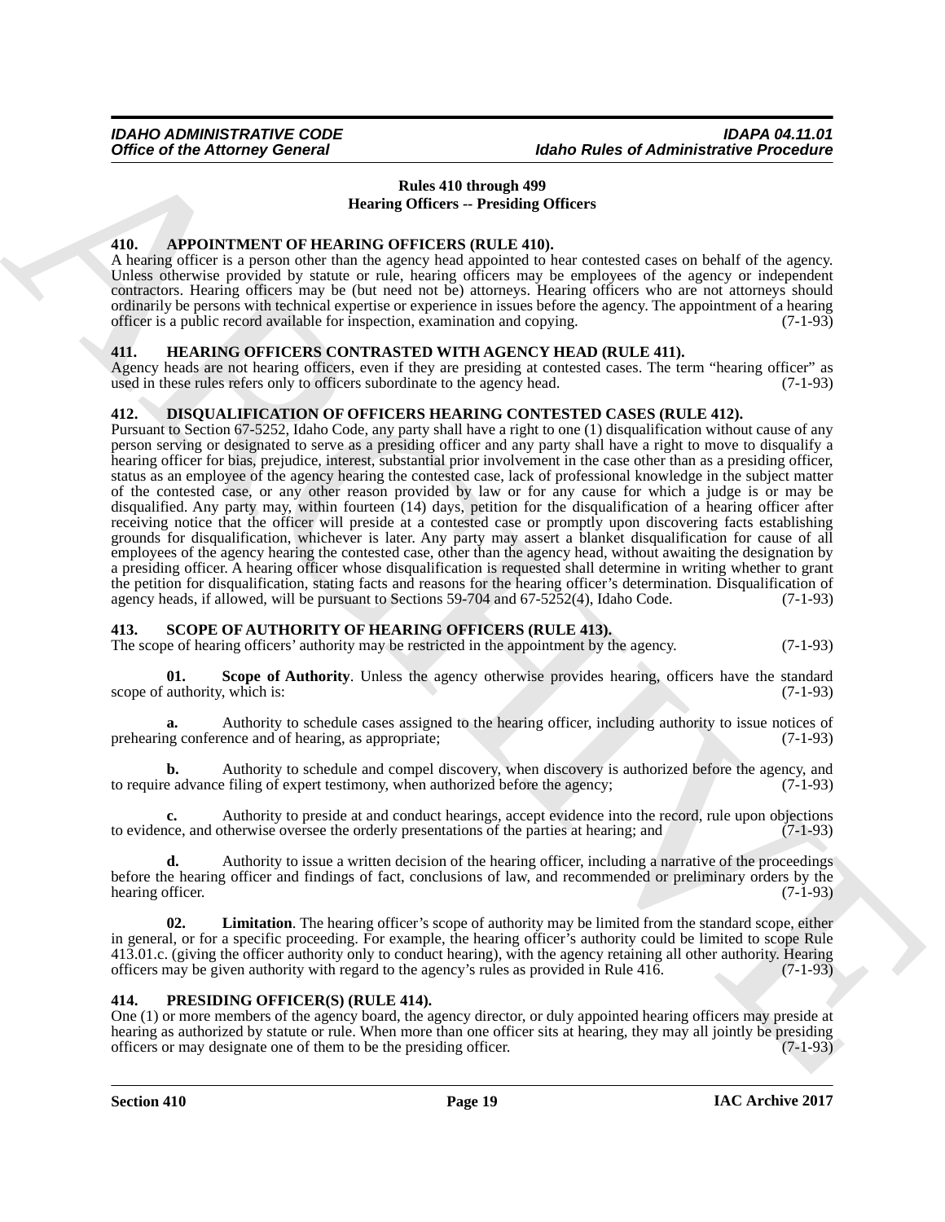## Rules 410 through 499
## Hearing Officers -- Presiding Officers

### 410. APPOINTMENT OF HEARING OFFICERS (RULE 410).

A hearing officer is a person other than the agency head appointed to hear contested cases on behalf of the agency. Unless otherwise provided by statute or rule, hearing officers may be employees of the agency or independent contractors. Hearing officers may be (but need not be) attorneys. Hearing officers who are not attorneys should ordinarily be persons with technical expertise or experience in issues before the agency. The appointment of a hearing officer is a public record available for inspection, examination and copying. (7-1-93)

### 411. HEARING OFFICERS CONTRASTED WITH AGENCY HEAD (RULE 411).

Agency heads are not hearing officers, even if they are presiding at contested cases. The term "hearing officer" as used in these rules refers only to officers subordinate to the agency head. (7-1-93)

### 412. DISQUALIFICATION OF OFFICERS HEARING CONTESTED CASES (RULE 412).

Pursuant to Section 67-5252, Idaho Code, any party shall have a right to one (1) disqualification without cause of any person serving or designated to serve as a presiding officer and any party shall have a right to move to disqualify a hearing officer for bias, prejudice, interest, substantial prior involvement in the case other than as a presiding officer, status as an employee of the agency hearing the contested case, lack of professional knowledge in the subject matter of the contested case, or any other reason provided by law or for any cause for which a judge is or may be disqualified. Any party may, within fourteen (14) days, petition for the disqualification of a hearing officer after receiving notice that the officer will preside at a contested case or promptly upon discovering facts establishing grounds for disqualification, whichever is later. Any party may assert a blanket disqualification for cause of all employees of the agency hearing the contested case, other than the agency head, without awaiting the designation by a presiding officer. A hearing officer whose disqualification is requested shall determine in writing whether to grant the petition for disqualification, stating facts and reasons for the hearing officer's determination. Disqualification of agency heads, if allowed, will be pursuant to Sections 59-704 and 67-5252(4), Idaho Code. (7-1-93)

### 413. SCOPE OF AUTHORITY OF HEARING OFFICERS (RULE 413).

The scope of hearing officers' authority may be restricted in the appointment by the agency. (7-1-93)

**01. Scope of Authority**. Unless the agency otherwise provides hearing, officers have the standard scope of authority, which is: (7-1-93)

**a.** Authority to schedule cases assigned to the hearing officer, including authority to issue notices of prehearing conference and of hearing, as appropriate; (7-1-93)

**b.** Authority to schedule and compel discovery, when discovery is authorized before the agency, and to require advance filing of expert testimony, when authorized before the agency; (7-1-93)

**c.** Authority to preside at and conduct hearings, accept evidence into the record, rule upon objections to evidence, and otherwise oversee the orderly presentations of the parties at hearing; and (7-1-93)

**d.** Authority to issue a written decision of the hearing officer, including a narrative of the proceedings before the hearing officer and findings of fact, conclusions of law, and recommended or preliminary orders by the hearing officer. (7-1-93)

**02. Limitation**. The hearing officer's scope of authority may be limited from the standard scope, either in general, or for a specific proceeding. For example, the hearing officer's authority could be limited to scope Rule 413.01.c. (giving the officer authority only to conduct hearing), with the agency retaining all other authority. Hearing officers may be given authority with regard to the agency's rules as provided in Rule 416. (7-1-93)

### 414. PRESIDING OFFICER(S) (RULE 414).

One (1) or more members of the agency board, the agency director, or duly appointed hearing officers may preside at hearing as authorized by statute or rule. When more than one officer sits at hearing, they may all jointly be presiding officers or may designate one of them to be the presiding officer. (7-1-93)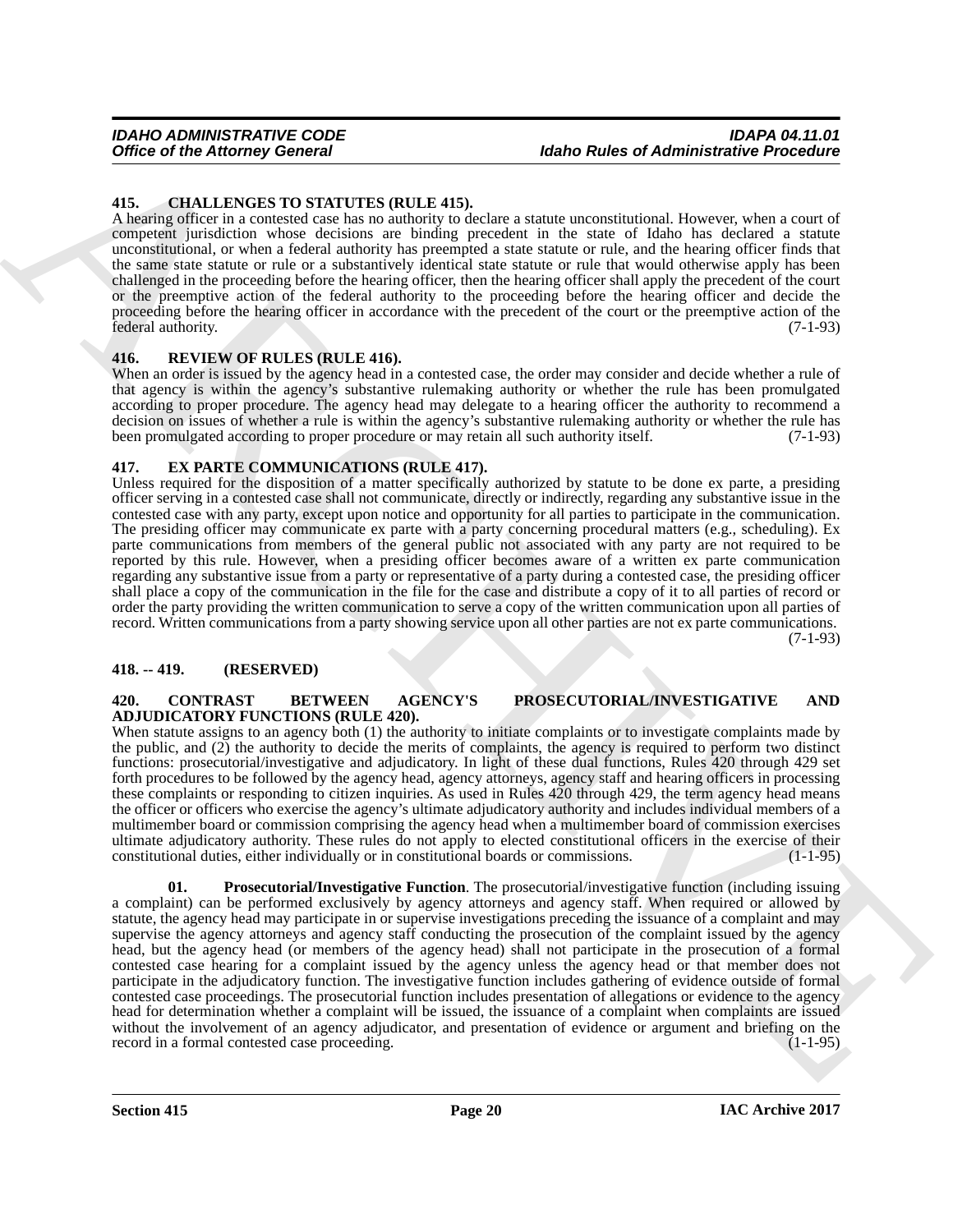### 415. CHALLENGES TO STATUTES (RULE 415).

A hearing officer in a contested case has no authority to declare a statute unconstitutional. However, when a court of competent jurisdiction whose decisions are binding precedent in the state of Idaho has declared a statute unconstitutional, or when a federal authority has preempted a state statute or rule, and the hearing officer finds that the same state statute or rule or a substantively identical state statute or rule that would otherwise apply has been challenged in the proceeding before the hearing officer, then the hearing officer shall apply the precedent of the court or the preemptive action of the federal authority to the proceeding before the hearing officer and decide the proceeding before the hearing officer in accordance with the precedent of the court or the preemptive action of the federal authority. (7-1-93)

### 416. REVIEW OF RULES (RULE 416).

When an order is issued by the agency head in a contested case, the order may consider and decide whether a rule of that agency is within the agency's substantive rulemaking authority or whether the rule has been promulgated according to proper procedure. The agency head may delegate to a hearing officer the authority to recommend a decision on issues of whether a rule is within the agency's substantive rulemaking authority or whether the rule has been promulgated according to proper procedure or may retain all such authority itself. (7-1-93)

### 417. EX PARTE COMMUNICATIONS (RULE 417).

Unless required for the disposition of a matter specifically authorized by statute to be done ex parte, a presiding officer serving in a contested case shall not communicate, directly or indirectly, regarding any substantive issue in the contested case with any party, except upon notice and opportunity for all parties to participate in the communication. The presiding officer may communicate ex parte with a party concerning procedural matters (e.g., scheduling). Ex parte communications from members of the general public not associated with any party are not required to be reported by this rule. However, when a presiding officer becomes aware of a written ex parte communication regarding any substantive issue from a party or representative of a party during a contested case, the presiding officer shall place a copy of the communication in the file for the case and distribute a copy of it to all parties of record or order the party providing the written communication to serve a copy of the written communication upon all parties of record. Written communications from a party showing service upon all other parties are not ex parte communications. (7-1-93)

### 418. -- 419. (RESERVED)

### 420. CONTRAST BETWEEN AGENCY'S PROSECUTORIAL/INVESTIGATIVE AND ADJUDICATORY FUNCTIONS (RULE 420).

When statute assigns to an agency both (1) the authority to initiate complaints or to investigate complaints made by the public, and (2) the authority to decide the merits of complaints, the agency is required to perform two distinct functions: prosecutorial/investigative and adjudicatory. In light of these dual functions, Rules 420 through 429 set forth procedures to be followed by the agency head, agency attorneys, agency staff and hearing officers in processing these complaints or responding to citizen inquiries. As used in Rules 420 through 429, the term agency head means the officer or officers who exercise the agency's ultimate adjudicatory authority and includes individual members of a multimember board or commission comprising the agency head when a multimember board of commission exercises ultimate adjudicatory authority. These rules do not apply to elected constitutional officers in the exercise of their constitutional duties, either individually or in constitutional boards or commissions. (1-1-95)

**01. Prosecutorial/Investigative Function**. The prosecutorial/investigative function (including issuing a complaint) can be performed exclusively by agency attorneys and agency staff. When required or allowed by statute, the agency head may participate in or supervise investigations preceding the issuance of a complaint and may supervise the agency attorneys and agency staff conducting the prosecution of the complaint issued by the agency head, but the agency head (or members of the agency head) shall not participate in the prosecution of a formal contested case hearing for a complaint issued by the agency unless the agency head or that member does not participate in the adjudicatory function. The investigative function includes gathering of evidence outside of formal contested case proceedings. The prosecutorial function includes presentation of allegations or evidence to the agency head for determination whether a complaint will be issued, the issuance of a complaint when complaints are issued without the involvement of an agency adjudicator, and presentation of evidence or argument and briefing on the record in a formal contested case proceeding. (1-1-95)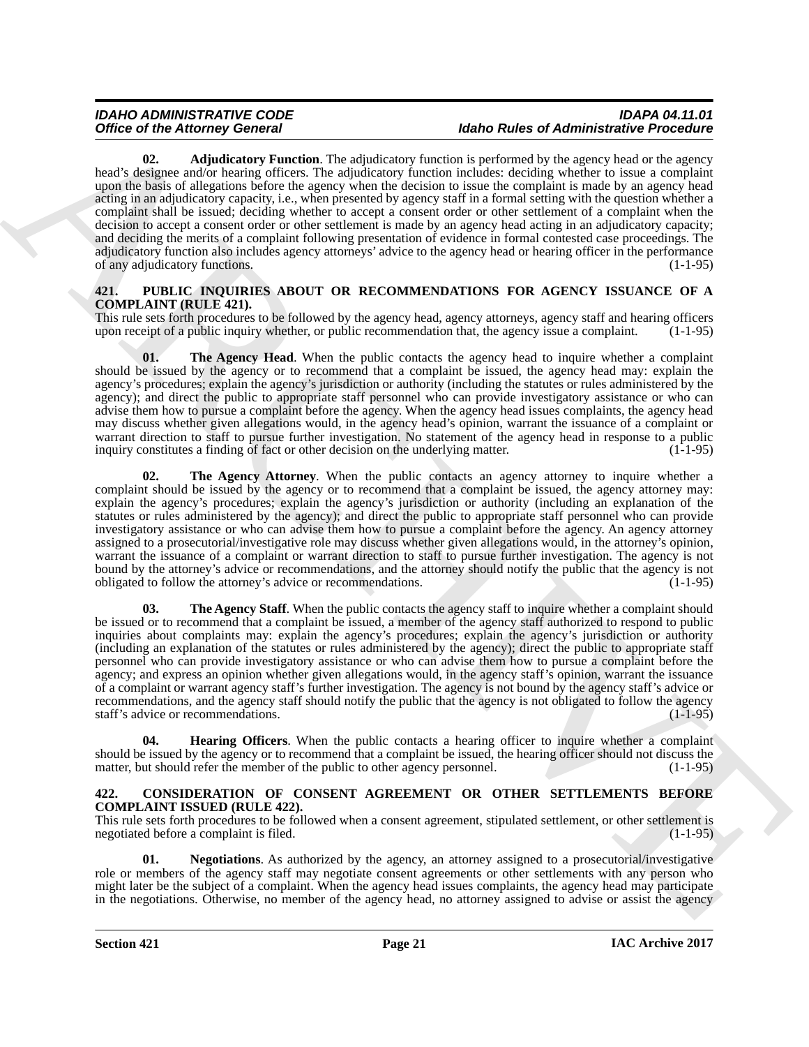**02. Adjudicatory Function**. The adjudicatory function is performed by the agency head or the agency head's designee and/or hearing officers. The adjudicatory function includes: deciding whether to issue a complaint upon the basis of allegations before the agency when the decision to issue the complaint is made by an agency head acting in an adjudicatory capacity, i.e., when presented by agency staff in a formal setting with the question whether a complaint shall be issued; deciding whether to accept a consent order or other settlement of a complaint when the decision to accept a consent order or other settlement is made by an agency head acting in an adjudicatory capacity; and deciding the merits of a complaint following presentation of evidence in formal contested case proceedings. The adjudicatory function also includes agency attorneys' advice to the agency head or hearing officer in the performance of any adjudicatory functions. (1-1-95)

## 421. PUBLIC INQUIRIES ABOUT OR RECOMMENDATIONS FOR AGENCY ISSUANCE OF A COMPLAINT (RULE 421).

This rule sets forth procedures to be followed by the agency head, agency attorneys, agency staff and hearing officers upon receipt of a public inquiry whether, or public recommendation that, the agency issue a complaint. (1-1-95)

**01. The Agency Head**. When the public contacts the agency head to inquire whether a complaint should be issued by the agency or to recommend that a complaint be issued, the agency head may: explain the agency's procedures; explain the agency's jurisdiction or authority (including the statutes or rules administered by the agency); and direct the public to appropriate staff personnel who can provide investigatory assistance or who can advise them how to pursue a complaint before the agency. When the agency head issues complaints, the agency head may discuss whether given allegations would, in the agency head's opinion, warrant the issuance of a complaint or warrant direction to staff to pursue further investigation. No statement of the agency head in response to a public inquiry constitutes a finding of fact or other decision on the underlying matter. (1-1-95)

**02. The Agency Attorney**. When the public contacts an agency attorney to inquire whether a complaint should be issued by the agency or to recommend that a complaint be issued, the agency attorney may: explain the agency's procedures; explain the agency's jurisdiction or authority (including an explanation of the statutes or rules administered by the agency); and direct the public to appropriate staff personnel who can provide investigatory assistance or who can advise them how to pursue a complaint before the agency. An agency attorney assigned to a prosecutorial/investigative role may discuss whether given allegations would, in the attorney's opinion, warrant the issuance of a complaint or warrant direction to staff to pursue further investigation. The agency is not bound by the attorney's advice or recommendations, and the attorney should notify the public that the agency is not obligated to follow the attorney's advice or recommendations. (1-1-95)

**03. The Agency Staff**. When the public contacts the agency staff to inquire whether a complaint should be issued or to recommend that a complaint be issued, a member of the agency staff authorized to respond to public inquiries about complaints may: explain the agency's procedures; explain the agency's jurisdiction or authority (including an explanation of the statutes or rules administered by the agency); direct the public to appropriate staff personnel who can provide investigatory assistance or who can advise them how to pursue a complaint before the agency; and express an opinion whether given allegations would, in the agency staff's opinion, warrant the issuance of a complaint or warrant agency staff's further investigation. The agency is not bound by the agency staff's advice or recommendations, and the agency staff should notify the public that the agency is not obligated to follow the agency staff's advice or recommendations. (1-1-95)

**04. Hearing Officers**. When the public contacts a hearing officer to inquire whether a complaint should be issued by the agency or to recommend that a complaint be issued, the hearing officer should not discuss the matter, but should refer the member of the public to other agency personnel. (1-1-95)

## 422. CONSIDERATION OF CONSENT AGREEMENT OR OTHER SETTLEMENTS BEFORE COMPLAINT ISSUED (RULE 422).

This rule sets forth procedures to be followed when a consent agreement, stipulated settlement, or other settlement is negotiated before a complaint is filed. (1-1-95)

**01. Negotiations**. As authorized by the agency, an attorney assigned to a prosecutorial/investigative role or members of the agency staff may negotiate consent agreements or other settlements with any person who might later be the subject of a complaint. When the agency head issues complaints, the agency head may participate in the negotiations. Otherwise, no member of the agency head, no attorney assigned to advise or assist the agency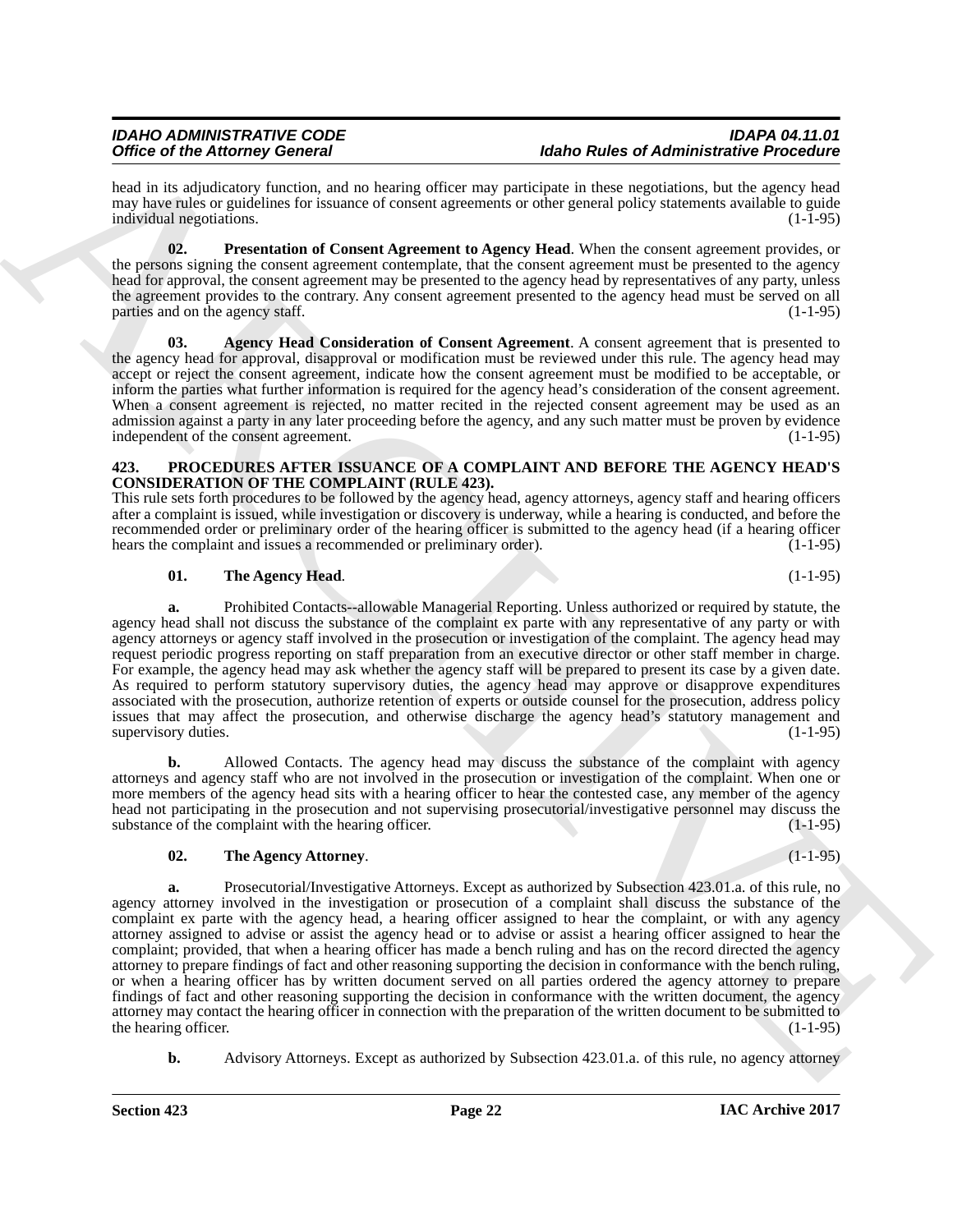head in its adjudicatory function, and no hearing officer may participate in these negotiations, but the agency head may have rules or guidelines for issuance of consent agreements or other general policy statements available to guide individual negotiations. (1-1-95)

**02. Presentation of Consent Agreement to Agency Head**. When the consent agreement provides, or the persons signing the consent agreement contemplate, that the consent agreement must be presented to the agency head for approval, the consent agreement may be presented to the agency head by representatives of any party, unless the agreement provides to the contrary. Any consent agreement presented to the agency head must be served on all parties and on the agency staff. (1-1-95)

**03. Agency Head Consideration of Consent Agreement**. A consent agreement that is presented to the agency head for approval, disapproval or modification must be reviewed under this rule. The agency head may accept or reject the consent agreement, indicate how the consent agreement must be modified to be acceptable, or inform the parties what further information is required for the agency head's consideration of the consent agreement. When a consent agreement is rejected, no matter recited in the rejected consent agreement may be used as an admission against a party in any later proceeding before the agency, and any such matter must be proven by evidence independent of the consent agreement. (1-1-95)

## 423. PROCEDURES AFTER ISSUANCE OF A COMPLAINT AND BEFORE THE AGENCY HEAD'S CONSIDERATION OF THE COMPLAINT (RULE 423).

This rule sets forth procedures to be followed by the agency head, agency attorneys, agency staff and hearing officers after a complaint is issued, while investigation or discovery is underway, while a hearing is conducted, and before the recommended order or preliminary order of the hearing officer is submitted to the agency head (if a hearing officer hears the complaint and issues a recommended or preliminary order). (1-1-95)

**01. The Agency Head**. (1-1-95)

**a.** Prohibited Contacts--allowable Managerial Reporting. Unless authorized or required by statute, the agency head shall not discuss the substance of the complaint ex parte with any representative of any party or with agency attorneys or agency staff involved in the prosecution or investigation of the complaint. The agency head may request periodic progress reporting on staff preparation from an executive director or other staff member in charge. For example, the agency head may ask whether the agency staff will be prepared to present its case by a given date. As required to perform statutory supervisory duties, the agency head may approve or disapprove expenditures associated with the prosecution, authorize retention of experts or outside counsel for the prosecution, address policy issues that may affect the prosecution, and otherwise discharge the agency head's statutory management and supervisory duties. (1-1-95)

**b.** Allowed Contacts. The agency head may discuss the substance of the complaint with agency attorneys and agency staff who are not involved in the prosecution or investigation of the complaint. When one or more members of the agency head sits with a hearing officer to hear the contested case, any member of the agency head not participating in the prosecution and not supervising prosecutorial/investigative personnel may discuss the substance of the complaint with the hearing officer. (1-1-95)

**02. The Agency Attorney**. (1-1-95)

**a.** Prosecutorial/Investigative Attorneys. Except as authorized by Subsection 423.01.a. of this rule, no agency attorney involved in the investigation or prosecution of a complaint shall discuss the substance of the complaint ex parte with the agency head, a hearing officer assigned to hear the complaint, or with any agency attorney assigned to advise or assist the agency head or to advise or assist a hearing officer assigned to hear the complaint; provided, that when a hearing officer has made a bench ruling and has on the record directed the agency attorney to prepare findings of fact and other reasoning supporting the decision in conformance with the bench ruling, or when a hearing officer has by written document served on all parties ordered the agency attorney to prepare findings of fact and other reasoning supporting the decision in conformance with the written document, the agency attorney may contact the hearing officer in connection with the preparation of the written document to be submitted to the hearing officer. (1-1-95)

**b.** Advisory Attorneys. Except as authorized by Subsection 423.01.a. of this rule, no agency attorney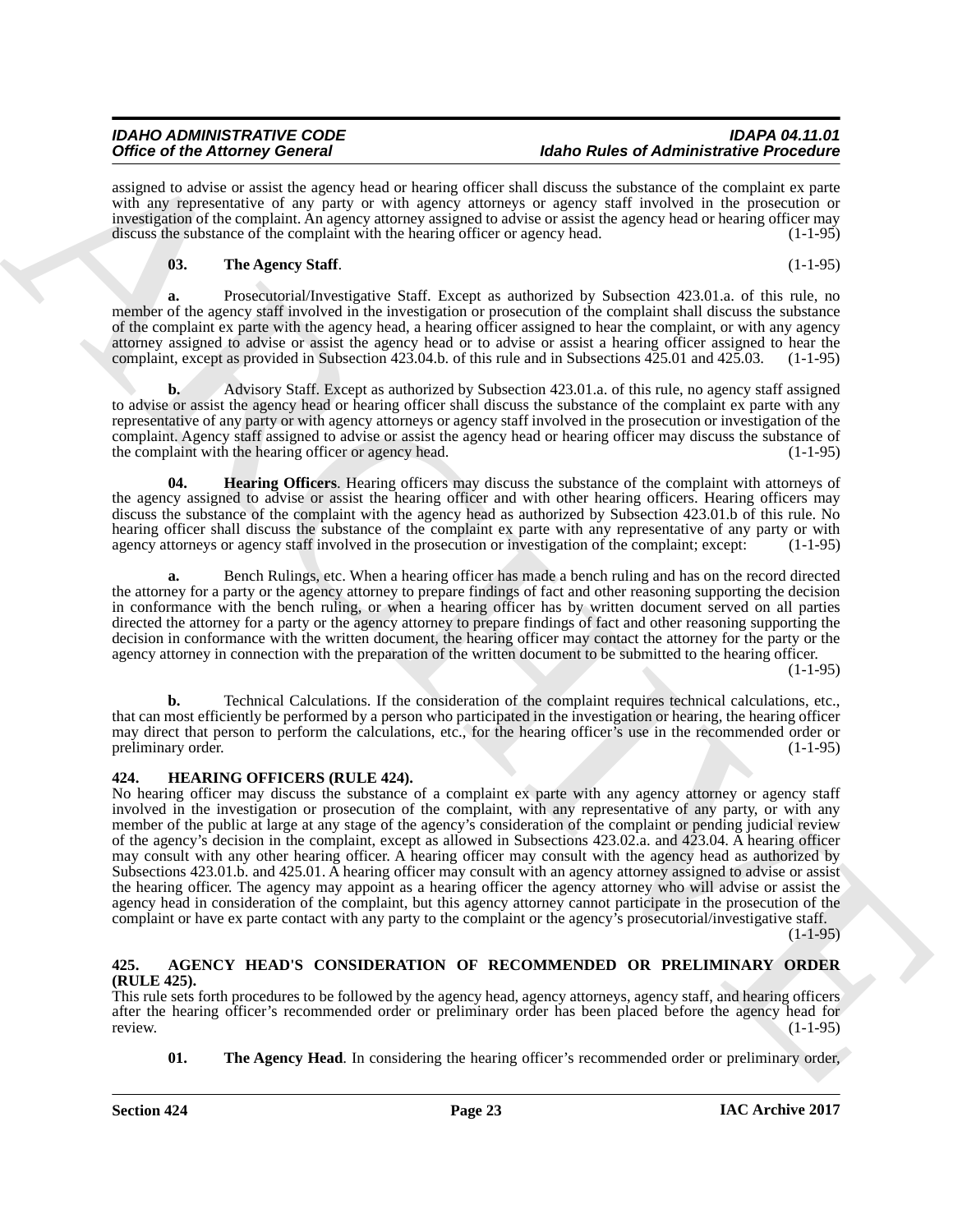assigned to advise or assist the agency head or hearing officer shall discuss the substance of the complaint ex parte with any representative of any party or with agency attorneys or agency staff involved in the prosecution or investigation of the complaint. An agency attorney assigned to advise or assist the agency head or hearing officer may discuss the substance of the complaint with the hearing officer or agency head. (1-1-95)

**03. The Agency Staff**. (1-1-95)

**a.** Prosecutorial/Investigative Staff. Except as authorized by Subsection 423.01.a. of this rule, no member of the agency staff involved in the investigation or prosecution of the complaint shall discuss the substance of the complaint ex parte with the agency head, a hearing officer assigned to hear the complaint, or with any agency attorney assigned to advise or assist the agency head or to advise or assist a hearing officer assigned to hear the complaint, except as provided in Subsection 423.04.b. of this rule and in Subsections 425.01 and 425.03. (1-1-95)

**b.** Advisory Staff. Except as authorized by Subsection 423.01.a. of this rule, no agency staff assigned to advise or assist the agency head or hearing officer shall discuss the substance of the complaint ex parte with any representative of any party or with agency attorneys or agency staff involved in the prosecution or investigation of the complaint. Agency staff assigned to advise or assist the agency head or hearing officer may discuss the substance of the complaint with the hearing officer or agency head. (1-1-95)

**04. Hearing Officers**. Hearing officers may discuss the substance of the complaint with attorneys of the agency assigned to advise or assist the hearing officer and with other hearing officers. Hearing officers may discuss the substance of the complaint with the agency head as authorized by Subsection 423.01.b of this rule. No hearing officer shall discuss the substance of the complaint ex parte with any representative of any party or with agency attorneys or agency staff involved in the prosecution or investigation of the complaint; except: (1-1-95)

**a.** Bench Rulings, etc. When a hearing officer has made a bench ruling and has on the record directed the attorney for a party or the agency attorney to prepare findings of fact and other reasoning supporting the decision in conformance with the bench ruling, or when a hearing officer has by written document served on all parties directed the attorney for a party or the agency attorney to prepare findings of fact and other reasoning supporting the decision in conformance with the written document, the hearing officer may contact the attorney for the party or the agency attorney in connection with the preparation of the written document to be submitted to the hearing officer. (1-1-95)

**b.** Technical Calculations. If the consideration of the complaint requires technical calculations, etc., that can most efficiently be performed by a person who participated in the investigation or hearing, the hearing officer may direct that person to perform the calculations, etc., for the hearing officer's use in the recommended order or preliminary order. (1-1-95)

## 424. HEARING OFFICERS (RULE 424).

No hearing officer may discuss the substance of a complaint ex parte with any agency attorney or agency staff involved in the investigation or prosecution of the complaint, with any representative of any party, or with any member of the public at large at any stage of the agency's consideration of the complaint or pending judicial review of the agency's decision in the complaint, except as allowed in Subsections 423.02.a. and 423.04. A hearing officer may consult with any other hearing officer. A hearing officer may consult with the agency head as authorized by Subsections 423.01.b. and 425.01. A hearing officer may consult with an agency attorney assigned to advise or assist the hearing officer. The agency may appoint as a hearing officer the agency attorney who will advise or assist the agency head in consideration of the complaint, but this agency attorney cannot participate in the prosecution of the complaint or have ex parte contact with any party to the complaint or the agency's prosecutorial/investigative staff. (1-1-95)

## 425. AGENCY HEAD'S CONSIDERATION OF RECOMMENDED OR PRELIMINARY ORDER (RULE 425).

This rule sets forth procedures to be followed by the agency head, agency attorneys, agency staff, and hearing officers after the hearing officer's recommended order or preliminary order has been placed before the agency head for review. (1-1-95)

**01. The Agency Head**. In considering the hearing officer's recommended order or preliminary order,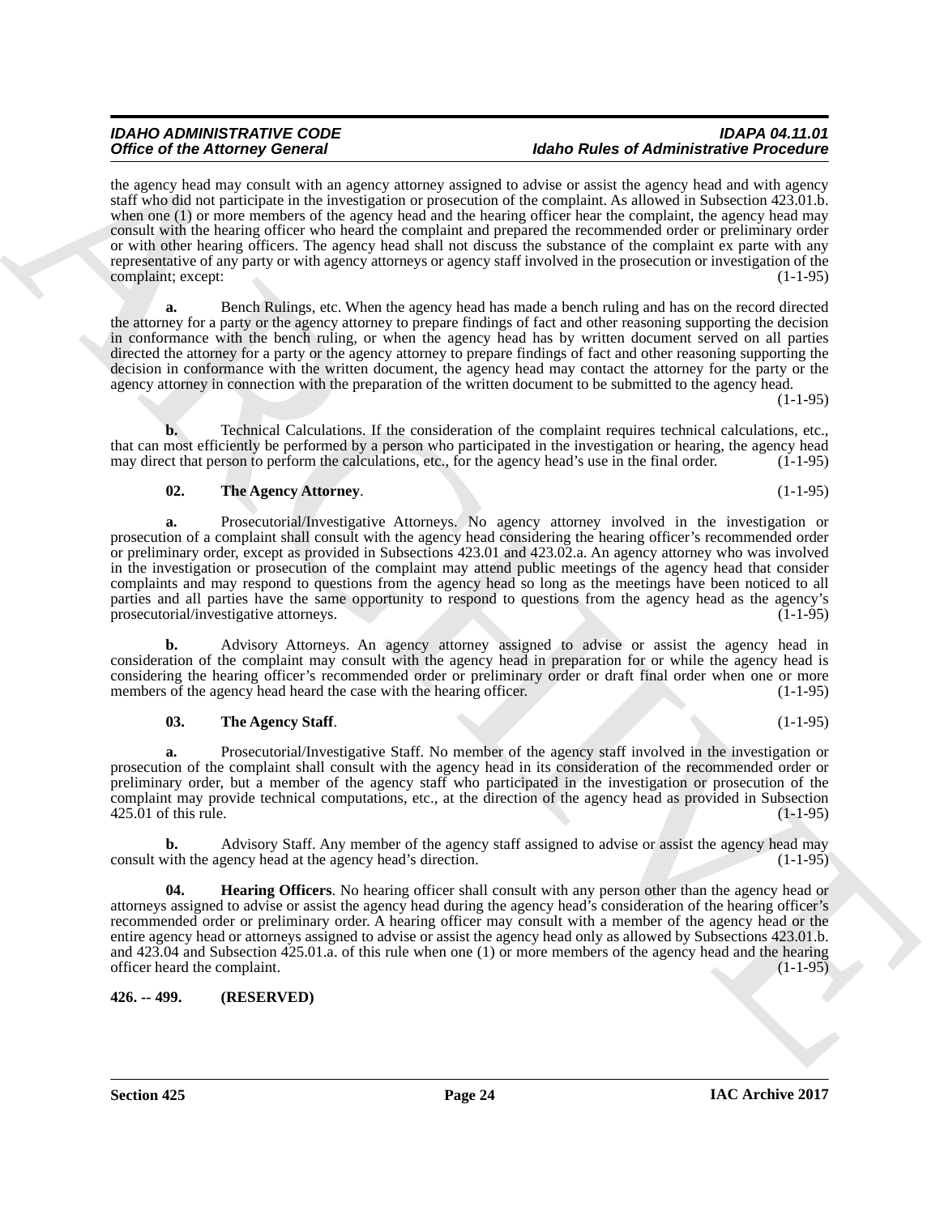the agency head may consult with an agency attorney assigned to advise or assist the agency head and with agency staff who did not participate in the investigation or prosecution of the complaint. As allowed in Subsection 423.01.b. when one (1) or more members of the agency head and the hearing officer hear the complaint, the agency head may consult with the hearing officer who heard the complaint and prepared the recommended order or preliminary order or with other hearing officers. The agency head shall not discuss the substance of the complaint ex parte with any representative of any party or with agency attorneys or agency staff involved in the prosecution or investigation of the complaint; except: (1-1-95)

**a.** Bench Rulings, etc. When the agency head has made a bench ruling and has on the record directed the attorney for a party or the agency attorney to prepare findings of fact and other reasoning supporting the decision in conformance with the bench ruling, or when the agency head has by written document served on all parties directed the attorney for a party or the agency attorney to prepare findings of fact and other reasoning supporting the decision in conformance with the written document, the agency head may contact the attorney for the party or the agency attorney in connection with the preparation of the written document to be submitted to the agency head. (1-1-95)

**b.** Technical Calculations. If the consideration of the complaint requires technical calculations, etc., that can most efficiently be performed by a person who participated in the investigation or hearing, the agency head may direct that person to perform the calculations, etc., for the agency head's use in the final order. (1-1-95)

**02. The Agency Attorney**. (1-1-95)

**a.** Prosecutorial/Investigative Attorneys. No agency attorney involved in the investigation or prosecution of a complaint shall consult with the agency head considering the hearing officer's recommended order or preliminary order, except as provided in Subsections 423.01 and 423.02.a. An agency attorney who was involved in the investigation or prosecution of the complaint may attend public meetings of the agency head that consider complaints and may respond to questions from the agency head so long as the meetings have been noticed to all parties and all parties have the same opportunity to respond to questions from the agency head as the agency's prosecutorial/investigative attorneys. (1-1-95)

**b.** Advisory Attorneys. An agency attorney assigned to advise or assist the agency head in consideration of the complaint may consult with the agency head in preparation for or while the agency head is considering the hearing officer's recommended order or preliminary order or draft final order when one or more members of the agency head heard the case with the hearing officer. (1-1-95)

**03. The Agency Staff**. (1-1-95)

**a.** Prosecutorial/Investigative Staff. No member of the agency staff involved in the investigation or prosecution of the complaint shall consult with the agency head in its consideration of the recommended order or preliminary order, but a member of the agency staff who participated in the investigation or prosecution of the complaint may provide technical computations, etc., at the direction of the agency head as provided in Subsection 425.01 of this rule. (1-1-95)

**b.** Advisory Staff. Any member of the agency staff assigned to advise or assist the agency head may consult with the agency head at the agency head's direction. (1-1-95)

**04. Hearing Officers**. No hearing officer shall consult with any person other than the agency head or attorneys assigned to advise or assist the agency head during the agency head's consideration of the hearing officer's recommended order or preliminary order. A hearing officer may consult with a member of the agency head or the entire agency head or attorneys assigned to advise or assist the agency head only as allowed by Subsections 423.01.b. and 423.04 and Subsection 425.01.a. of this rule when one (1) or more members of the agency head and the hearing officer heard the complaint. (1-1-95)

**426. -- 499. (RESERVED)**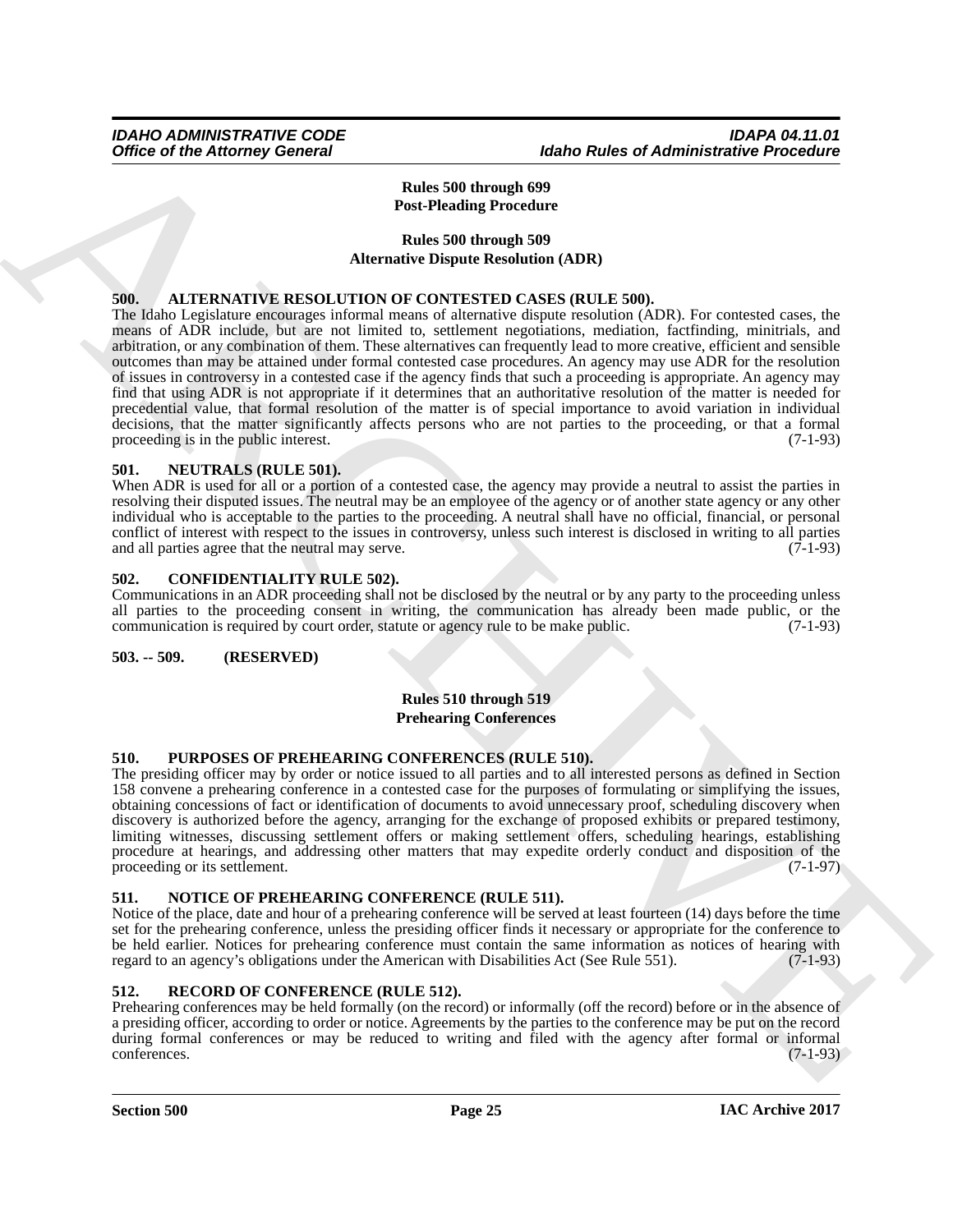**Rules 500 through 699**
**Post-Pleading Procedure**

**Rules 500 through 509**
**Alternative Dispute Resolution (ADR)**

### 500. ALTERNATIVE RESOLUTION OF CONTESTED CASES (RULE 500).

The Idaho Legislature encourages informal means of alternative dispute resolution (ADR). For contested cases, the means of ADR include, but are not limited to, settlement negotiations, mediation, factfinding, minitrials, and arbitration, or any combination of them. These alternatives can frequently lead to more creative, efficient and sensible outcomes than may be attained under formal contested case procedures. An agency may use ADR for the resolution of issues in controversy in a contested case if the agency finds that such a proceeding is appropriate. An agency may find that using ADR is not appropriate if it determines that an authoritative resolution of the matter is needed for precedential value, that formal resolution of the matter is of special importance to avoid variation in individual decisions, that the matter significantly affects persons who are not parties to the proceeding, or that a formal proceeding is in the public interest. (7-1-93)

### 501. NEUTRALS (RULE 501).

When ADR is used for all or a portion of a contested case, the agency may provide a neutral to assist the parties in resolving their disputed issues. The neutral may be an employee of the agency or of another state agency or any other individual who is acceptable to the parties to the proceeding. A neutral shall have no official, financial, or personal conflict of interest with respect to the issues in controversy, unless such interest is disclosed in writing to all parties and all parties agree that the neutral may serve. (7-1-93)

### 502. CONFIDENTIALITY RULE 502).

Communications in an ADR proceeding shall not be disclosed by the neutral or by any party to the proceeding unless all parties to the proceeding consent in writing, the communication has already been made public, or the communication is required by court order, statute or agency rule to be make public. (7-1-93)

### 503. -- 509. (RESERVED)

**Rules 510 through 519**
**Prehearing Conferences**

### 510. PURPOSES OF PREHEARING CONFERENCES (RULE 510).

The presiding officer may by order or notice issued to all parties and to all interested persons as defined in Section 158 convene a prehearing conference in a contested case for the purposes of formulating or simplifying the issues, obtaining concessions of fact or identification of documents to avoid unnecessary proof, scheduling discovery when discovery is authorized before the agency, arranging for the exchange of proposed exhibits or prepared testimony, limiting witnesses, discussing settlement offers or making settlement offers, scheduling hearings, establishing procedure at hearings, and addressing other matters that may expedite orderly conduct and disposition of the proceeding or its settlement. (7-1-97)

### 511. NOTICE OF PREHEARING CONFERENCE (RULE 511).

Notice of the place, date and hour of a prehearing conference will be served at least fourteen (14) days before the time set for the prehearing conference, unless the presiding officer finds it necessary or appropriate for the conference to be held earlier. Notices for prehearing conference must contain the same information as notices of hearing with regard to an agency's obligations under the American with Disabilities Act (See Rule 551). (7-1-93)

### 512. RECORD OF CONFERENCE (RULE 512).

Prehearing conferences may be held formally (on the record) or informally (off the record) before or in the absence of a presiding officer, according to order or notice. Agreements by the parties to the conference may be put on the record during formal conferences or may be reduced to writing and filed with the agency after formal or informal conferences. (7-1-93)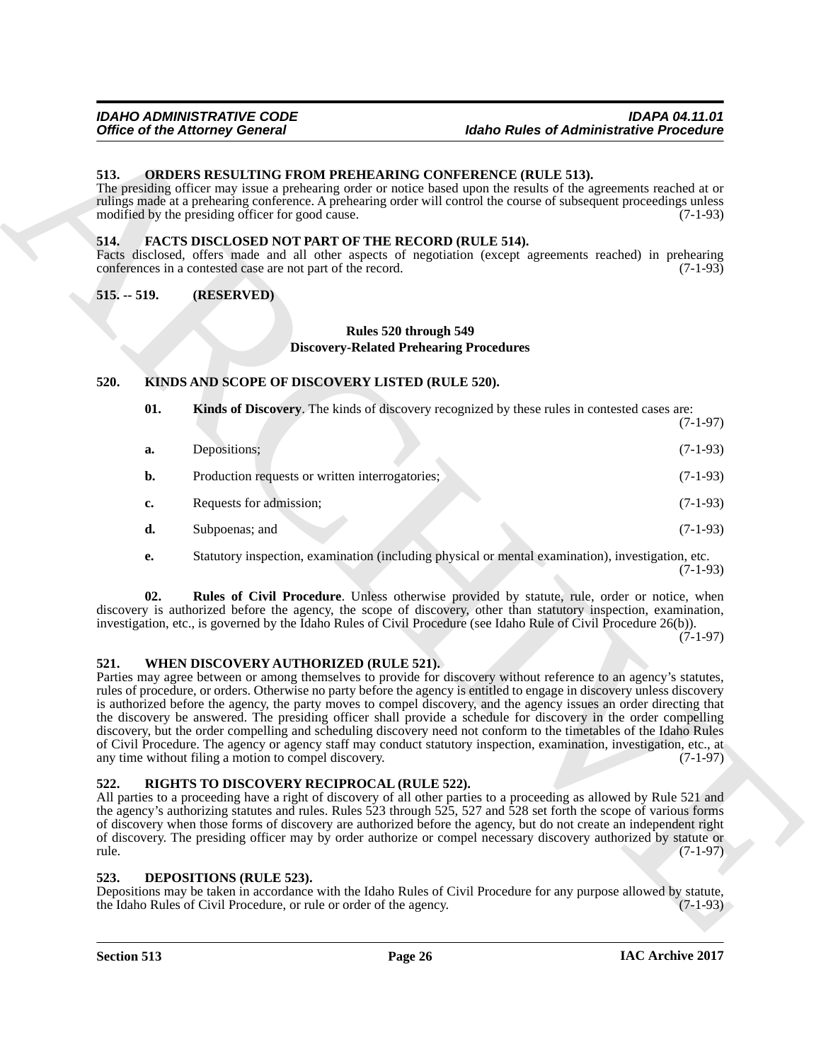### 513. ORDERS RESULTING FROM PREHEARING CONFERENCE (RULE 513).

The presiding officer may issue a prehearing order or notice based upon the results of the agreements reached at or rulings made at a prehearing conference. A prehearing order will control the course of subsequent proceedings unless modified by the presiding officer for good cause. (7-1-93)

### 514. FACTS DISCLOSED NOT PART OF THE RECORD (RULE 514).

Facts disclosed, offers made and all other aspects of negotiation (except agreements reached) in prehearing conferences in a contested case are not part of the record. (7-1-93)

### 515. -- 519. (RESERVED)

## Rules 520 through 549
## Discovery-Related Prehearing Procedures

### 520. KINDS AND SCOPE OF DISCOVERY LISTED (RULE 520).

**01. Kinds of Discovery**. The kinds of discovery recognized by these rules in contested cases are: (7-1-97)

**a.** Depositions; (7-1-93)

**b.** Production requests or written interrogatories; (7-1-93)

**c.** Requests for admission; (7-1-93)

**d.** Subpoenas; and (7-1-93)

**e.** Statutory inspection, examination (including physical or mental examination), investigation, etc. (7-1-93)

**02. Rules of Civil Procedure**. Unless otherwise provided by statute, rule, order or notice, when discovery is authorized before the agency, the scope of discovery, other than statutory inspection, examination, investigation, etc., is governed by the Idaho Rules of Civil Procedure (see Idaho Rule of Civil Procedure 26(b)). (7-1-97)

### 521. WHEN DISCOVERY AUTHORIZED (RULE 521).

Parties may agree between or among themselves to provide for discovery without reference to an agency's statutes, rules of procedure, or orders. Otherwise no party before the agency is entitled to engage in discovery unless discovery is authorized before the agency, the party moves to compel discovery, and the agency issues an order directing that the discovery be answered. The presiding officer shall provide a schedule for discovery in the order compelling discovery, but the order compelling and scheduling discovery need not conform to the timetables of the Idaho Rules of Civil Procedure. The agency or agency staff may conduct statutory inspection, examination, investigation, etc., at any time without filing a motion to compel discovery. (7-1-97)

### 522. RIGHTS TO DISCOVERY RECIPROCAL (RULE 522).

All parties to a proceeding have a right of discovery of all other parties to a proceeding as allowed by Rule 521 and the agency's authorizing statutes and rules. Rules 523 through 525, 527 and 528 set forth the scope of various forms of discovery when those forms of discovery are authorized before the agency, but do not create an independent right of discovery. The presiding officer may by order authorize or compel necessary discovery authorized by statute or rule. (7-1-97)

### 523. DEPOSITIONS (RULE 523).

Depositions may be taken in accordance with the Idaho Rules of Civil Procedure for any purpose allowed by statute, the Idaho Rules of Civil Procedure, or rule or order of the agency. (7-1-93)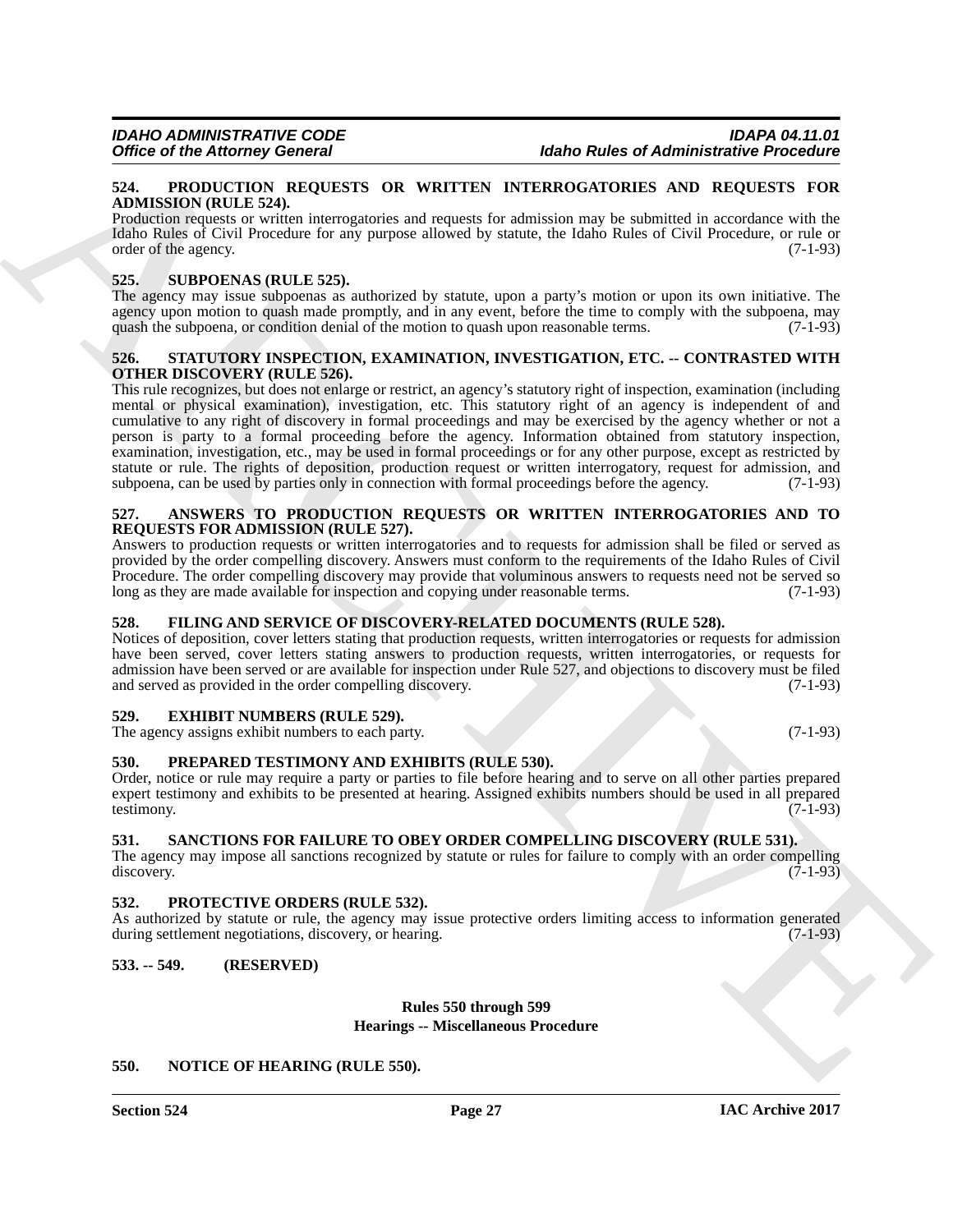### 524. PRODUCTION REQUESTS OR WRITTEN INTERROGATORIES AND REQUESTS FOR ADMISSION (RULE 524).

Production requests or written interrogatories and requests for admission may be submitted in accordance with the Idaho Rules of Civil Procedure for any purpose allowed by statute, the Idaho Rules of Civil Procedure, or rule or order of the agency. (7-1-93)

### 525. SUBPOENAS (RULE 525).

The agency may issue subpoenas as authorized by statute, upon a party's motion or upon its own initiative. The agency upon motion to quash made promptly, and in any event, before the time to comply with the subpoena, may quash the subpoena, or condition denial of the motion to quash upon reasonable terms. (7-1-93)

### 526. STATUTORY INSPECTION, EXAMINATION, INVESTIGATION, ETC. -- CONTRASTED WITH OTHER DISCOVERY (RULE 526).

This rule recognizes, but does not enlarge or restrict, an agency's statutory right of inspection, examination (including mental or physical examination), investigation, etc. This statutory right of an agency is independent of and cumulative to any right of discovery in formal proceedings and may be exercised by the agency whether or not a person is party to a formal proceeding before the agency. Information obtained from statutory inspection, examination, investigation, etc., may be used in formal proceedings or for any other purpose, except as restricted by statute or rule. The rights of deposition, production request or written interrogatory, request for admission, and subpoena, can be used by parties only in connection with formal proceedings before the agency. (7-1-93)

### 527. ANSWERS TO PRODUCTION REQUESTS OR WRITTEN INTERROGATORIES AND TO REQUESTS FOR ADMISSION (RULE 527).

Answers to production requests or written interrogatories and to requests for admission shall be filed or served as provided by the order compelling discovery. Answers must conform to the requirements of the Idaho Rules of Civil Procedure. The order compelling discovery may provide that voluminous answers to requests need not be served so long as they are made available for inspection and copying under reasonable terms. (7-1-93)

### 528. FILING AND SERVICE OF DISCOVERY-RELATED DOCUMENTS (RULE 528).

Notices of deposition, cover letters stating that production requests, written interrogatories or requests for admission have been served, cover letters stating answers to production requests, written interrogatories, or requests for admission have been served or are available for inspection under Rule 527, and objections to discovery must be filed and served as provided in the order compelling discovery. (7-1-93)

### 529. EXHIBIT NUMBERS (RULE 529).

The agency assigns exhibit numbers to each party. (7-1-93)

### 530. PREPARED TESTIMONY AND EXHIBITS (RULE 530).

Order, notice or rule may require a party or parties to file before hearing and to serve on all other parties prepared expert testimony and exhibits to be presented at hearing. Assigned exhibits numbers should be used in all prepared testimony. (7-1-93)

### 531. SANCTIONS FOR FAILURE TO OBEY ORDER COMPELLING DISCOVERY (RULE 531).

The agency may impose all sanctions recognized by statute or rules for failure to comply with an order compelling discovery. (7-1-93)

### 532. PROTECTIVE ORDERS (RULE 532).

As authorized by statute or rule, the agency may issue protective orders limiting access to information generated during settlement negotiations, discovery, or hearing. (7-1-93)

### 533. -- 549. (RESERVED)

## Rules 550 through 599
## Hearings -- Miscellaneous Procedure

### 550. NOTICE OF HEARING (RULE 550).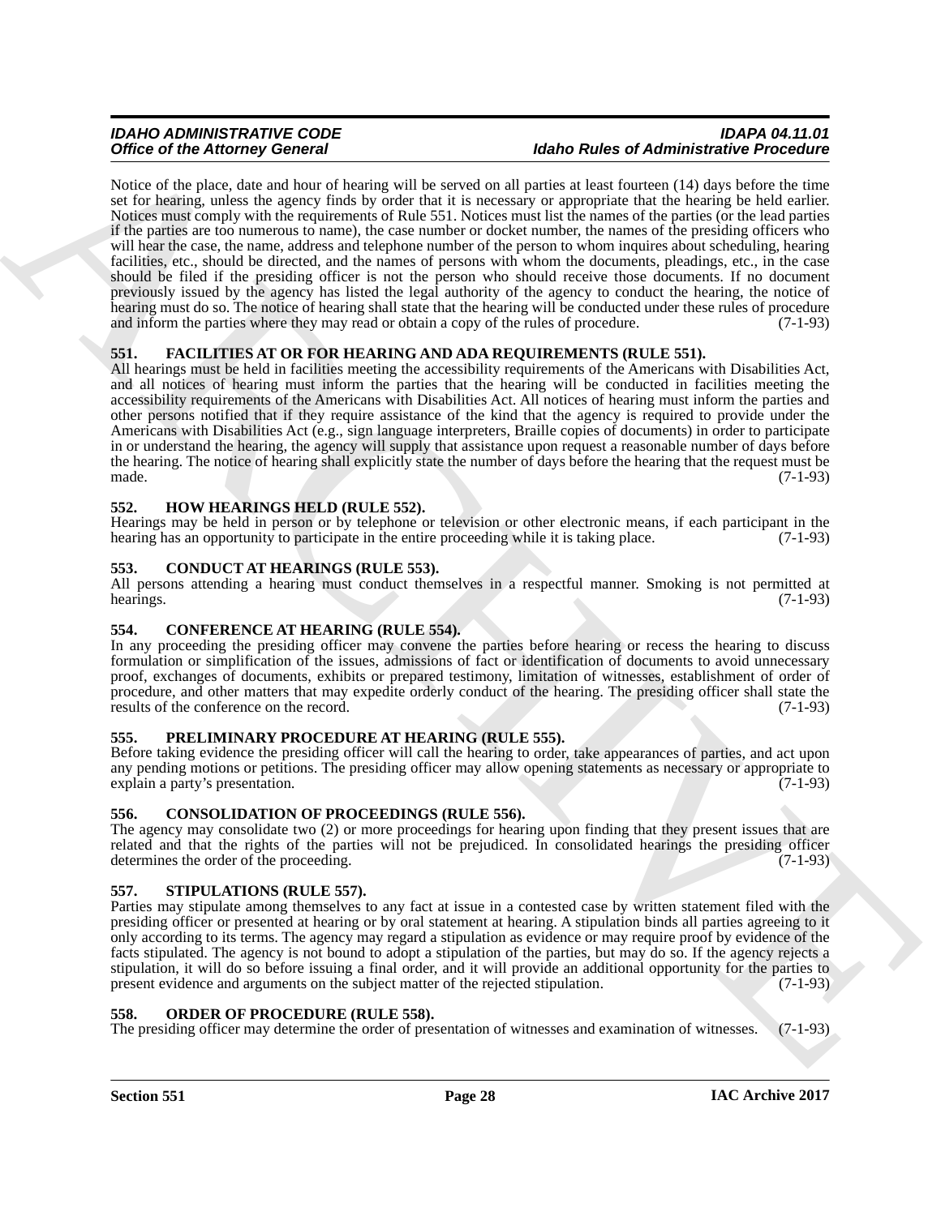Notice of the place, date and hour of hearing will be served on all parties at least fourteen (14) days before the time set for hearing, unless the agency finds by order that it is necessary or appropriate that the hearing be held earlier. Notices must comply with the requirements of Rule 551. Notices must list the names of the parties (or the lead parties if the parties are too numerous to name), the case number or docket number, the names of the presiding officers who will hear the case, the name, address and telephone number of the person to whom inquires about scheduling, hearing facilities, etc., should be directed, and the names of persons with whom the documents, pleadings, etc., in the case should be filed if the presiding officer is not the person who should receive those documents. If no document previously issued by the agency has listed the legal authority of the agency to conduct the hearing, the notice of hearing must do so. The notice of hearing shall state that the hearing will be conducted under these rules of procedure and inform the parties where they may read or obtain a copy of the rules of procedure. (7-1-93)

### 551. FACILITIES AT OR FOR HEARING AND ADA REQUIREMENTS (RULE 551).

All hearings must be held in facilities meeting the accessibility requirements of the Americans with Disabilities Act, and all notices of hearing must inform the parties that the hearing will be conducted in facilities meeting the accessibility requirements of the Americans with Disabilities Act. All notices of hearing must inform the parties and other persons notified that if they require assistance of the kind that the agency is required to provide under the Americans with Disabilities Act (e.g., sign language interpreters, Braille copies of documents) in order to participate in or understand the hearing, the agency will supply that assistance upon request a reasonable number of days before the hearing. The notice of hearing shall explicitly state the number of days before the hearing that the request must be made. (7-1-93)

### 552. HOW HEARINGS HELD (RULE 552).

Hearings may be held in person or by telephone or television or other electronic means, if each participant in the hearing has an opportunity to participate in the entire proceeding while it is taking place. (7-1-93)

### 553. CONDUCT AT HEARINGS (RULE 553).

All persons attending a hearing must conduct themselves in a respectful manner. Smoking is not permitted at hearings. (7-1-93)

### 554. CONFERENCE AT HEARING (RULE 554).

In any proceeding the presiding officer may convene the parties before hearing or recess the hearing to discuss formulation or simplification of the issues, admissions of fact or identification of documents to avoid unnecessary proof, exchanges of documents, exhibits or prepared testimony, limitation of witnesses, establishment of order of procedure, and other matters that may expedite orderly conduct of the hearing. The presiding officer shall state the results of the conference on the record. (7-1-93)

### 555. PRELIMINARY PROCEDURE AT HEARING (RULE 555).

Before taking evidence the presiding officer will call the hearing to order, take appearances of parties, and act upon any pending motions or petitions. The presiding officer may allow opening statements as necessary or appropriate to explain a party's presentation. (7-1-93)

### 556. CONSOLIDATION OF PROCEEDINGS (RULE 556).

The agency may consolidate two (2) or more proceedings for hearing upon finding that they present issues that are related and that the rights of the parties will not be prejudiced. In consolidated hearings the presiding officer determines the order of the proceeding. (7-1-93)

### 557. STIPULATIONS (RULE 557).

Parties may stipulate among themselves to any fact at issue in a contested case by written statement filed with the presiding officer or presented at hearing or by oral statement at hearing. A stipulation binds all parties agreeing to it only according to its terms. The agency may regard a stipulation as evidence or may require proof by evidence of the facts stipulated. The agency is not bound to adopt a stipulation of the parties, but may do so. If the agency rejects a stipulation, it will do so before issuing a final order, and it will provide an additional opportunity for the parties to present evidence and arguments on the subject matter of the rejected stipulation. (7-1-93)

### 558. ORDER OF PROCEDURE (RULE 558).

The presiding officer may determine the order of presentation of witnesses and examination of witnesses. (7-1-93)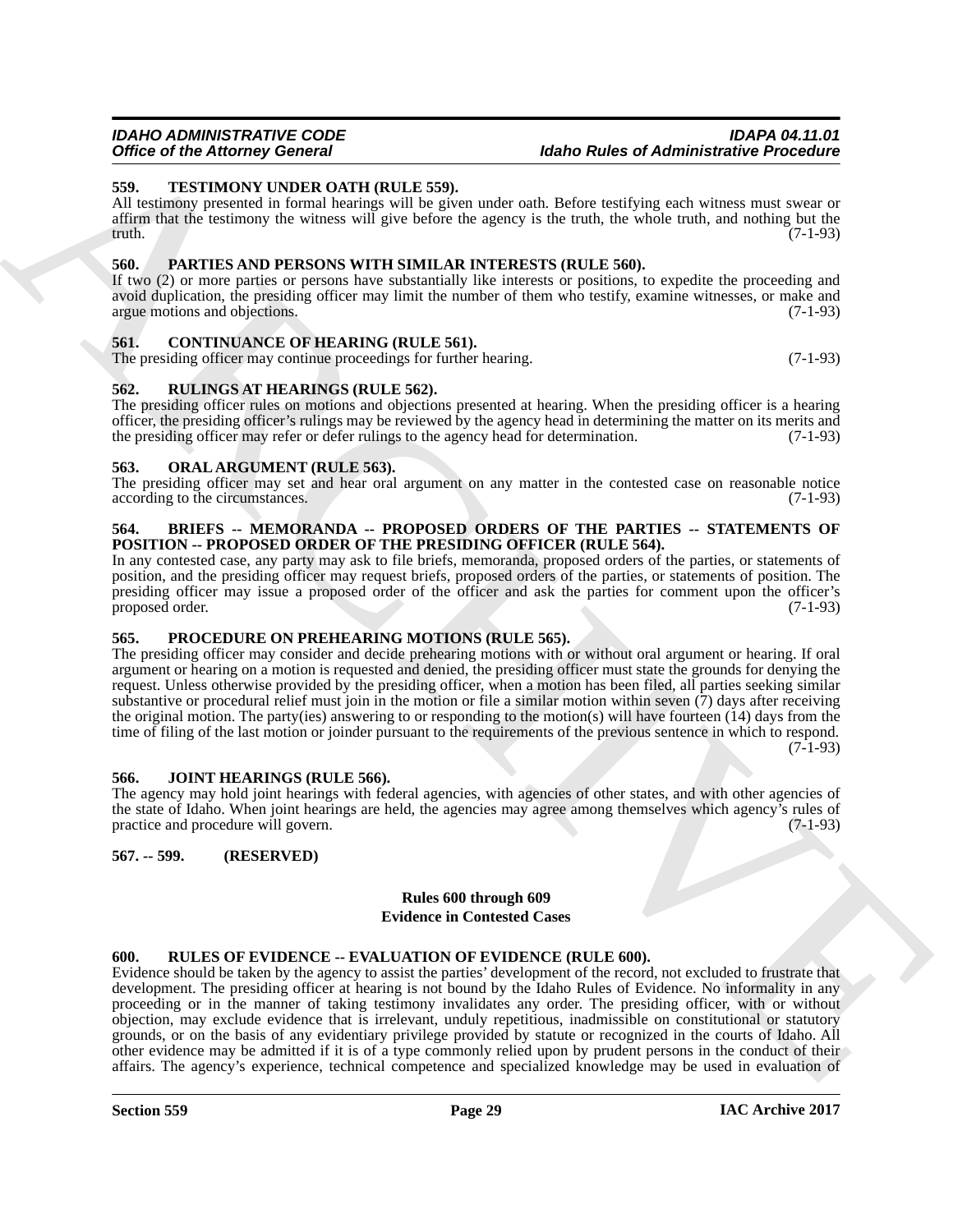### 559. TESTIMONY UNDER OATH (RULE 559).

All testimony presented in formal hearings will be given under oath. Before testifying each witness must swear or affirm that the testimony the witness will give before the agency is the truth, the whole truth, and nothing but the truth. (7-1-93)

### 560. PARTIES AND PERSONS WITH SIMILAR INTERESTS (RULE 560).

If two (2) or more parties or persons have substantially like interests or positions, to expedite the proceeding and avoid duplication, the presiding officer may limit the number of them who testify, examine witnesses, or make and argue motions and objections. (7-1-93)

### 561. CONTINUANCE OF HEARING (RULE 561).

The presiding officer may continue proceedings for further hearing. (7-1-93)

### 562. RULINGS AT HEARINGS (RULE 562).

The presiding officer rules on motions and objections presented at hearing. When the presiding officer is a hearing officer, the presiding officer's rulings may be reviewed by the agency head in determining the matter on its merits and the presiding officer may refer or defer rulings to the agency head for determination. (7-1-93)

### 563. ORAL ARGUMENT (RULE 563).

The presiding officer may set and hear oral argument on any matter in the contested case on reasonable notice according to the circumstances. (7-1-93)

### 564. BRIEFS -- MEMORANDA -- PROPOSED ORDERS OF THE PARTIES -- STATEMENTS OF POSITION -- PROPOSED ORDER OF THE PRESIDING OFFICER (RULE 564).

In any contested case, any party may ask to file briefs, memoranda, proposed orders of the parties, or statements of position, and the presiding officer may request briefs, proposed orders of the parties, or statements of position. The presiding officer may issue a proposed order of the officer and ask the parties for comment upon the officer's proposed order. (7-1-93)

### 565. PROCEDURE ON PREHEARING MOTIONS (RULE 565).

The presiding officer may consider and decide prehearing motions with or without oral argument or hearing. If oral argument or hearing on a motion is requested and denied, the presiding officer must state the grounds for denying the request. Unless otherwise provided by the presiding officer, when a motion has been filed, all parties seeking similar substantive or procedural relief must join in the motion or file a similar motion within seven (7) days after receiving the original motion. The party(ies) answering to or responding to the motion(s) will have fourteen (14) days from the time of filing of the last motion or joinder pursuant to the requirements of the previous sentence in which to respond. (7-1-93)

### 566. JOINT HEARINGS (RULE 566).

The agency may hold joint hearings with federal agencies, with agencies of other states, and with other agencies of the state of Idaho. When joint hearings are held, the agencies may agree among themselves which agency's rules of practice and procedure will govern. (7-1-93)

### 567. -- 599. (RESERVED)

## Rules 600 through 609
## Evidence in Contested Cases

### 600. RULES OF EVIDENCE -- EVALUATION OF EVIDENCE (RULE 600).

Evidence should be taken by the agency to assist the parties' development of the record, not excluded to frustrate that development. The presiding officer at hearing is not bound by the Idaho Rules of Evidence. No informality in any proceeding or in the manner of taking testimony invalidates any order. The presiding officer, with or without objection, may exclude evidence that is irrelevant, unduly repetitious, inadmissible on constitutional or statutory grounds, or on the basis of any evidentiary privilege provided by statute or recognized in the courts of Idaho. All other evidence may be admitted if it is of a type commonly relied upon by prudent persons in the conduct of their affairs. The agency's experience, technical competence and specialized knowledge may be used in evaluation of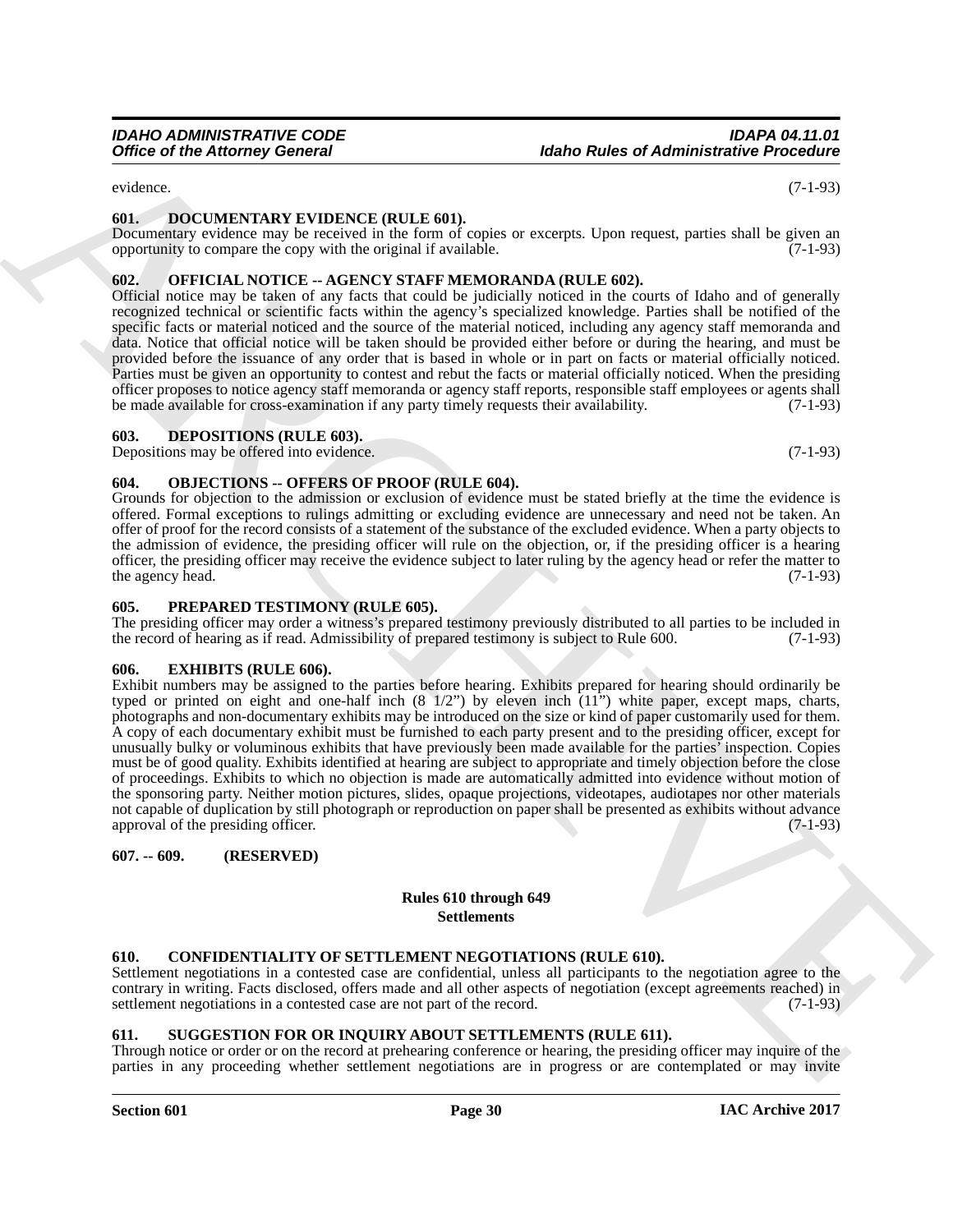evidence. (7-1-93)

**601. DOCUMENTARY EVIDENCE (RULE 601).**

Documentary evidence may be received in the form of copies or excerpts. Upon request, parties shall be given an opportunity to compare the copy with the original if available. (7-1-93)

**602. OFFICIAL NOTICE -- AGENCY STAFF MEMORANDA (RULE 602).**

Official notice may be taken of any facts that could be judicially noticed in the courts of Idaho and of generally recognized technical or scientific facts within the agency's specialized knowledge. Parties shall be notified of the specific facts or material noticed and the source of the material noticed, including any agency staff memoranda and data. Notice that official notice will be taken should be provided either before or during the hearing, and must be provided before the issuance of any order that is based in whole or in part on facts or material officially noticed. Parties must be given an opportunity to contest and rebut the facts or material officially noticed. When the presiding officer proposes to notice agency staff memoranda or agency staff reports, responsible staff employees or agents shall be made available for cross-examination if any party timely requests their availability. (7-1-93)

**603. DEPOSITIONS (RULE 603).**

Depositions may be offered into evidence. (7-1-93)

**604. OBJECTIONS -- OFFERS OF PROOF (RULE 604).**

Grounds for objection to the admission or exclusion of evidence must be stated briefly at the time the evidence is offered. Formal exceptions to rulings admitting or excluding evidence are unnecessary and need not be taken. An offer of proof for the record consists of a statement of the substance of the excluded evidence. When a party objects to the admission of evidence, the presiding officer will rule on the objection, or, if the presiding officer is a hearing officer, the presiding officer may receive the evidence subject to later ruling by the agency head or refer the matter to the agency head. (7-1-93)

**605. PREPARED TESTIMONY (RULE 605).**

The presiding officer may order a witness's prepared testimony previously distributed to all parties to be included in the record of hearing as if read. Admissibility of prepared testimony is subject to Rule 600. (7-1-93)

**606. EXHIBITS (RULE 606).**

Exhibit numbers may be assigned to the parties before hearing. Exhibits prepared for hearing should ordinarily be typed or printed on eight and one-half inch (8 1/2") by eleven inch (11") white paper, except maps, charts, photographs and non-documentary exhibits may be introduced on the size or kind of paper customarily used for them. A copy of each documentary exhibit must be furnished to each party present and to the presiding officer, except for unusually bulky or voluminous exhibits that have previously been made available for the parties' inspection. Copies must be of good quality. Exhibits identified at hearing are subject to appropriate and timely objection before the close of proceedings. Exhibits to which no objection is made are automatically admitted into evidence without motion of the sponsoring party. Neither motion pictures, slides, opaque projections, videotapes, audiotapes nor other materials not capable of duplication by still photograph or reproduction on paper shall be presented as exhibits without advance approval of the presiding officer. (7-1-93)

**607. -- 609. (RESERVED)**

**Rules 610 through 649**
**Settlements**

**610. CONFIDENTIALITY OF SETTLEMENT NEGOTIATIONS (RULE 610).**

Settlement negotiations in a contested case are confidential, unless all participants to the negotiation agree to the contrary in writing. Facts disclosed, offers made and all other aspects of negotiation (except agreements reached) in settlement negotiations in a contested case are not part of the record. (7-1-93)

**611. SUGGESTION FOR OR INQUIRY ABOUT SETTLEMENTS (RULE 611).**

Through notice or order or on the record at prehearing conference or hearing, the presiding officer may inquire of the parties in any proceeding whether settlement negotiations are in progress or are contemplated or may invite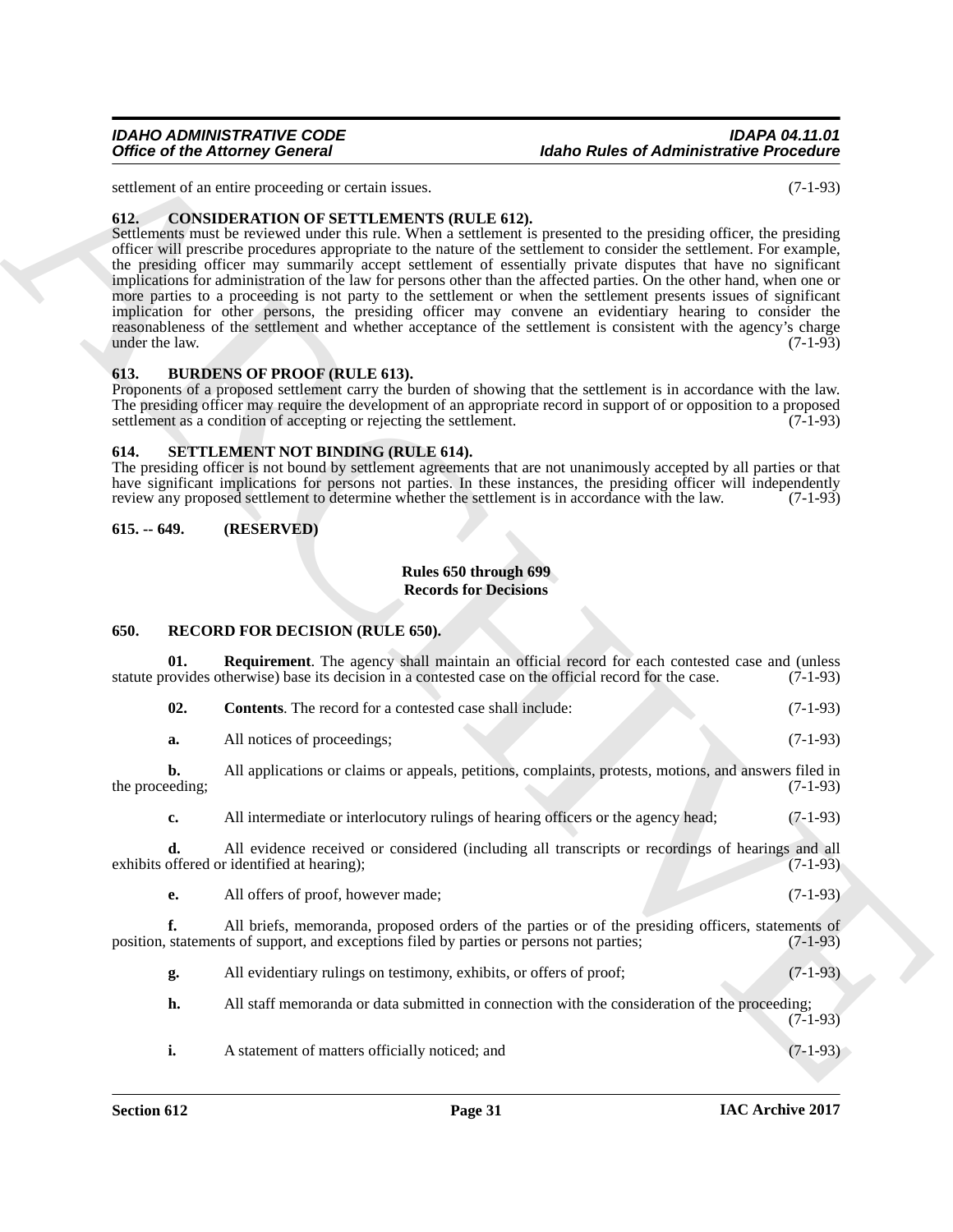settlement of an entire proceeding or certain issues. (7-1-93)

### 612. CONSIDERATION OF SETTLEMENTS (RULE 612).

Settlements must be reviewed under this rule. When a settlement is presented to the presiding officer, the presiding officer will prescribe procedures appropriate to the nature of the settlement to consider the settlement. For example, the presiding officer may summarily accept settlement of essentially private disputes that have no significant implications for administration of the law for persons other than the affected parties. On the other hand, when one or more parties to a proceeding is not party to the settlement or when the settlement presents issues of significant implication for other persons, the presiding officer may convene an evidentiary hearing to consider the reasonableness of the settlement and whether acceptance of the settlement is consistent with the agency's charge under the law. (7-1-93)

### 613. BURDENS OF PROOF (RULE 613).

Proponents of a proposed settlement carry the burden of showing that the settlement is in accordance with the law. The presiding officer may require the development of an appropriate record in support of or opposition to a proposed settlement as a condition of accepting or rejecting the settlement. (7-1-93)

### 614. SETTLEMENT NOT BINDING (RULE 614).

The presiding officer is not bound by settlement agreements that are not unanimously accepted by all parties or that have significant implications for persons not parties. In these instances, the presiding officer will independently review any proposed settlement to determine whether the settlement is in accordance with the law. (7-1-93)

### 615. -- 649. (RESERVED)

## Rules 650 through 699
## Records for Decisions

### 650. RECORD FOR DECISION (RULE 650).

**01. Requirement**. The agency shall maintain an official record for each contested case and (unless statute provides otherwise) base its decision in a contested case on the official record for the case. (7-1-93)

**02. Contents**. The record for a contested case shall include: (7-1-93)

**a.** All notices of proceedings; (7-1-93)

**b.** All applications or claims or appeals, petitions, complaints, protests, motions, and answers filed in the proceeding; (7-1-93)

**c.** All intermediate or interlocutory rulings of hearing officers or the agency head; (7-1-93)

**d.** All evidence received or considered (including all transcripts or recordings of hearings and all exhibits offered or identified at hearing); (7-1-93)

**e.** All offers of proof, however made; (7-1-93)

**f.** All briefs, memoranda, proposed orders of the parties or of the presiding officers, statements of position, statements of support, and exceptions filed by parties or persons not parties; (7-1-93)

**g.** All evidentiary rulings on testimony, exhibits, or offers of proof; (7-1-93)

**h.** All staff memoranda or data submitted in connection with the consideration of the proceeding; (7-1-93)

**i.** A statement of matters officially noticed; and (7-1-93)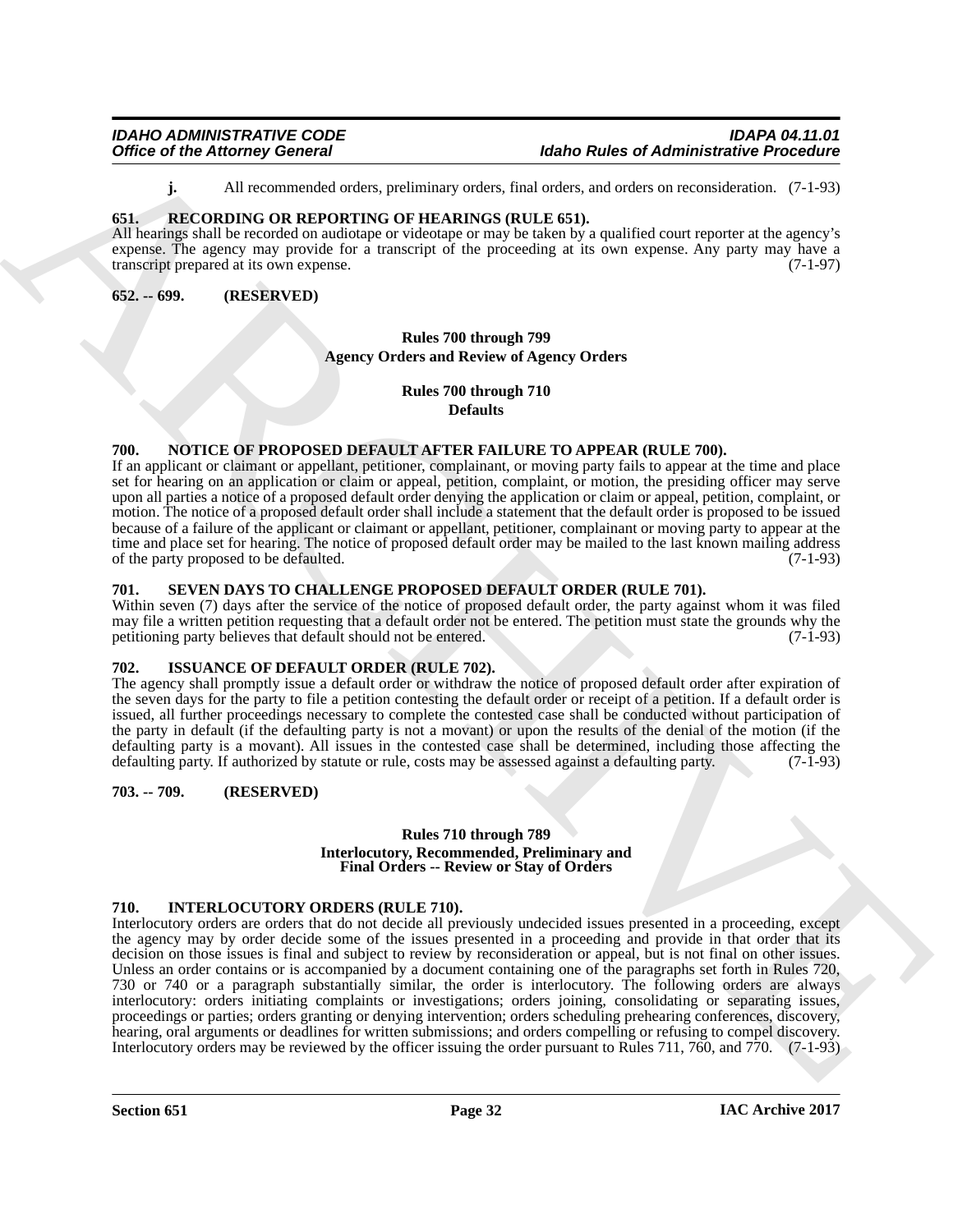**j.** All recommended orders, preliminary orders, final orders, and orders on reconsideration. (7-1-93)

### 651. RECORDING OR REPORTING OF HEARINGS (RULE 651).

All hearings shall be recorded on audiotape or videotape or may be taken by a qualified court reporter at the agency's expense. The agency may provide for a transcript of the proceeding at its own expense. Any party may have a transcript prepared at its own expense. (7-1-97)

### 652. -- 699. (RESERVED)

## Rules 700 through 799
## Agency Orders and Review of Agency Orders

## Rules 700 through 710
## Defaults

### 700. NOTICE OF PROPOSED DEFAULT AFTER FAILURE TO APPEAR (RULE 700).

If an applicant or claimant or appellant, petitioner, complainant, or moving party fails to appear at the time and place set for hearing on an application or claim or appeal, petition, complaint, or motion, the presiding officer may serve upon all parties a notice of a proposed default order denying the application or claim or appeal, petition, complaint, or motion. The notice of a proposed default order shall include a statement that the default order is proposed to be issued because of a failure of the applicant or claimant or appellant, petitioner, complainant or moving party to appear at the time and place set for hearing. The notice of proposed default order may be mailed to the last known mailing address of the party proposed to be defaulted. (7-1-93)

### 701. SEVEN DAYS TO CHALLENGE PROPOSED DEFAULT ORDER (RULE 701).

Within seven (7) days after the service of the notice of proposed default order, the party against whom it was filed may file a written petition requesting that a default order not be entered. The petition must state the grounds why the petitioning party believes that default should not be entered. (7-1-93)

### 702. ISSUANCE OF DEFAULT ORDER (RULE 702).

The agency shall promptly issue a default order or withdraw the notice of proposed default order after expiration of the seven days for the party to file a petition contesting the default order or receipt of a petition. If a default order is issued, all further proceedings necessary to complete the contested case shall be conducted without participation of the party in default (if the defaulting party is not a movant) or upon the results of the denial of the motion (if the defaulting party is a movant). All issues in the contested case shall be determined, including those affecting the defaulting party. If authorized by statute or rule, costs may be assessed against a defaulting party. (7-1-93)

### 703. -- 709. (RESERVED)

## Rules 710 through 789
## Interlocutory, Recommended, Preliminary and Final Orders -- Review or Stay of Orders

### 710. INTERLOCUTORY ORDERS (RULE 710).

Interlocutory orders are orders that do not decide all previously undecided issues presented in a proceeding, except the agency may by order decide some of the issues presented in a proceeding and provide in that order that its decision on those issues is final and subject to review by reconsideration or appeal, but is not final on other issues. Unless an order contains or is accompanied by a document containing one of the paragraphs set forth in Rules 720, 730 or 740 or a paragraph substantially similar, the order is interlocutory. The following orders are always interlocutory: orders initiating complaints or investigations; orders joining, consolidating or separating issues, proceedings or parties; orders granting or denying intervention; orders scheduling prehearing conferences, discovery, hearing, oral arguments or deadlines for written submissions; and orders compelling or refusing to compel discovery. Interlocutory orders may be reviewed by the officer issuing the order pursuant to Rules 711, 760, and 770. (7-1-93)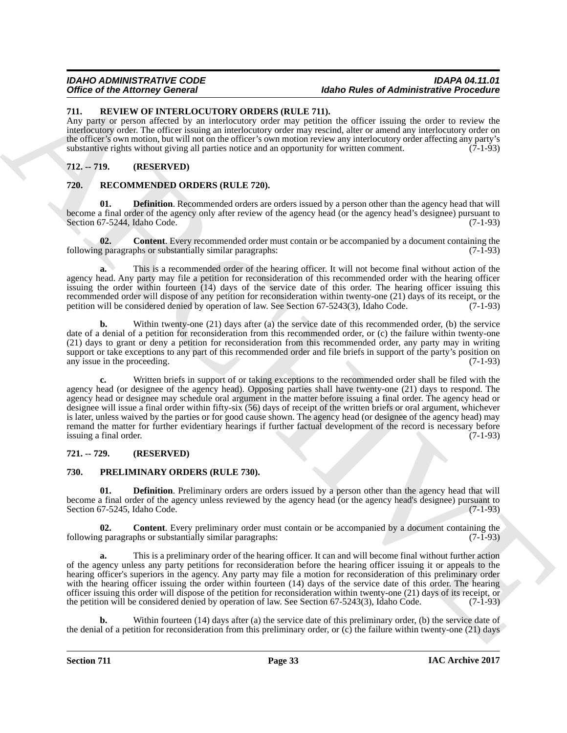### 711. REVIEW OF INTERLOCUTORY ORDERS (RULE 711).

Any party or person affected by an interlocutory order may petition the officer issuing the order to review the interlocutory order. The officer issuing an interlocutory order may rescind, alter or amend any interlocutory order on the officer's own motion, but will not on the officer's own motion review any interlocutory order affecting any party's substantive rights without giving all parties notice and an opportunity for written comment. (7-1-93)

### 712. -- 719. (RESERVED)

### 720. RECOMMENDED ORDERS (RULE 720).

**01. Definition**. Recommended orders are orders issued by a person other than the agency head that will become a final order of the agency only after review of the agency head (or the agency head's designee) pursuant to Section 67-5244, Idaho Code. (7-1-93)

**02. Content**. Every recommended order must contain or be accompanied by a document containing the following paragraphs or substantially similar paragraphs: (7-1-93)

**a.** This is a recommended order of the hearing officer. It will not become final without action of the agency head. Any party may file a petition for reconsideration of this recommended order with the hearing officer issuing the order within fourteen (14) days of the service date of this order. The hearing officer issuing this recommended order will dispose of any petition for reconsideration within twenty-one (21) days of its receipt, or the petition will be considered denied by operation of law. See Section 67-5243(3), Idaho Code. (7-1-93)

**b.** Within twenty-one (21) days after (a) the service date of this recommended order, (b) the service date of a denial of a petition for reconsideration from this recommended order, or (c) the failure within twenty-one (21) days to grant or deny a petition for reconsideration from this recommended order, any party may in writing support or take exceptions to any part of this recommended order and file briefs in support of the party's position on any issue in the proceeding. (7-1-93)

**c.** Written briefs in support of or taking exceptions to the recommended order shall be filed with the agency head (or designee of the agency head). Opposing parties shall have twenty-one (21) days to respond. The agency head or designee may schedule oral argument in the matter before issuing a final order. The agency head or designee will issue a final order within fifty-six (56) days of receipt of the written briefs or oral argument, whichever is later, unless waived by the parties or for good cause shown. The agency head (or designee of the agency head) may remand the matter for further evidentiary hearings if further factual development of the record is necessary before issuing a final order. (7-1-93)

### 721. -- 729. (RESERVED)

### 730. PRELIMINARY ORDERS (RULE 730).

**01. Definition**. Preliminary orders are orders issued by a person other than the agency head that will become a final order of the agency unless reviewed by the agency head (or the agency head's designee) pursuant to Section 67-5245, Idaho Code. (7-1-93)

**02. Content**. Every preliminary order must contain or be accompanied by a document containing the following paragraphs or substantially similar paragraphs: (7-1-93)

**a.** This is a preliminary order of the hearing officer. It can and will become final without further action of the agency unless any party petitions for reconsideration before the hearing officer issuing it or appeals to the hearing officer's superiors in the agency. Any party may file a motion for reconsideration of this preliminary order with the hearing officer issuing the order within fourteen (14) days of the service date of this order. The hearing officer issuing this order will dispose of the petition for reconsideration within twenty-one (21) days of its receipt, or the petition will be considered denied by operation of law. See Section 67-5243(3), Idaho Code. (7-1-93)

**b.** Within fourteen (14) days after (a) the service date of this preliminary order, (b) the service date of the denial of a petition for reconsideration from this preliminary order, or (c) the failure within twenty-one (21) days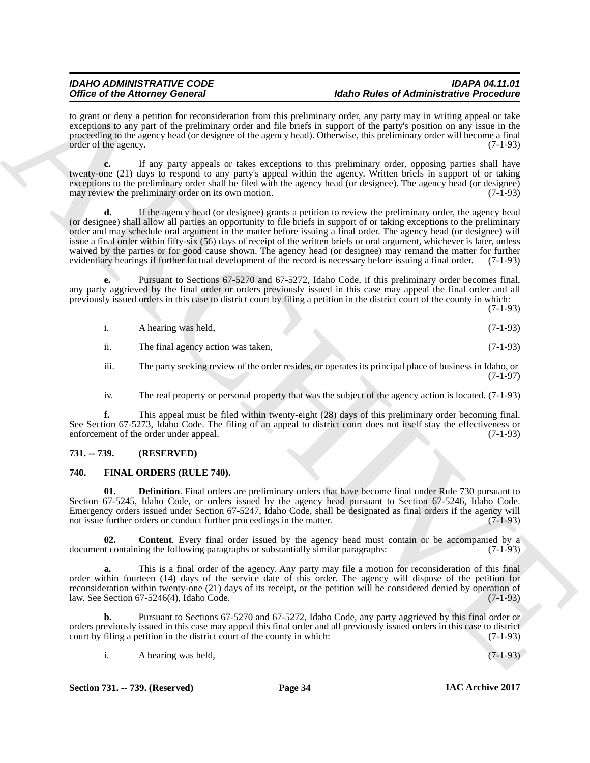to grant or deny a petition for reconsideration from this preliminary order, any party may in writing appeal or take exceptions to any part of the preliminary order and file briefs in support of the party's position on any issue in the proceeding to the agency head (or designee of the agency head). Otherwise, this preliminary order will become a final order of the agency. (7-1-93)

**c.** If any party appeals or takes exceptions to this preliminary order, opposing parties shall have twenty-one (21) days to respond to any party's appeal within the agency. Written briefs in support of or taking exceptions to the preliminary order shall be filed with the agency head (or designee). The agency head (or designee) may review the preliminary order on its own motion. (7-1-93)

**d.** If the agency head (or designee) grants a petition to review the preliminary order, the agency head (or designee) shall allow all parties an opportunity to file briefs in support of or taking exceptions to the preliminary order and may schedule oral argument in the matter before issuing a final order. The agency head (or designee) will issue a final order within fifty-six (56) days of receipt of the written briefs or oral argument, whichever is later, unless waived by the parties or for good cause shown. The agency head (or designee) may remand the matter for further evidentiary hearings if further factual development of the record is necessary before issuing a final order. (7-1-93)

**e.** Pursuant to Sections 67-5270 and 67-5272, Idaho Code, if this preliminary order becomes final, any party aggrieved by the final order or orders previously issued in this case may appeal the final order and all previously issued orders in this case to district court by filing a petition in the district court of the county in which: (7-1-93)

i. A hearing was held, (7-1-93)

ii. The final agency action was taken, (7-1-93)

iii. The party seeking review of the order resides, or operates its principal place of business in Idaho, or (7-1-97)

iv. The real property or personal property that was the subject of the agency action is located. (7-1-93)

**f.** This appeal must be filed within twenty-eight (28) days of this preliminary order becoming final. See Section 67-5273, Idaho Code. The filing of an appeal to district court does not itself stay the effectiveness or enforcement of the order under appeal. (7-1-93)

## 731. -- 739. (RESERVED)

## 740. FINAL ORDERS (RULE 740).

**01. Definition**. Final orders are preliminary orders that have become final under Rule 730 pursuant to Section 67-5245, Idaho Code, or orders issued by the agency head pursuant to Section 67-5246, Idaho Code. Emergency orders issued under Section 67-5247, Idaho Code, shall be designated as final orders if the agency will not issue further orders or conduct further proceedings in the matter. (7-1-93)

**02. Content**. Every final order issued by the agency head must contain or be accompanied by a document containing the following paragraphs or substantially similar paragraphs: (7-1-93)

**a.** This is a final order of the agency. Any party may file a motion for reconsideration of this final order within fourteen (14) days of the service date of this order. The agency will dispose of the petition for reconsideration within twenty-one (21) days of its receipt, or the petition will be considered denied by operation of law. See Section 67-5246(4), Idaho Code. (7-1-93)

**b.** Pursuant to Sections 67-5270 and 67-5272, Idaho Code, any party aggrieved by this final order or orders previously issued in this case may appeal this final order and all previously issued orders in this case to district court by filing a petition in the district court of the county in which: (7-1-93)

i. A hearing was held, (7-1-93)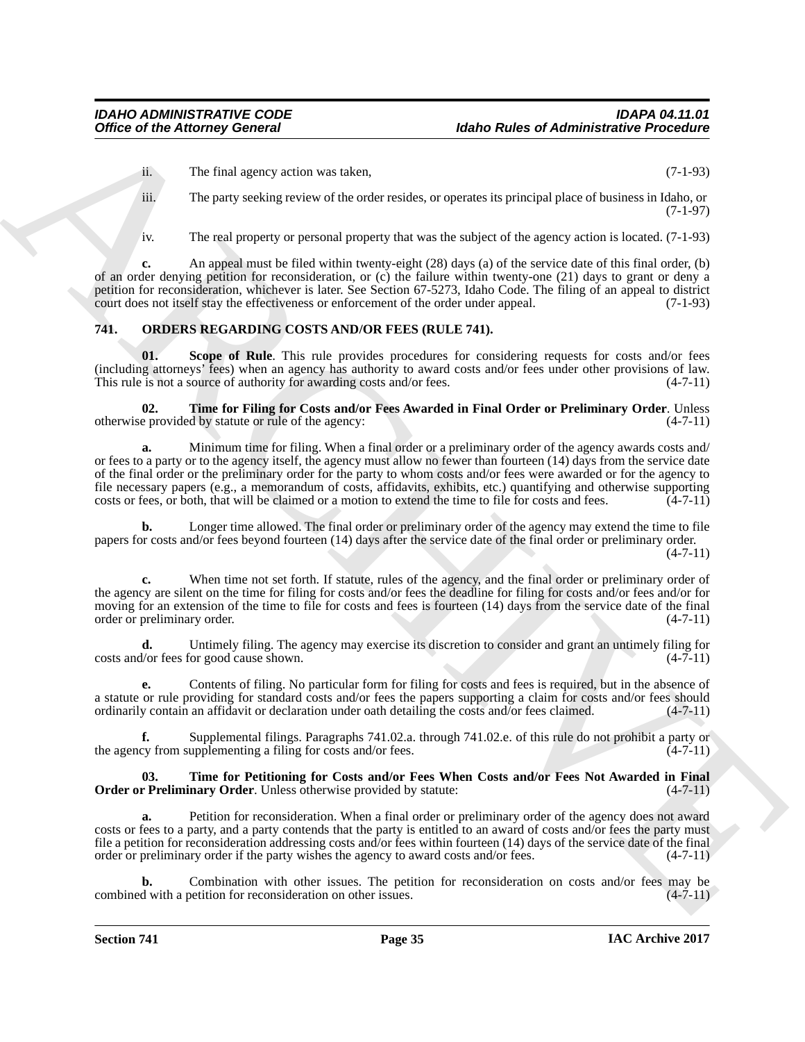ii. The final agency action was taken, (7-1-93)

iii. The party seeking review of the order resides, or operates its principal place of business in Idaho, or (7-1-97)

iv. The real property or personal property that was the subject of the agency action is located. (7-1-93)

**c.** An appeal must be filed within twenty-eight (28) days (a) of the service date of this final order, (b) of an order denying petition for reconsideration, or (c) the failure within twenty-one (21) days to grant or deny a petition for reconsideration, whichever is later. See Section 67-5273, Idaho Code. The filing of an appeal to district court does not itself stay the effectiveness or enforcement of the order under appeal. (7-1-93)

## 741. ORDERS REGARDING COSTS AND/OR FEES (RULE 741).

**01. Scope of Rule**. This rule provides procedures for considering requests for costs and/or fees (including attorneys' fees) when an agency has authority to award costs and/or fees under other provisions of law. This rule is not a source of authority for awarding costs and/or fees. (4-7-11)

**02. Time for Filing for Costs and/or Fees Awarded in Final Order or Preliminary Order**. Unless otherwise provided by statute or rule of the agency: (4-7-11)

**a.** Minimum time for filing. When a final order or a preliminary order of the agency awards costs and/or fees to a party or to the agency itself, the agency must allow no fewer than fourteen (14) days from the service date of the final order or the preliminary order for the party to whom costs and/or fees were awarded or for the agency to file necessary papers (e.g., a memorandum of costs, affidavits, exhibits, etc.) quantifying and otherwise supporting costs or fees, or both, that will be claimed or a motion to extend the time to file for costs and fees. (4-7-11)

**b.** Longer time allowed. The final order or preliminary order of the agency may extend the time to file papers for costs and/or fees beyond fourteen (14) days after the service date of the final order or preliminary order. (4-7-11)

**c.** When time not set forth. If statute, rules of the agency, and the final order or preliminary order of the agency are silent on the time for filing for costs and/or fees the deadline for filing for costs and/or fees and/or for moving for an extension of the time to file for costs and fees is fourteen (14) days from the service date of the final order or preliminary order. (4-7-11)

**d.** Untimely filing. The agency may exercise its discretion to consider and grant an untimely filing for costs and/or fees for good cause shown. (4-7-11)

**e.** Contents of filing. No particular form for filing for costs and fees is required, but in the absence of a statute or rule providing for standard costs and/or fees the papers supporting a claim for costs and/or fees should ordinarily contain an affidavit or declaration under oath detailing the costs and/or fees claimed. (4-7-11)

**f.** Supplemental filings. Paragraphs 741.02.a. through 741.02.e. of this rule do not prohibit a party or the agency from supplementing a filing for costs and/or fees. (4-7-11)

**03. Time for Petitioning for Costs and/or Fees When Costs and/or Fees Not Awarded in Final Order or Preliminary Order**. Unless otherwise provided by statute: (4-7-11)

**a.** Petition for reconsideration. When a final order or preliminary order of the agency does not award costs or fees to a party, and a party contends that the party is entitled to an award of costs and/or fees the party must file a petition for reconsideration addressing costs and/or fees within fourteen (14) days of the service date of the final order or preliminary order if the party wishes the agency to award costs and/or fees. (4-7-11)

**b.** Combination with other issues. The petition for reconsideration on costs and/or fees may be combined with a petition for reconsideration on other issues. (4-7-11)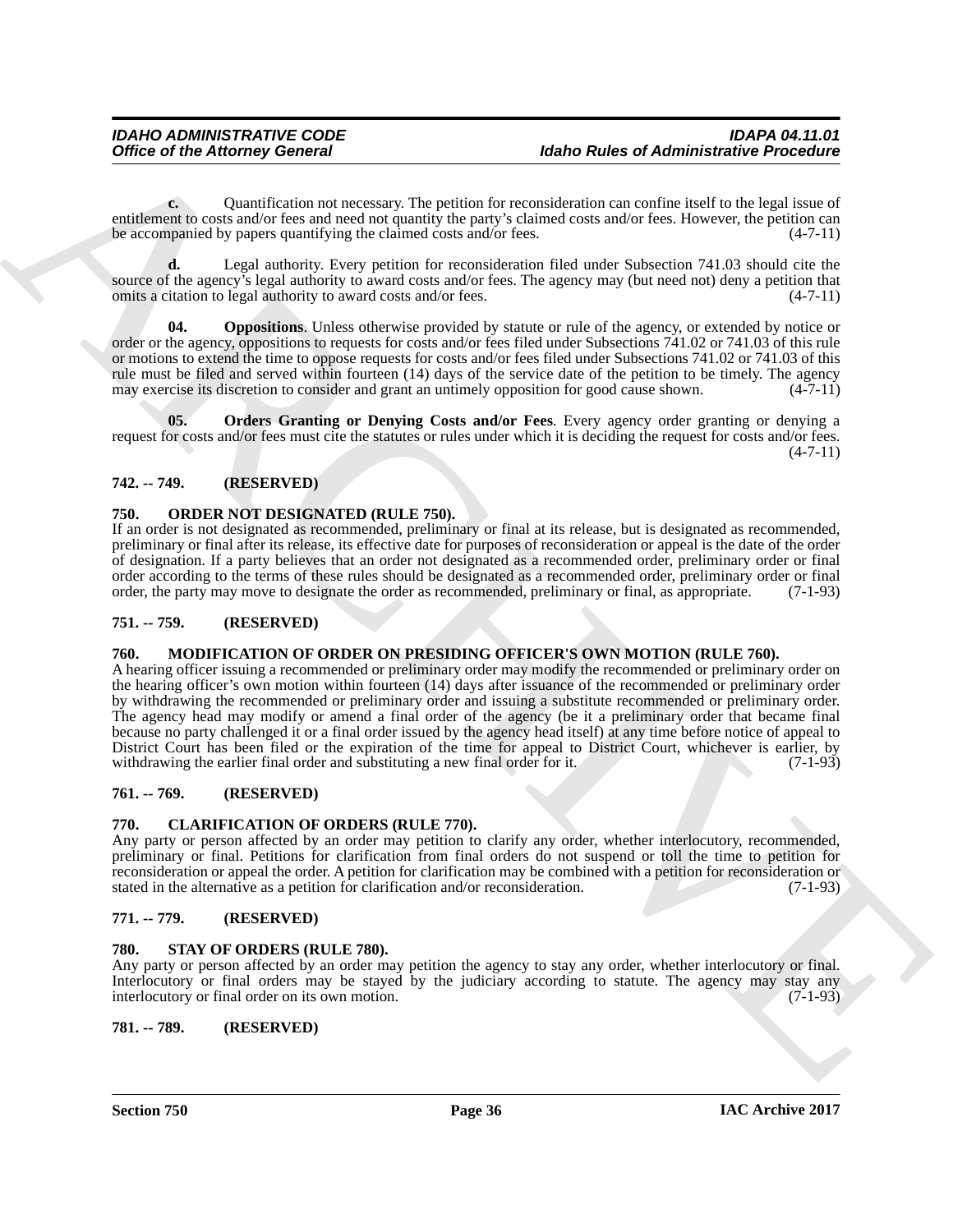**c.** Quantification not necessary. The petition for reconsideration can confine itself to the legal issue of entitlement to costs and/or fees and need not quantity the party's claimed costs and/or fees. However, the petition can be accompanied by papers quantifying the claimed costs and/or fees. (4-7-11)

**d.** Legal authority. Every petition for reconsideration filed under Subsection 741.03 should cite the source of the agency's legal authority to award costs and/or fees. The agency may (but need not) deny a petition that omits a citation to legal authority to award costs and/or fees. (4-7-11)

**04. Oppositions**. Unless otherwise provided by statute or rule of the agency, or extended by notice or order or the agency, oppositions to requests for costs and/or fees filed under Subsections 741.02 or 741.03 of this rule or motions to extend the time to oppose requests for costs and/or fees filed under Subsections 741.02 or 741.03 of this rule must be filed and served within fourteen (14) days of the service date of the petition to be timely. The agency may exercise its discretion to consider and grant an untimely opposition for good cause shown. (4-7-11)

**05. Orders Granting or Denying Costs and/or Fees**. Every agency order granting or denying a request for costs and/or fees must cite the statutes or rules under which it is deciding the request for costs and/or fees. (4-7-11)

### 742. -- 749. (RESERVED)

### 750. ORDER NOT DESIGNATED (RULE 750).

If an order is not designated as recommended, preliminary or final at its release, but is designated as recommended, preliminary or final after its release, its effective date for purposes of reconsideration or appeal is the date of the order of designation. If a party believes that an order not designated as a recommended order, preliminary order or final order according to the terms of these rules should be designated as a recommended order, preliminary order or final order, the party may move to designate the order as recommended, preliminary or final, as appropriate. (7-1-93)

### 751. -- 759. (RESERVED)

### 760. MODIFICATION OF ORDER ON PRESIDING OFFICER'S OWN MOTION (RULE 760).

A hearing officer issuing a recommended or preliminary order may modify the recommended or preliminary order on the hearing officer's own motion within fourteen (14) days after issuance of the recommended or preliminary order by withdrawing the recommended or preliminary order and issuing a substitute recommended or preliminary order. The agency head may modify or amend a final order of the agency (be it a preliminary order that became final because no party challenged it or a final order issued by the agency head itself) at any time before notice of appeal to District Court has been filed or the expiration of the time for appeal to District Court, whichever is earlier, by withdrawing the earlier final order and substituting a new final order for it. (7-1-93)

### 761. -- 769. (RESERVED)

### 770. CLARIFICATION OF ORDERS (RULE 770).

Any party or person affected by an order may petition to clarify any order, whether interlocutory, recommended, preliminary or final. Petitions for clarification from final orders do not suspend or toll the time to petition for reconsideration or appeal the order. A petition for clarification may be combined with a petition for reconsideration or stated in the alternative as a petition for clarification and/or reconsideration. (7-1-93)

### 771. -- 779. (RESERVED)

### 780. STAY OF ORDERS (RULE 780).

Any party or person affected by an order may petition the agency to stay any order, whether interlocutory or final. Interlocutory or final orders may be stayed by the judiciary according to statute. The agency may stay any interlocutory or final order on its own motion. (7-1-93)

### 781. -- 789. (RESERVED)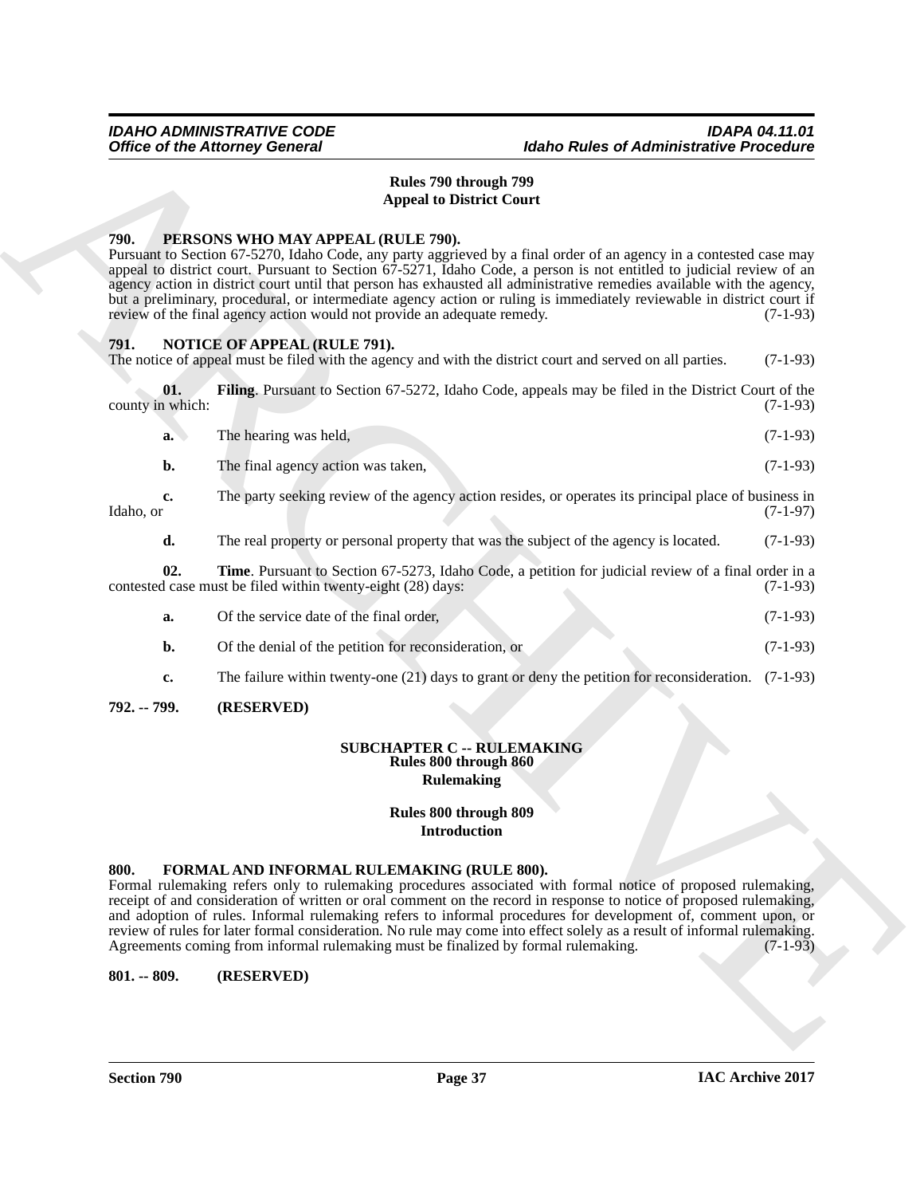## Rules 790 through 799
## Appeal to District Court

### 790. PERSONS WHO MAY APPEAL (RULE 790).

Pursuant to Section 67-5270, Idaho Code, any party aggrieved by a final order of an agency in a contested case may appeal to district court. Pursuant to Section 67-5271, Idaho Code, a person is not entitled to judicial review of an agency action in district court until that person has exhausted all administrative remedies available with the agency, but a preliminary, procedural, or intermediate agency action or ruling is immediately reviewable in district court if review of the final agency action would not provide an adequate remedy. (7-1-93)

### 791. NOTICE OF APPEAL (RULE 791).

The notice of appeal must be filed with the agency and with the district court and served on all parties. (7-1-93)

**01. Filing**. Pursuant to Section 67-5272, Idaho Code, appeals may be filed in the District Court of the county in which: (7-1-93)

**a.** The hearing was held, (7-1-93)

**b.** The final agency action was taken, (7-1-93)

**c.** The party seeking review of the agency action resides, or operates its principal place of business in Idaho, or (7-1-97)

**d.** The real property or personal property that was the subject of the agency is located. (7-1-93)

**02. Time**. Pursuant to Section 67-5273, Idaho Code, a petition for judicial review of a final order in a contested case must be filed within twenty-eight (28) days: (7-1-93)

**a.** Of the service date of the final order, (7-1-93)

**b.** Of the denial of the petition for reconsideration, or (7-1-93)

**c.** The failure within twenty-one (21) days to grant or deny the petition for reconsideration. (7-1-93)

### 792. -- 799. (RESERVED)

## SUBCHAPTER C -- RULEMAKING
## Rules 800 through 860
## Rulemaking

## Rules 800 through 809
## Introduction

### 800. FORMAL AND INFORMAL RULEMAKING (RULE 800).

Formal rulemaking refers only to rulemaking procedures associated with formal notice of proposed rulemaking, receipt of and consideration of written or oral comment on the record in response to notice of proposed rulemaking, and adoption of rules. Informal rulemaking refers to informal procedures for development of, comment upon, or review of rules for later formal consideration. No rule may come into effect solely as a result of informal rulemaking. Agreements coming from informal rulemaking must be finalized by formal rulemaking. (7-1-93)

### 801. -- 809. (RESERVED)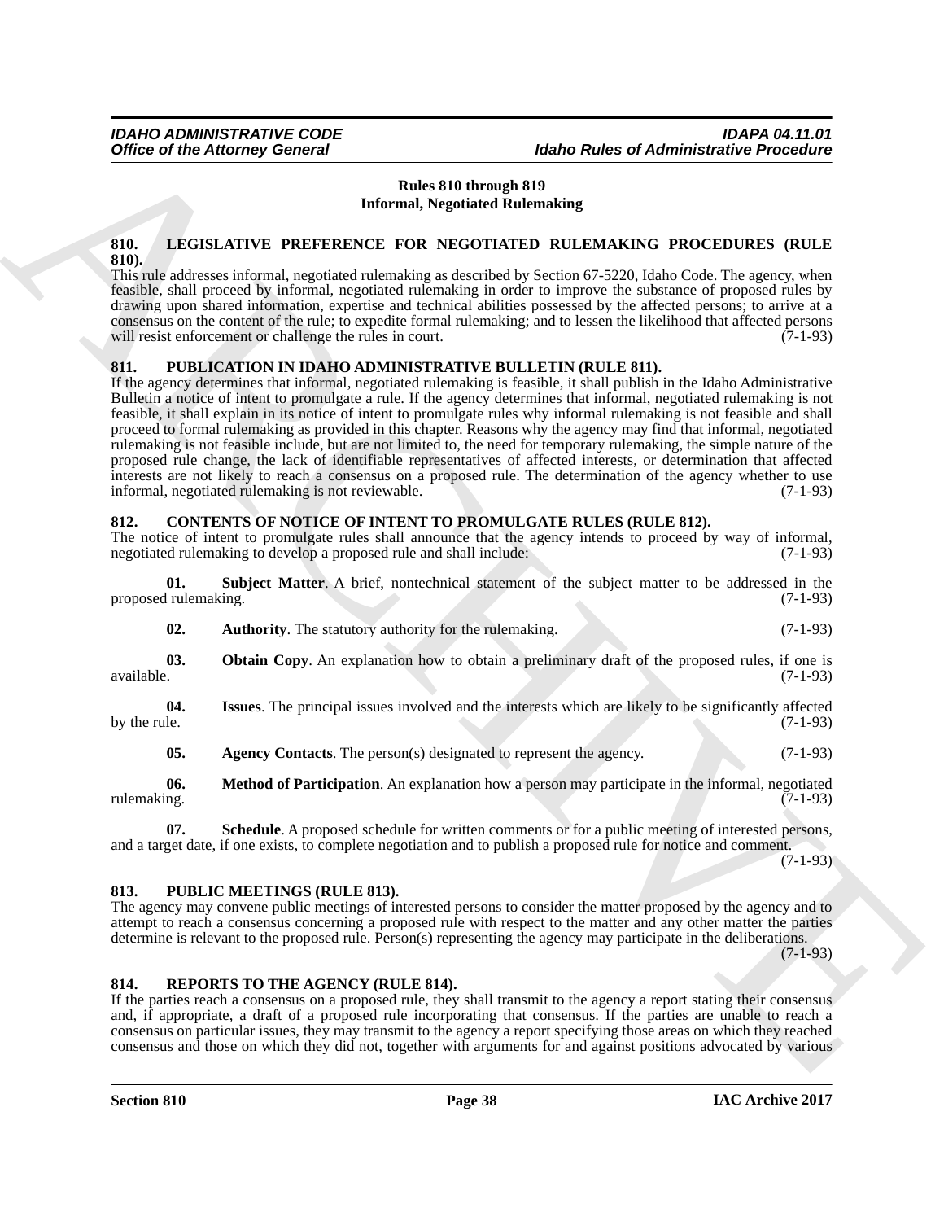**Rules 810 through 819**
**Informal, Negotiated Rulemaking**

## 810. LEGISLATIVE PREFERENCE FOR NEGOTIATED RULEMAKING PROCEDURES (RULE 810).

This rule addresses informal, negotiated rulemaking as described by Section 67-5220, Idaho Code. The agency, when feasible, shall proceed by informal, negotiated rulemaking in order to improve the substance of proposed rules by drawing upon shared information, expertise and technical abilities possessed by the affected persons; to arrive at a consensus on the content of the rule; to expedite formal rulemaking; and to lessen the likelihood that affected persons will resist enforcement or challenge the rules in court. (7-1-93)

## 811. PUBLICATION IN IDAHO ADMINISTRATIVE BULLETIN (RULE 811).

If the agency determines that informal, negotiated rulemaking is feasible, it shall publish in the Idaho Administrative Bulletin a notice of intent to promulgate a rule. If the agency determines that informal, negotiated rulemaking is not feasible, it shall explain in its notice of intent to promulgate rules why informal rulemaking is not feasible and shall proceed to formal rulemaking as provided in this chapter. Reasons why the agency may find that informal, negotiated rulemaking is not feasible include, but are not limited to, the need for temporary rulemaking, the simple nature of the proposed rule change, the lack of identifiable representatives of affected interests, or determination that affected interests are not likely to reach a consensus on a proposed rule. The determination of the agency whether to use informal, negotiated rulemaking is not reviewable. (7-1-93)

## 812. CONTENTS OF NOTICE OF INTENT TO PROMULGATE RULES (RULE 812).

The notice of intent to promulgate rules shall announce that the agency intends to proceed by way of informal, negotiated rulemaking to develop a proposed rule and shall include: (7-1-93)

**01. Subject Matter**. A brief, nontechnical statement of the subject matter to be addressed in the proposed rulemaking. (7-1-93)

**02. Authority**. The statutory authority for the rulemaking. (7-1-93)

**03. Obtain Copy**. An explanation how to obtain a preliminary draft of the proposed rules, if one is available. (7-1-93)

**04. Issues**. The principal issues involved and the interests which are likely to be significantly affected by the rule. (7-1-93)

**05. Agency Contacts**. The person(s) designated to represent the agency. (7-1-93)

**06. Method of Participation**. An explanation how a person may participate in the informal, negotiated rulemaking. (7-1-93)

**07. Schedule**. A proposed schedule for written comments or for a public meeting of interested persons, and a target date, if one exists, to complete negotiation and to publish a proposed rule for notice and comment. (7-1-93)

## 813. PUBLIC MEETINGS (RULE 813).

The agency may convene public meetings of interested persons to consider the matter proposed by the agency and to attempt to reach a consensus concerning a proposed rule with respect to the matter and any other matter the parties determine is relevant to the proposed rule. Person(s) representing the agency may participate in the deliberations. (7-1-93)

## 814. REPORTS TO THE AGENCY (RULE 814).

If the parties reach a consensus on a proposed rule, they shall transmit to the agency a report stating their consensus and, if appropriate, a draft of a proposed rule incorporating that consensus. If the parties are unable to reach a consensus on particular issues, they may transmit to the agency a report specifying those areas on which they reached consensus and those on which they did not, together with arguments for and against positions advocated by various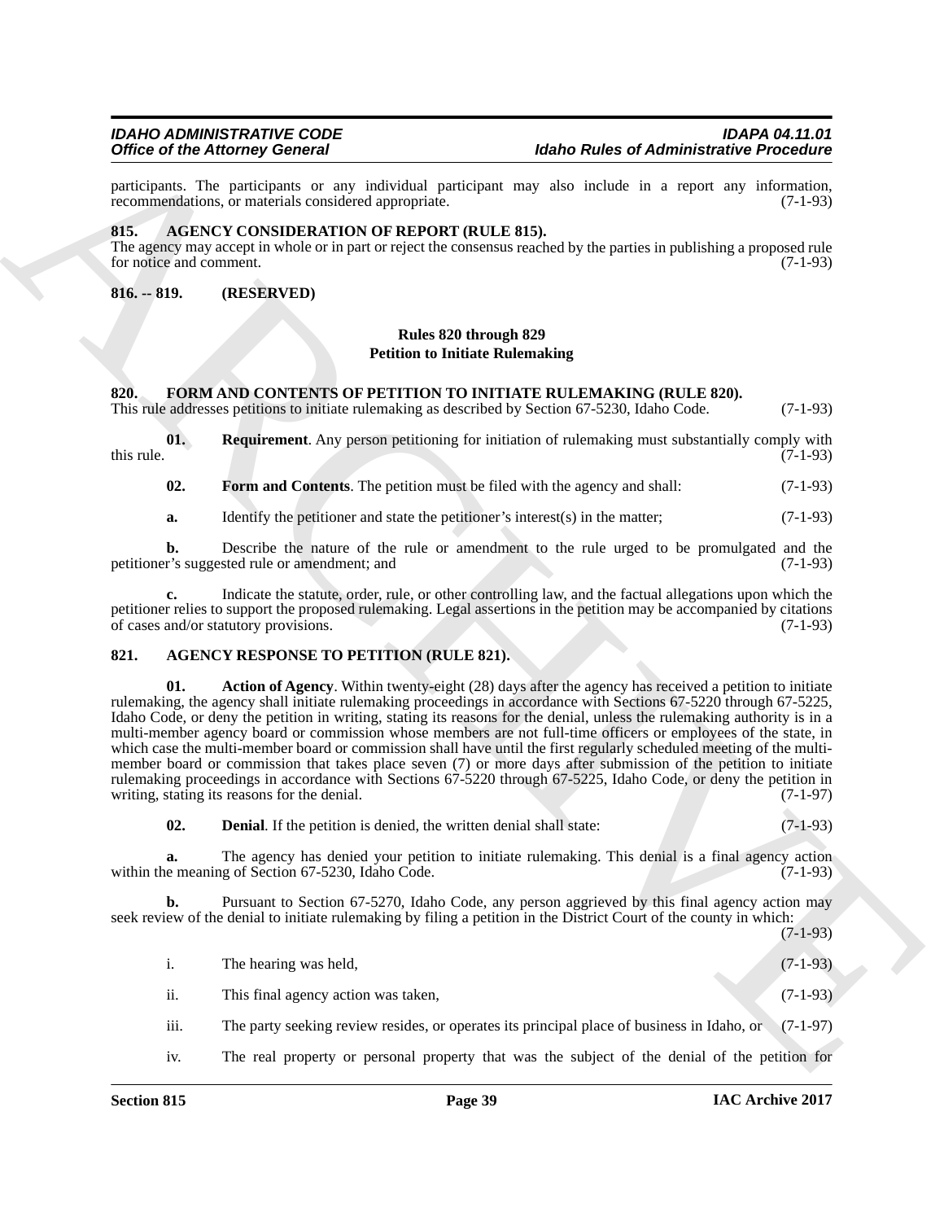participants. The participants or any individual participant may also include in a report any information, recommendations, or materials considered appropriate. (7-1-93)

### 815. AGENCY CONSIDERATION OF REPORT (RULE 815).

The agency may accept in whole or in part or reject the consensus reached by the parties in publishing a proposed rule for notice and comment. (7-1-93)

### 816. -- 819. (RESERVED)

## Rules 820 through 829
## Petition to Initiate Rulemaking

### 820. FORM AND CONTENTS OF PETITION TO INITIATE RULEMAKING (RULE 820).

This rule addresses petitions to initiate rulemaking as described by Section 67-5230, Idaho Code. (7-1-93)

**01. Requirement**. Any person petitioning for initiation of rulemaking must substantially comply with this rule. (7-1-93)

**02. Form and Contents**. The petition must be filed with the agency and shall: (7-1-93)

**a.** Identify the petitioner and state the petitioner's interest(s) in the matter; (7-1-93)

**b.** Describe the nature of the rule or amendment to the rule urged to be promulgated and the petitioner's suggested rule or amendment; and (7-1-93)

**c.** Indicate the statute, order, rule, or other controlling law, and the factual allegations upon which the petitioner relies to support the proposed rulemaking. Legal assertions in the petition may be accompanied by citations of cases and/or statutory provisions. (7-1-93)

### 821. AGENCY RESPONSE TO PETITION (RULE 821).

**01. Action of Agency**. Within twenty-eight (28) days after the agency has received a petition to initiate rulemaking, the agency shall initiate rulemaking proceedings in accordance with Sections 67-5220 through 67-5225, Idaho Code, or deny the petition in writing, stating its reasons for the denial, unless the rulemaking authority is in a multi-member agency board or commission whose members are not full-time officers or employees of the state, in which case the multi-member board or commission shall have until the first regularly scheduled meeting of the multi-member board or commission that takes place seven (7) or more days after submission of the petition to initiate rulemaking proceedings in accordance with Sections 67-5220 through 67-5225, Idaho Code, or deny the petition in writing, stating its reasons for the denial. (7-1-97)

**02. Denial**. If the petition is denied, the written denial shall state: (7-1-93)

**a.** The agency has denied your petition to initiate rulemaking. This denial is a final agency action within the meaning of Section 67-5230, Idaho Code. (7-1-93)

**b.** Pursuant to Section 67-5270, Idaho Code, any person aggrieved by this final agency action may seek review of the denial to initiate rulemaking by filing a petition in the District Court of the county in which: (7-1-93)

i. The hearing was held, (7-1-93)

ii. This final agency action was taken, (7-1-93)

iii. The party seeking review resides, or operates its principal place of business in Idaho, or (7-1-97)

iv. The real property or personal property that was the subject of the denial of the petition for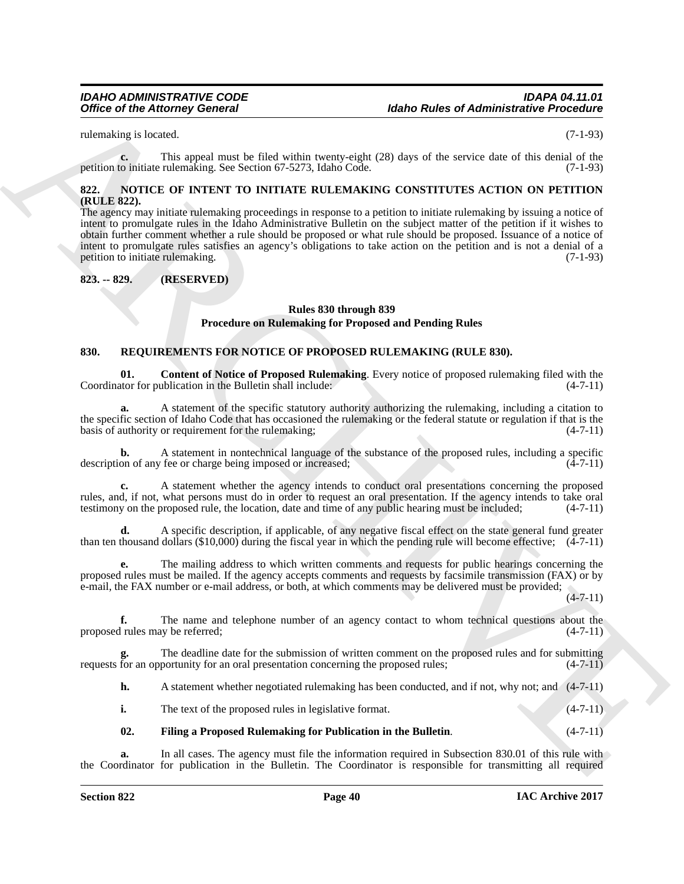rulemaking is located. (7-1-93)

**c.** This appeal must be filed within twenty-eight (28) days of the service date of this denial of the petition to initiate rulemaking. See Section 67-5273, Idaho Code. (7-1-93)

**822. NOTICE OF INTENT TO INITIATE RULEMAKING CONSTITUTES ACTION ON PETITION (RULE 822).**

The agency may initiate rulemaking proceedings in response to a petition to initiate rulemaking by issuing a notice of intent to promulgate rules in the Idaho Administrative Bulletin on the subject matter of the petition if it wishes to obtain further comment whether a rule should be proposed or what rule should be proposed. Issuance of a notice of intent to promulgate rules satisfies an agency's obligations to take action on the petition and is not a denial of a petition to initiate rulemaking. (7-1-93)

**823. -- 829. (RESERVED)**

## Rules 830 through 839
## Procedure on Rulemaking for Proposed and Pending Rules

**830. REQUIREMENTS FOR NOTICE OF PROPOSED RULEMAKING (RULE 830).**

**01. Content of Notice of Proposed Rulemaking**. Every notice of proposed rulemaking filed with the Coordinator for publication in the Bulletin shall include: (4-7-11)

**a.** A statement of the specific statutory authority authorizing the rulemaking, including a citation to the specific section of Idaho Code that has occasioned the rulemaking or the federal statute or regulation if that is the basis of authority or requirement for the rulemaking; (4-7-11)

**b.** A statement in nontechnical language of the substance of the proposed rules, including a specific description of any fee or charge being imposed or increased; (4-7-11)

**c.** A statement whether the agency intends to conduct oral presentations concerning the proposed rules, and, if not, what persons must do in order to request an oral presentation. If the agency intends to take oral testimony on the proposed rule, the location, date and time of any public hearing must be included; (4-7-11)

**d.** A specific description, if applicable, of any negative fiscal effect on the state general fund greater than ten thousand dollars ($10,000) during the fiscal year in which the pending rule will become effective; (4-7-11)

**e.** The mailing address to which written comments and requests for public hearings concerning the proposed rules must be mailed. If the agency accepts comments and requests by facsimile transmission (FAX) or by e-mail, the FAX number or e-mail address, or both, at which comments may be delivered must be provided; (4-7-11)

**f.** The name and telephone number of an agency contact to whom technical questions about the proposed rules may be referred; (4-7-11)

**g.** The deadline date for the submission of written comment on the proposed rules and for submitting requests for an opportunity for an oral presentation concerning the proposed rules; (4-7-11)

**h.** A statement whether negotiated rulemaking has been conducted, and if not, why not; and (4-7-11)

**i.** The text of the proposed rules in legislative format. (4-7-11)

**02. Filing a Proposed Rulemaking for Publication in the Bulletin**. (4-7-11)

**a.** In all cases. The agency must file the information required in Subsection 830.01 of this rule with the Coordinator for publication in the Bulletin. The Coordinator is responsible for transmitting all required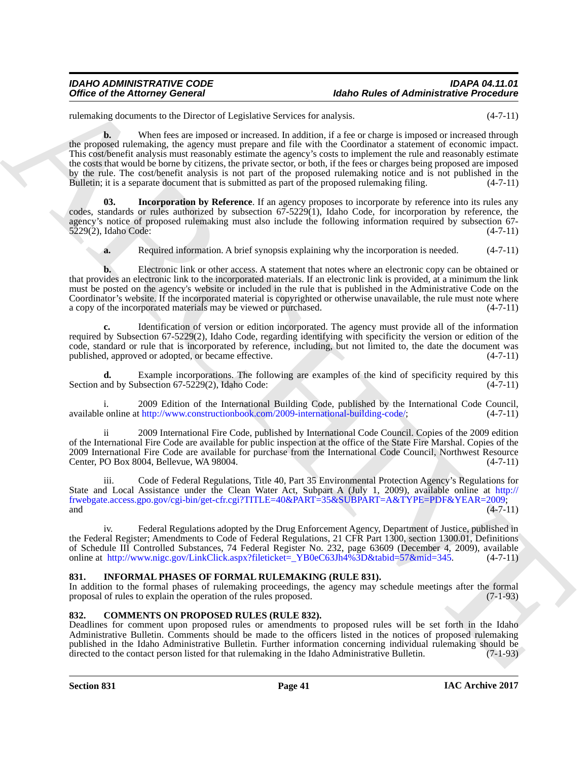rulemaking documents to the Director of Legislative Services for analysis. (4-7-11)

**b.** When fees are imposed or increased. In addition, if a fee or charge is imposed or increased through the proposed rulemaking, the agency must prepare and file with the Coordinator a statement of economic impact. This cost/benefit analysis must reasonably estimate the agency's costs to implement the rule and reasonably estimate the costs that would be borne by citizens, the private sector, or both, if the fees or charges being proposed are imposed by the rule. The cost/benefit analysis is not part of the proposed rulemaking notice and is not published in the Bulletin; it is a separate document that is submitted as part of the proposed rulemaking filing. (4-7-11)

**03. Incorporation by Reference**. If an agency proposes to incorporate by reference into its rules any codes, standards or rules authorized by subsection 67-5229(1), Idaho Code, for incorporation by reference, the agency's notice of proposed rulemaking must also include the following information required by subsection 67-5229(2), Idaho Code: (4-7-11)

**a.** Required information. A brief synopsis explaining why the incorporation is needed. (4-7-11)

**b.** Electronic link or other access. A statement that notes where an electronic copy can be obtained or that provides an electronic link to the incorporated materials. If an electronic link is provided, at a minimum the link must be posted on the agency's website or included in the rule that is published in the Administrative Code on the Coordinator's website. If the incorporated material is copyrighted or otherwise unavailable, the rule must note where a copy of the incorporated materials may be viewed or purchased. (4-7-11)

**c.** Identification of version or edition incorporated. The agency must provide all of the information required by Subsection 67-5229(2), Idaho Code, regarding identifying with specificity the version or edition of the code, standard or rule that is incorporated by reference, including, but not limited to, the date the document was published, approved or adopted, or became effective. (4-7-11)

**d.** Example incorporations. The following are examples of the kind of specificity required by this Section and by Subsection 67-5229(2), Idaho Code: (4-7-11)

i. 2009 Edition of the International Building Code, published by the International Code Council, available online at http://www.constructionbook.com/2009-international-building-code/; (4-7-11)

ii 2009 International Fire Code, published by International Code Council. Copies of the 2009 edition of the International Fire Code are available for public inspection at the office of the State Fire Marshal. Copies of the 2009 International Fire Code are available for purchase from the International Code Council, Northwest Resource Center, PO Box 8004, Bellevue, WA 98004. (4-7-11)

iii. Code of Federal Regulations, Title 40, Part 35 Environmental Protection Agency's Regulations for State and Local Assistance under the Clean Water Act, Subpart A (July 1, 2009), available online at http://frwebgate.access.gpo.gov/cgi-bin/get-cfr.cgi?TITLE=40&PART=35&SUBPART=A&TYPE=PDF&YEAR=2009; and (4-7-11)

iv. Federal Regulations adopted by the Drug Enforcement Agency, Department of Justice, published in the Federal Register; Amendments to Code of Federal Regulations, 21 CFR Part 1300, section 1300.01, Definitions of Schedule III Controlled Substances, 74 Federal Register No. 232, page 63609 (December 4, 2009), available online at http://www.nigc.gov/LinkClick.aspx?fileticket=_YB0eC63Jh4%3D&tabid=57&mid=345. (4-7-11)

### 831. INFORMAL PHASES OF FORMAL RULEMAKING (RULE 831).

In addition to the formal phases of rulemaking proceedings, the agency may schedule meetings after the formal proposal of rules to explain the operation of the rules proposed. (7-1-93)

### 832. COMMENTS ON PROPOSED RULES (RULE 832).

Deadlines for comment upon proposed rules or amendments to proposed rules will be set forth in the Idaho Administrative Bulletin. Comments should be made to the officers listed in the notices of proposed rulemaking published in the Idaho Administrative Bulletin. Further information concerning individual rulemaking should be directed to the contact person listed for that rulemaking in the Idaho Administrative Bulletin. (7-1-93)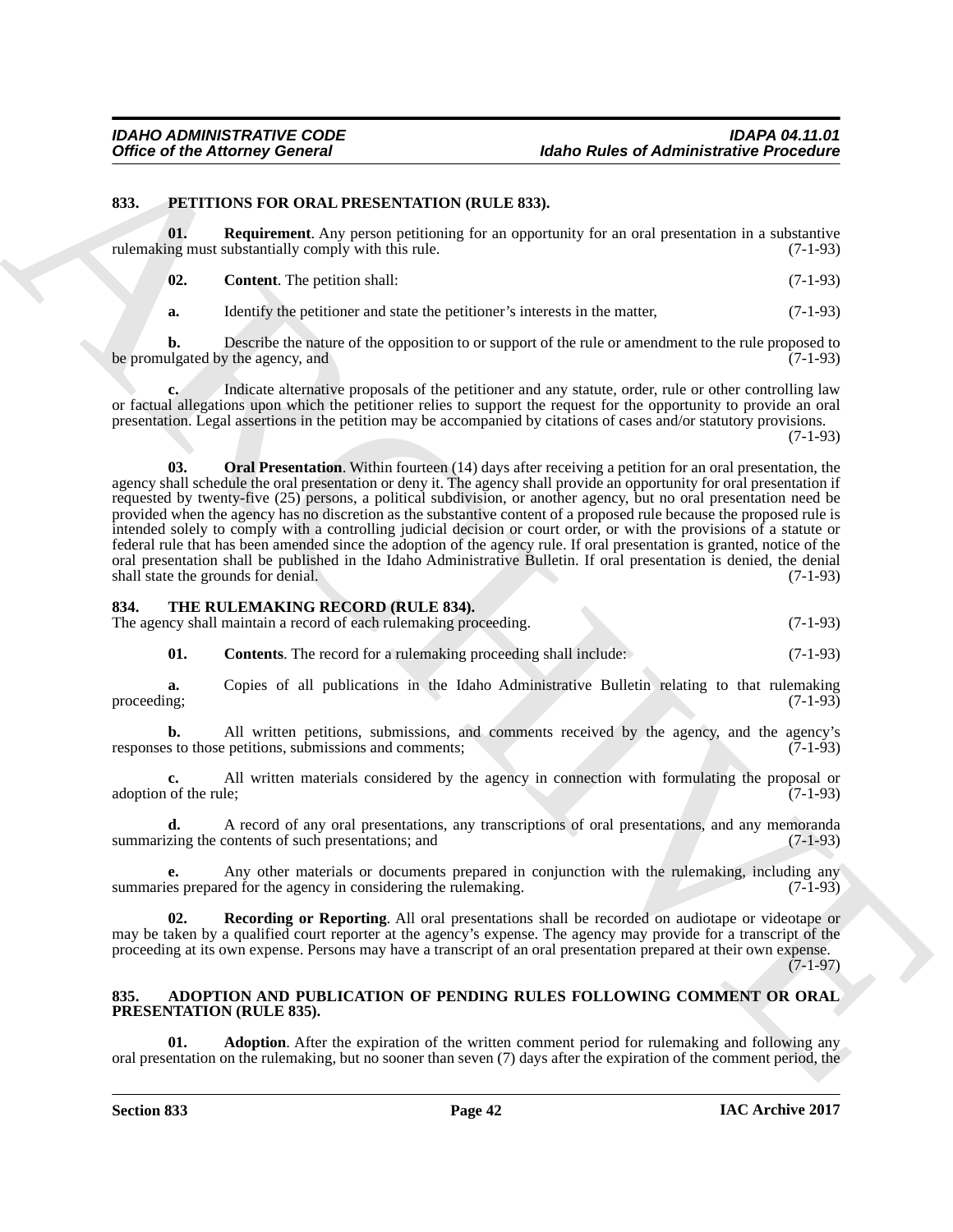## 833. PETITIONS FOR ORAL PRESENTATION (RULE 833).

**01. Requirement**. Any person petitioning for an opportunity for an oral presentation in a substantive rulemaking must substantially comply with this rule. (7-1-93)

**02. Content**. The petition shall: (7-1-93)

**a.** Identify the petitioner and state the petitioner's interests in the matter, (7-1-93)

**b.** Describe the nature of the opposition to or support of the rule or amendment to the rule proposed to be promulgated by the agency, and (7-1-93)

**c.** Indicate alternative proposals of the petitioner and any statute, order, rule or other controlling law or factual allegations upon which the petitioner relies to support the request for the opportunity to provide an oral presentation. Legal assertions in the petition may be accompanied by citations of cases and/or statutory provisions. (7-1-93)

**03. Oral Presentation**. Within fourteen (14) days after receiving a petition for an oral presentation, the agency shall schedule the oral presentation or deny it. The agency shall provide an opportunity for oral presentation if requested by twenty-five (25) persons, a political subdivision, or another agency, but no oral presentation need be provided when the agency has no discretion as the substantive content of a proposed rule because the proposed rule is intended solely to comply with a controlling judicial decision or court order, or with the provisions of a statute or federal rule that has been amended since the adoption of the agency rule. If oral presentation is granted, notice of the oral presentation shall be published in the Idaho Administrative Bulletin. If oral presentation is denied, the denial shall state the grounds for denial. (7-1-93)

## 834. THE RULEMAKING RECORD (RULE 834).

The agency shall maintain a record of each rulemaking proceeding. (7-1-93)

**01. Contents**. The record for a rulemaking proceeding shall include: (7-1-93)

**a.** Copies of all publications in the Idaho Administrative Bulletin relating to that rulemaking proceeding; (7-1-93)

**b.** All written petitions, submissions, and comments received by the agency, and the agency's responses to those petitions, submissions and comments; (7-1-93)

**c.** All written materials considered by the agency in connection with formulating the proposal or adoption of the rule; (7-1-93)

**d.** A record of any oral presentations, any transcriptions of oral presentations, and any memoranda summarizing the contents of such presentations; and (7-1-93)

**e.** Any other materials or documents prepared in conjunction with the rulemaking, including any summaries prepared for the agency in considering the rulemaking. (7-1-93)

**02. Recording or Reporting**. All oral presentations shall be recorded on audiotape or videotape or may be taken by a qualified court reporter at the agency's expense. The agency may provide for a transcript of the proceeding at its own expense. Persons may have a transcript of an oral presentation prepared at their own expense. (7-1-97)

## 835. ADOPTION AND PUBLICATION OF PENDING RULES FOLLOWING COMMENT OR ORAL PRESENTATION (RULE 835).

**01. Adoption**. After the expiration of the written comment period for rulemaking and following any oral presentation on the rulemaking, but no sooner than seven (7) days after the expiration of the comment period, the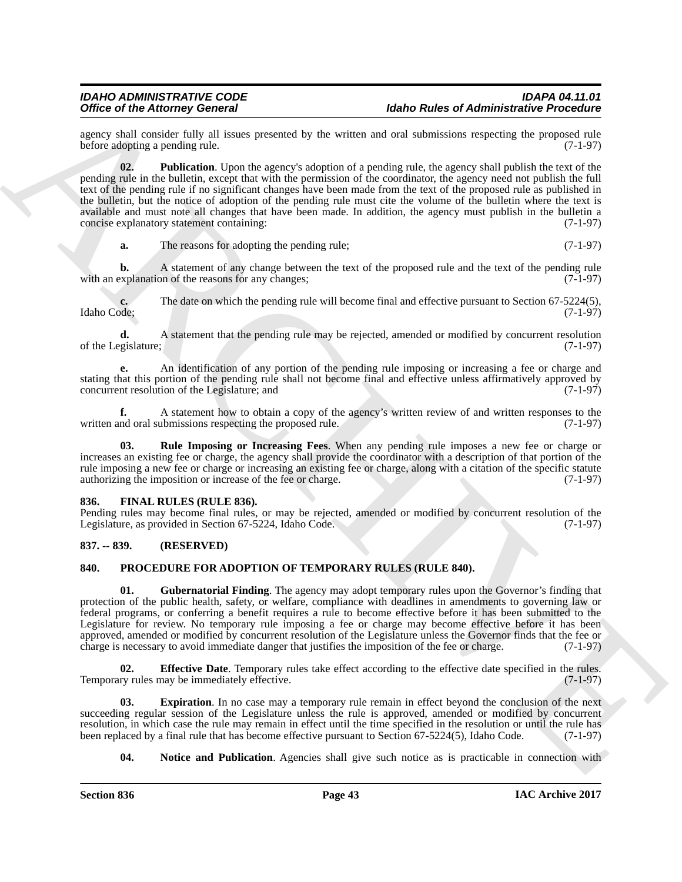agency shall consider fully all issues presented by the written and oral submissions respecting the proposed rule before adopting a pending rule. (7-1-97)

**02. Publication**. Upon the agency's adoption of a pending rule, the agency shall publish the text of the pending rule in the bulletin, except that with the permission of the coordinator, the agency need not publish the full text of the pending rule if no significant changes have been made from the text of the proposed rule as published in the bulletin, but the notice of adoption of the pending rule must cite the volume of the bulletin where the text is available and must note all changes that have been made. In addition, the agency must publish in the bulletin a concise explanatory statement containing: (7-1-97)

**a.** The reasons for adopting the pending rule; (7-1-97)

**b.** A statement of any change between the text of the proposed rule and the text of the pending rule with an explanation of the reasons for any changes; (7-1-97)

**c.** The date on which the pending rule will become final and effective pursuant to Section 67-5224(5), Idaho Code; (7-1-97)

**d.** A statement that the pending rule may be rejected, amended or modified by concurrent resolution of the Legislature; (7-1-97)

**e.** An identification of any portion of the pending rule imposing or increasing a fee or charge and stating that this portion of the pending rule shall not become final and effective unless affirmatively approved by concurrent resolution of the Legislature; and (7-1-97)

**f.** A statement how to obtain a copy of the agency's written review of and written responses to the written and oral submissions respecting the proposed rule. (7-1-97)

**03. Rule Imposing or Increasing Fees**. When any pending rule imposes a new fee or charge or increases an existing fee or charge, the agency shall provide the coordinator with a description of that portion of the rule imposing a new fee or charge or increasing an existing fee or charge, along with a citation of the specific statute authorizing the imposition or increase of the fee or charge. (7-1-97)

### 836. FINAL RULES (RULE 836).

Pending rules may become final rules, or may be rejected, amended or modified by concurrent resolution of the Legislature, as provided in Section 67-5224, Idaho Code. (7-1-97)

### 837. -- 839. (RESERVED)

### 840. PROCEDURE FOR ADOPTION OF TEMPORARY RULES (RULE 840).

**01. Gubernatorial Finding**. The agency may adopt temporary rules upon the Governor's finding that protection of the public health, safety, or welfare, compliance with deadlines in amendments to governing law or federal programs, or conferring a benefit requires a rule to become effective before it has been submitted to the Legislature for review. No temporary rule imposing a fee or charge may become effective before it has been approved, amended or modified by concurrent resolution of the Legislature unless the Governor finds that the fee or charge is necessary to avoid immediate danger that justifies the imposition of the fee or charge. (7-1-97)

**02. Effective Date**. Temporary rules take effect according to the effective date specified in the rules. Temporary rules may be immediately effective. (7-1-97)

**03. Expiration**. In no case may a temporary rule remain in effect beyond the conclusion of the next succeeding regular session of the Legislature unless the rule is approved, amended or modified by concurrent resolution, in which case the rule may remain in effect until the time specified in the resolution or until the rule has been replaced by a final rule that has become effective pursuant to Section 67-5224(5), Idaho Code. (7-1-97)

**04. Notice and Publication**. Agencies shall give such notice as is practicable in connection with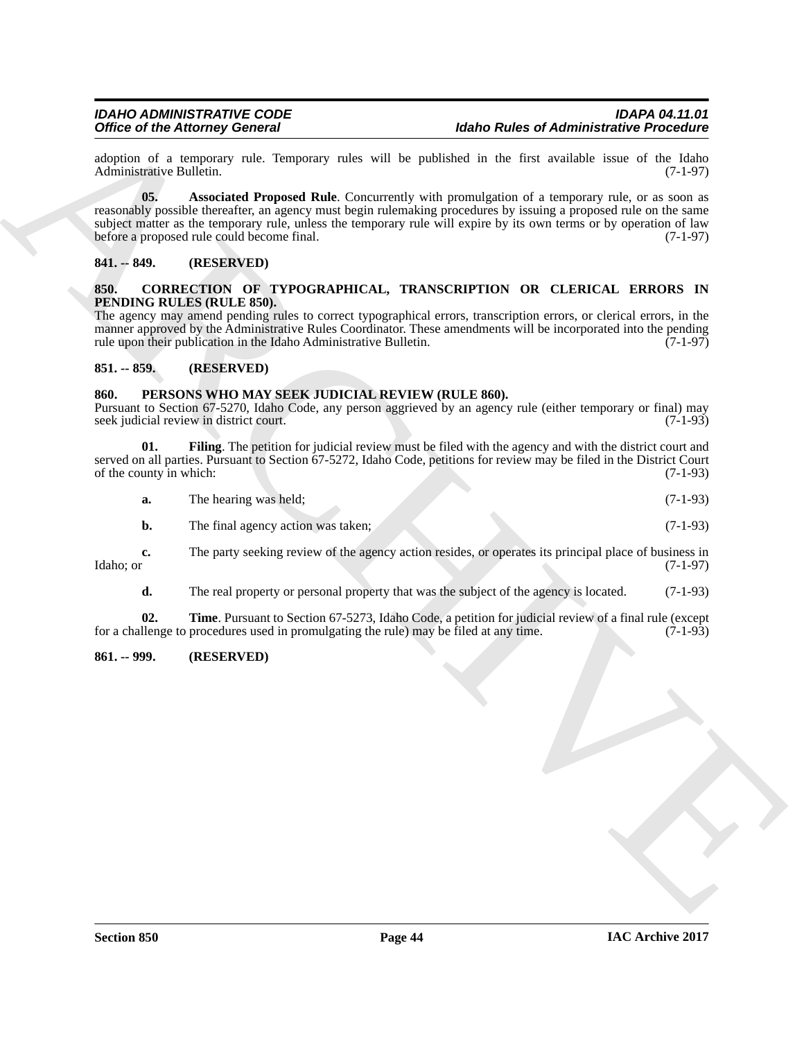adoption of a temporary rule. Temporary rules will be published in the first available issue of the Idaho Administrative Bulletin. (7-1-97)

**05. Associated Proposed Rule**. Concurrently with promulgation of a temporary rule, or as soon as reasonably possible thereafter, an agency must begin rulemaking procedures by issuing a proposed rule on the same subject matter as the temporary rule, unless the temporary rule will expire by its own terms or by operation of law before a proposed rule could become final. (7-1-97)

## 841. -- 849. (RESERVED)

## 850. CORRECTION OF TYPOGRAPHICAL, TRANSCRIPTION OR CLERICAL ERRORS IN PENDING RULES (RULE 850).

The agency may amend pending rules to correct typographical errors, transcription errors, or clerical errors, in the manner approved by the Administrative Rules Coordinator. These amendments will be incorporated into the pending rule upon their publication in the Idaho Administrative Bulletin. (7-1-97)

## 851. -- 859. (RESERVED)

## 860. PERSONS WHO MAY SEEK JUDICIAL REVIEW (RULE 860).

Pursuant to Section 67-5270, Idaho Code, any person aggrieved by an agency rule (either temporary or final) may seek judicial review in district court. (7-1-93)

**01. Filing**. The petition for judicial review must be filed with the agency and with the district court and served on all parties. Pursuant to Section 67-5272, Idaho Code, petitions for review may be filed in the District Court of the county in which: (7-1-93)

**a.** The hearing was held; (7-1-93)

**b.** The final agency action was taken; (7-1-93)

**c.** The party seeking review of the agency action resides, or operates its principal place of business in Idaho; or (7-1-97)

**d.** The real property or personal property that was the subject of the agency is located. (7-1-93)

**02. Time**. Pursuant to Section 67-5273, Idaho Code, a petition for judicial review of a final rule (except for a challenge to procedures used in promulgating the rule) may be filed at any time. (7-1-93)

## 861. -- 999. (RESERVED)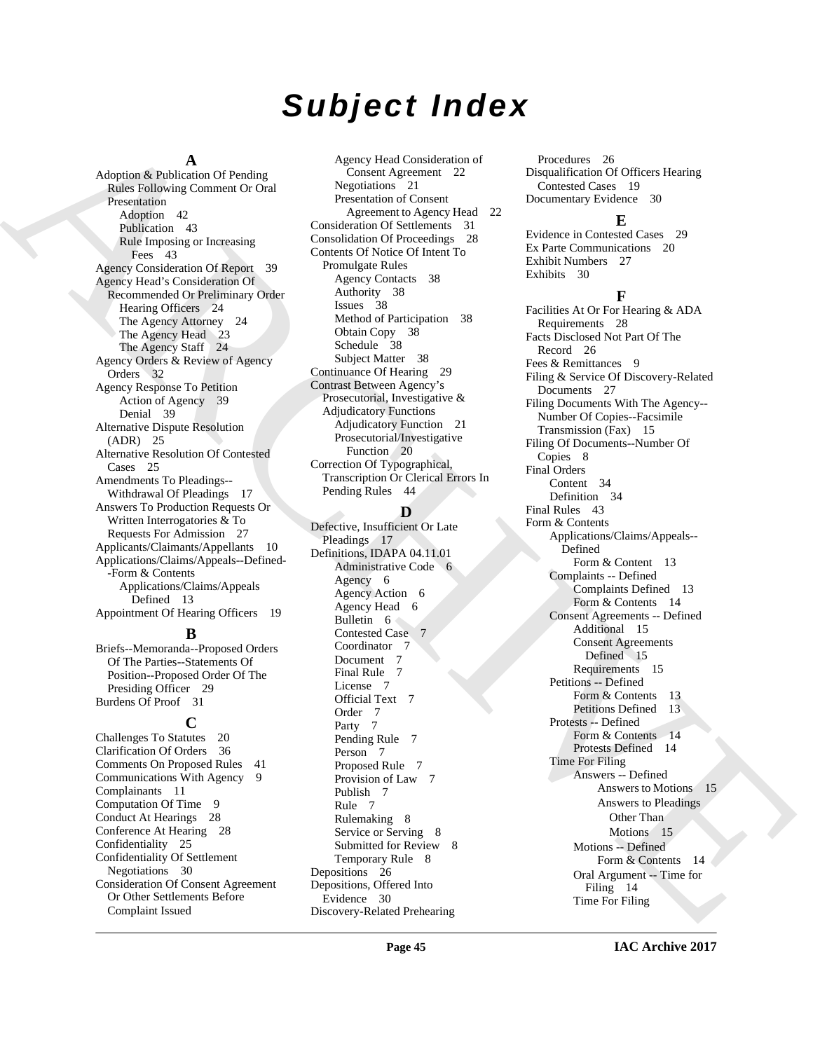# Subject Index

## A

Adoption & Publication Of Pending Rules Following Comment Or Oral Presentation
- Adoption 42
- Publication 43
- Rule Imposing or Increasing Fees 43

Agency Consideration Of Report 39

Agency Head's Consideration Of Recommended Or Preliminary Order
- Hearing Officers 24
- The Agency Attorney 24
- The Agency Head 23
- The Agency Staff 24

Agency Orders & Review of Agency Orders 32

Agency Response To Petition
- Action of Agency 39
- Denial 39

Alternative Dispute Resolution (ADR) 25

Alternative Resolution Of Contested Cases 25

Amendments To Pleadings--Withdrawal Of Pleadings 17

Answers To Production Requests Or Written Interrogatories & To Requests For Admission 27

Applicants/Claimants/Appellants 10

Applications/Claims/Appeals--Defined--Form & Contents
- Applications/Claims/Appeals Defined 13

Appointment Of Hearing Officers 19

## B

Briefs--Memoranda--Proposed Orders Of The Parties--Statements Of Position--Proposed Order Of The Presiding Officer 29

Burdens Of Proof 31

## C

Challenges To Statutes 20

Clarification Of Orders 36

Comments On Proposed Rules 41

Communications With Agency 9

Complainants 11

Computation Of Time 9

Conduct At Hearings 28

Conference At Hearing 28

Confidentiality 25

Confidentiality Of Settlement Negotiations 30

Consideration Of Consent Agreement Or Other Settlements Before Complaint Issued
- Agency Head Consideration of Consent Agreement 22
- Negotiations 21
- Presentation of Consent Agreement to Agency Head 22

Consideration Of Settlements 31

Consolidation Of Proceedings 28

Contents Of Notice Of Intent To Promulgate Rules
- Agency Contacts 38
- Authority 38
- Issues 38
- Method of Participation 38
- Obtain Copy 38
- Schedule 38
- Subject Matter 38

Continuance Of Hearing 29

Contrast Between Agency's Prosecutorial, Investigative & Adjudicatory Functions
- Adjudicatory Function 21
- Prosecutorial/Investigative Function 20

Correction Of Typographical, Transcription Or Clerical Errors In Pending Rules 44

## D

Defective, Insufficient Or Late Pleadings 17

Definitions, IDAPA 04.11.01
- Administrative Code 6
- Agency 6
- Agency Action 6
- Agency Head 6
- Bulletin 6
- Contested Case 7
- Coordinator 7
- Document 7
- Final Rule 7
- License 7
- Official Text 7
- Order 7
- Party 7
- Pending Rule 7
- Person 7
- Proposed Rule 7
- Provision of Law 7
- Publish 7
- Rule 7
- Rulemaking 8
- Service or Serving 8
- Submitted for Review 8
- Temporary Rule 8

Depositions 26

Depositions, Offered Into Evidence 30

Discovery-Related Prehearing Procedures 26

Disqualification Of Officers Hearing Contested Cases 19

Documentary Evidence 30

## E

Evidence in Contested Cases 29

Ex Parte Communications 20

Exhibit Numbers 27

Exhibits 30

## F

Facilities At Or For Hearing & ADA Requirements 28

Facts Disclosed Not Part Of The Record 26

Fees & Remittances 9

Filing & Service Of Discovery-Related Documents 27

Filing Documents With The Agency--Number Of Copies--Facsimile Transmission (Fax) 15

Filing Of Documents--Number Of Copies 8

Final Orders
- Content 34
- Definition 34

Final Rules 43

Form & Contents
- Applications/Claims/Appeals--Defined
  - Form & Content 13
- Complaints -- Defined
  - Complaints Defined 13
  - Form & Contents 14
- Consent Agreements -- Defined
  - Additional 15
  - Consent Agreements Defined 15
  - Requirements 15
- Petitions -- Defined
  - Form & Contents 13
  - Petitions Defined 13
- Protests -- Defined
  - Form & Contents 14
  - Protests Defined 14
- Time For Filing
  - Answers -- Defined
    - Answers to Motions 15
    - Answers to Pleadings Other Than Motions 15
  - Motions -- Defined
    - Form & Contents 14
  - Oral Argument -- Time for Filing 14
  - Time For Filing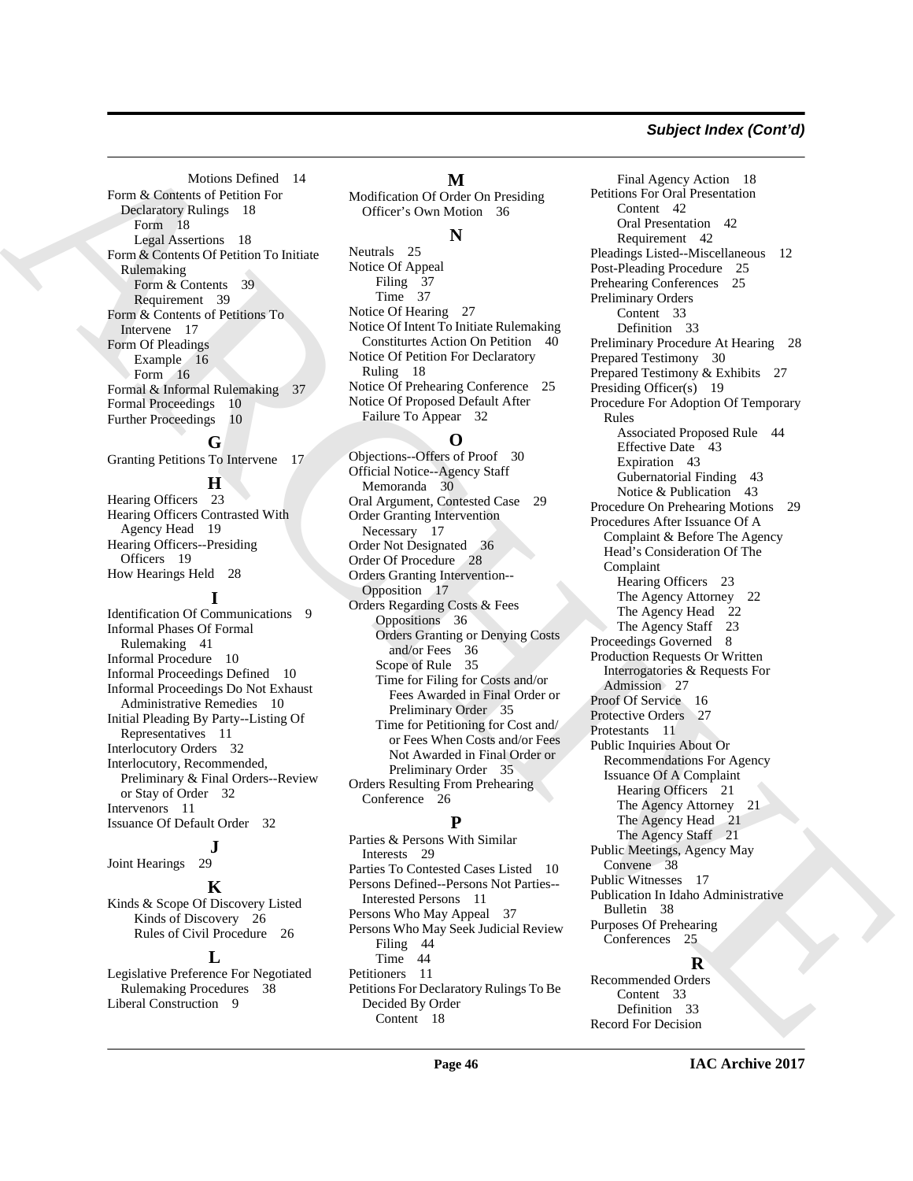Motions Defined 14

Form & Contents of Petition For Declaratory Rulings 18
- Form 18
- Legal Assertions 18

Form & Contents Of Petition To Initiate Rulemaking
- Form & Contents 39
- Requirement 39

Form & Contents of Petitions To Intervene 17

Form Of Pleadings
- Example 16
- Form 16

Formal & Informal Rulemaking 37

Formal Proceedings 10

Further Proceedings 10

## G

Granting Petitions To Intervene 17

## H

Hearing Officers 23

Hearing Officers Contrasted With Agency Head 19

Hearing Officers--Presiding Officers 19

How Hearings Held 28

## I

Identification Of Communications 9

Informal Phases Of Formal Rulemaking 41

Informal Procedure 10

Informal Proceedings Defined 10

Informal Proceedings Do Not Exhaust Administrative Remedies 10

Initial Pleading By Party--Listing Of Representatives 11

Interlocutory Orders 32

Interlocutory, Recommended, Preliminary & Final Orders--Review or Stay of Order 32

Intervenors 11

Issuance Of Default Order 32

## J

Joint Hearings 29

## K

Kinds & Scope Of Discovery Listed
- Kinds of Discovery 26
- Rules of Civil Procedure 26

## L

Legislative Preference For Negotiated Rulemaking Procedures 38

Liberal Construction 9

## M

Modification Of Order On Presiding Officer's Own Motion 36

## N

Neutrals 25

Notice Of Appeal
- Filing 37
- Time 37

Notice Of Hearing 27

Notice Of Intent To Initiate Rulemaking Constiturtes Action On Petition 40

Notice Of Petition For Declaratory Ruling 18

Notice Of Prehearing Conference 25

Notice Of Proposed Default After Failure To Appear 32

## O

Objections--Offers of Proof 30

Official Notice--Agency Staff Memoranda 30

Oral Argument, Contested Case 29

Order Granting Intervention Necessary 17

Order Not Designated 36

Order Of Procedure 28

Orders Granting Intervention--Opposition 17

Orders Regarding Costs & Fees
- Oppositions 36
- Orders Granting or Denying Costs and/or Fees 36
- Scope of Rule 35
- Time for Filing for Costs and/or Fees Awarded in Final Order or Preliminary Order 35
- Time for Petitioning for Cost and/ or Fees When Costs and/or Fees Not Awarded in Final Order or Preliminary Order 35

Orders Resulting From Prehearing Conference 26

## P

Parties & Persons With Similar Interests 29

Parties To Contested Cases Listed 10

Persons Defined--Persons Not Parties--Interested Persons 11

Persons Who May Appeal 37

Persons Who May Seek Judicial Review
- Filing 44
- Time 44

Petitioners 11

Petitions For Declaratory Rulings To Be Decided By Order
- Content 18
- Final Agency Action 18

Petitions For Oral Presentation
- Content 42
- Oral Presentation 42
- Requirement 42

Pleadings Listed--Miscellaneous 12

Post-Pleading Procedure 25

Prehearing Conferences 25

Preliminary Orders
- Content 33
- Definition 33

Preliminary Procedure At Hearing 28

Prepared Testimony 30

Prepared Testimony & Exhibits 27

Presiding Officer(s) 19

Procedure For Adoption Of Temporary Rules
- Associated Proposed Rule 44
- Effective Date 43
- Expiration 43
- Gubernatorial Finding 43
- Notice & Publication 43

Procedure On Prehearing Motions 29

Procedures After Issuance Of A Complaint & Before The Agency Head's Consideration Of The Complaint
- Hearing Officers 23
- The Agency Attorney 22
- The Agency Head 22
- The Agency Staff 23

Proceedings Governed 8

Production Requests Or Written Interrogatories & Requests For Admission 27

Proof Of Service 16

Protective Orders 27

Protestants 11

Public Inquiries About Or Recommendations For Agency Issuance Of A Complaint
- Hearing Officers 21
- The Agency Attorney 21
- The Agency Head 21
- The Agency Staff 21

Public Meetings, Agency May Convene 38

Public Witnesses 17

Publication In Idaho Administrative Bulletin 38

Purposes Of Prehearing Conferences 25

## R

Recommended Orders
- Content 33
- Definition 33

Record For Decision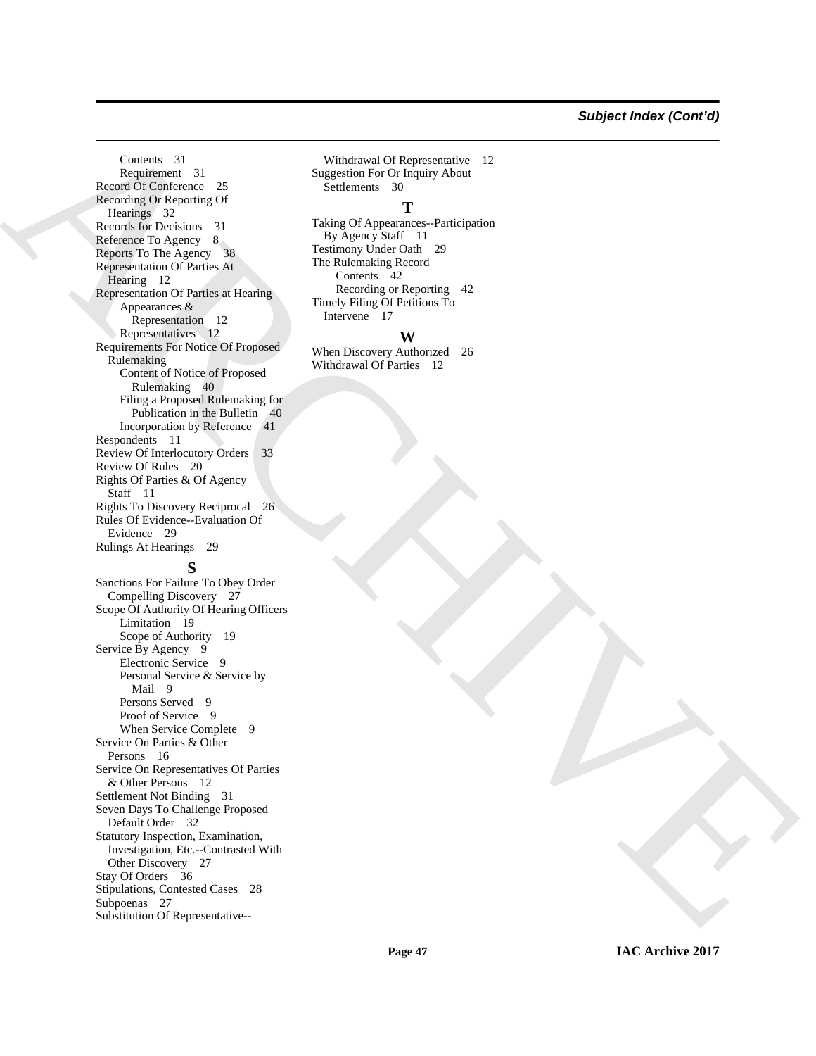Contents 31
Requirement 31
Record Of Conference 25
Recording Or Reporting Of Hearings 32
Records for Decisions 31
Reference To Agency 8
Reports To The Agency 38
Representation Of Parties At Hearing 12
Representation Of Parties at Hearing
Appearances & Representation 12
Representatives 12
Requirements For Notice Of Proposed Rulemaking
Content of Notice of Proposed Rulemaking 40
Filing a Proposed Rulemaking for Publication in the Bulletin 40
Incorporation by Reference 41
Respondents 11
Review Of Interlocutory Orders 33
Review Of Rules 20
Rights Of Parties & Of Agency Staff 11
Rights To Discovery Reciprocal 26
Rules Of Evidence--Evaluation Of Evidence 29
Rulings At Hearings 29

## S

Sanctions For Failure To Obey Order Compelling Discovery 27
Scope Of Authority Of Hearing Officers
Limitation 19
Scope of Authority 19
Service By Agency 9
Electronic Service 9
Personal Service & Service by Mail 9
Persons Served 9
Proof of Service 9
When Service Complete 9
Service On Parties & Other Persons 16
Service On Representatives Of Parties & Other Persons 12
Settlement Not Binding 31
Seven Days To Challenge Proposed Default Order 32
Statutory Inspection, Examination, Investigation, Etc.--Contrasted With Other Discovery 27
Stay Of Orders 36
Stipulations, Contested Cases 28
Subpoenas 27
Substitution Of Representative--
Withdrawal Of Representative 12
Suggestion For Or Inquiry About Settlements 30

## T

Taking Of Appearances--Participation By Agency Staff 11
Testimony Under Oath 29
The Rulemaking Record
Contents 42
Recording or Reporting 42
Timely Filing Of Petitions To Intervene 17

## W

When Discovery Authorized 26
Withdrawal Of Parties 12